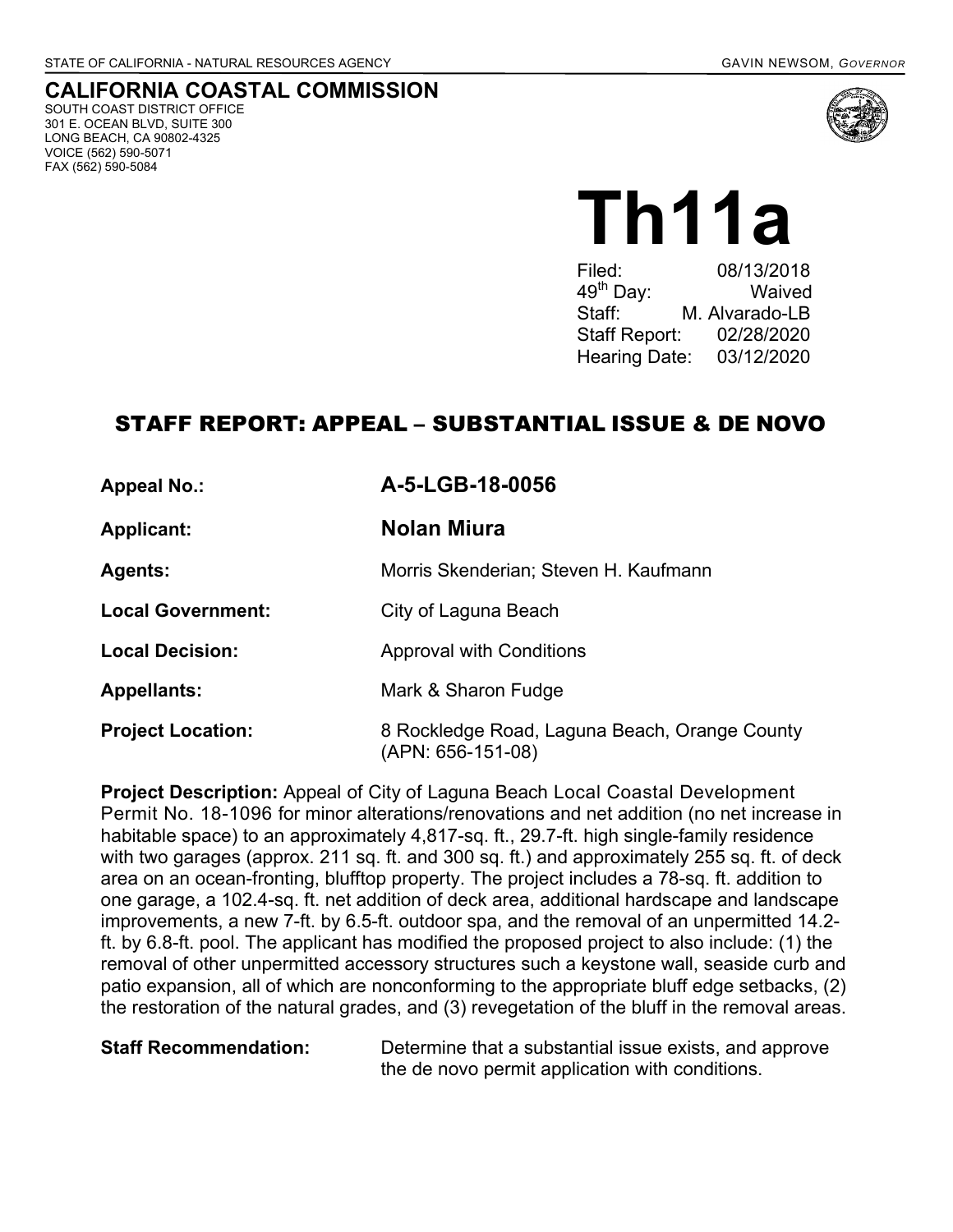STATE OF CALIFORNIA - NATURAL RESOURCES AGENCY GAVIN NEWSOM, *GOVERNOR*

# CALIFORNIA COASTAL COMMISSION

SOUTH COAST DISTRICT OFFICE
301 E. OCEAN BLVD, SUITE 300
LONG BEACH, CA 90802-4325
VOICE (562) 590-5071
FAX (562) 590-5084

# Th11a

Filed: 08/13/2018
49th Day: Waived
Staff: M. Alvarado-LB
Staff Report: 02/28/2020
Hearing Date: 03/12/2020

## STAFF REPORT: APPEAL – SUBSTANTIAL ISSUE & DE NOVO

**Appeal No.:** **A-5-LGB-18-0056**

**Applicant:** **Nolan Miura**

**Agents:** Morris Skenderian; Steven H. Kaufmann

**Local Government:** City of Laguna Beach

**Local Decision:** Approval with Conditions

**Appellants:** Mark & Sharon Fudge

**Project Location:** 8 Rockledge Road, Laguna Beach, Orange County (APN: 656-151-08)

**Project Description:** Appeal of City of Laguna Beach Local Coastal Development Permit No. 18-1096 for minor alterations/renovations and net addition (no net increase in habitable space) to an approximately 4,817-sq. ft., 29.7-ft. high single-family residence with two garages (approx. 211 sq. ft. and 300 sq. ft.) and approximately 255 sq. ft. of deck area on an ocean-fronting, blufftop property. The project includes a 78-sq. ft. addition to one garage, a 102.4-sq. ft. net addition of deck area, additional hardscape and landscape improvements, a new 7-ft. by 6.5-ft. outdoor spa, and the removal of an unpermitted 14.2-ft. by 6.8-ft. pool. The applicant has modified the proposed project to also include: (1) the removal of other unpermitted accessory structures such a keystone wall, seaside curb and patio expansion, all of which are nonconforming to the appropriate bluff edge setbacks, (2) the restoration of the natural grades, and (3) revegetation of the bluff in the removal areas.

**Staff Recommendation:** Determine that a substantial issue exists, and approve the de novo permit application with conditions.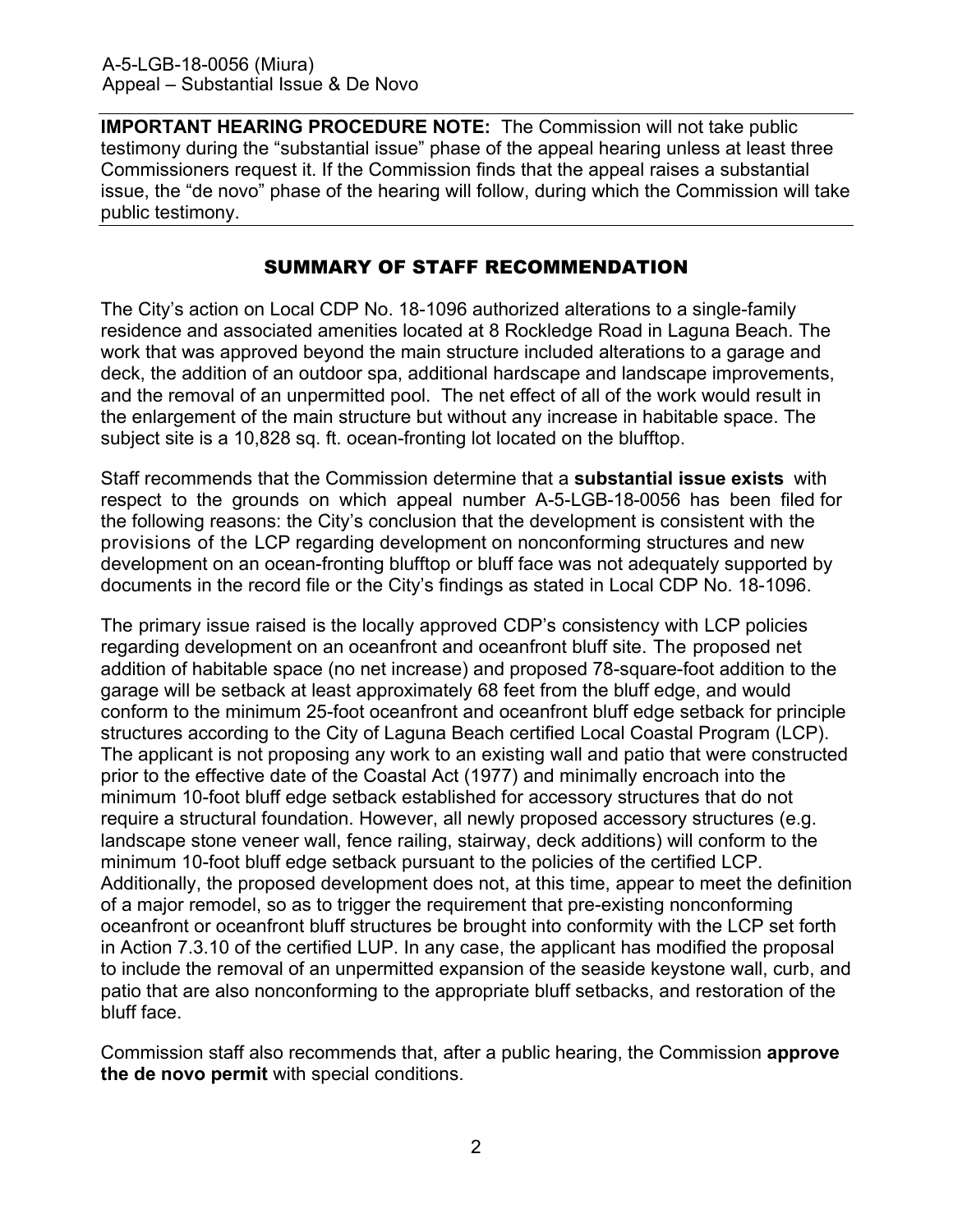**IMPORTANT HEARING PROCEDURE NOTE:** The Commission will not take public testimony during the "substantial issue" phase of the appeal hearing unless at least three Commissioners request it. If the Commission finds that the appeal raises a substantial issue, the "de novo" phase of the hearing will follow, during which the Commission will take public testimony.

## SUMMARY OF STAFF RECOMMENDATION

The City's action on Local CDP No. 18-1096 authorized alterations to a single-family residence and associated amenities located at 8 Rockledge Road in Laguna Beach. The work that was approved beyond the main structure included alterations to a garage and deck, the addition of an outdoor spa, additional hardscape and landscape improvements, and the removal of an unpermitted pool. The net effect of all of the work would result in the enlargement of the main structure but without any increase in habitable space. The subject site is a 10,828 sq. ft. ocean-fronting lot located on the blufftop.

Staff recommends that the Commission determine that a **substantial issue exists** with respect to the grounds on which appeal number A-5-LGB-18-0056 has been filed for the following reasons: the City's conclusion that the development is consistent with the provisions of the LCP regarding development on nonconforming structures and new development on an ocean-fronting blufftop or bluff face was not adequately supported by documents in the record file or the City's findings as stated in Local CDP No. 18-1096.

The primary issue raised is the locally approved CDP's consistency with LCP policies regarding development on an oceanfront and oceanfront bluff site. The proposed net addition of habitable space (no net increase) and proposed 78-square-foot addition to the garage will be setback at least approximately 68 feet from the bluff edge, and would conform to the minimum 25-foot oceanfront and oceanfront bluff edge setback for principle structures according to the City of Laguna Beach certified Local Coastal Program (LCP). The applicant is not proposing any work to an existing wall and patio that were constructed prior to the effective date of the Coastal Act (1977) and minimally encroach into the minimum 10-foot bluff edge setback established for accessory structures that do not require a structural foundation. However, all newly proposed accessory structures (e.g. landscape stone veneer wall, fence railing, stairway, deck additions) will conform to the minimum 10-foot bluff edge setback pursuant to the policies of the certified LCP. Additionally, the proposed development does not, at this time, appear to meet the definition of a major remodel, so as to trigger the requirement that pre-existing nonconforming oceanfront or oceanfront bluff structures be brought into conformity with the LCP set forth in Action 7.3.10 of the certified LUP. In any case, the applicant has modified the proposal to include the removal of an unpermitted expansion of the seaside keystone wall, curb, and patio that are also nonconforming to the appropriate bluff setbacks, and restoration of the bluff face.

Commission staff also recommends that, after a public hearing, the Commission **approve the de novo permit** with special conditions.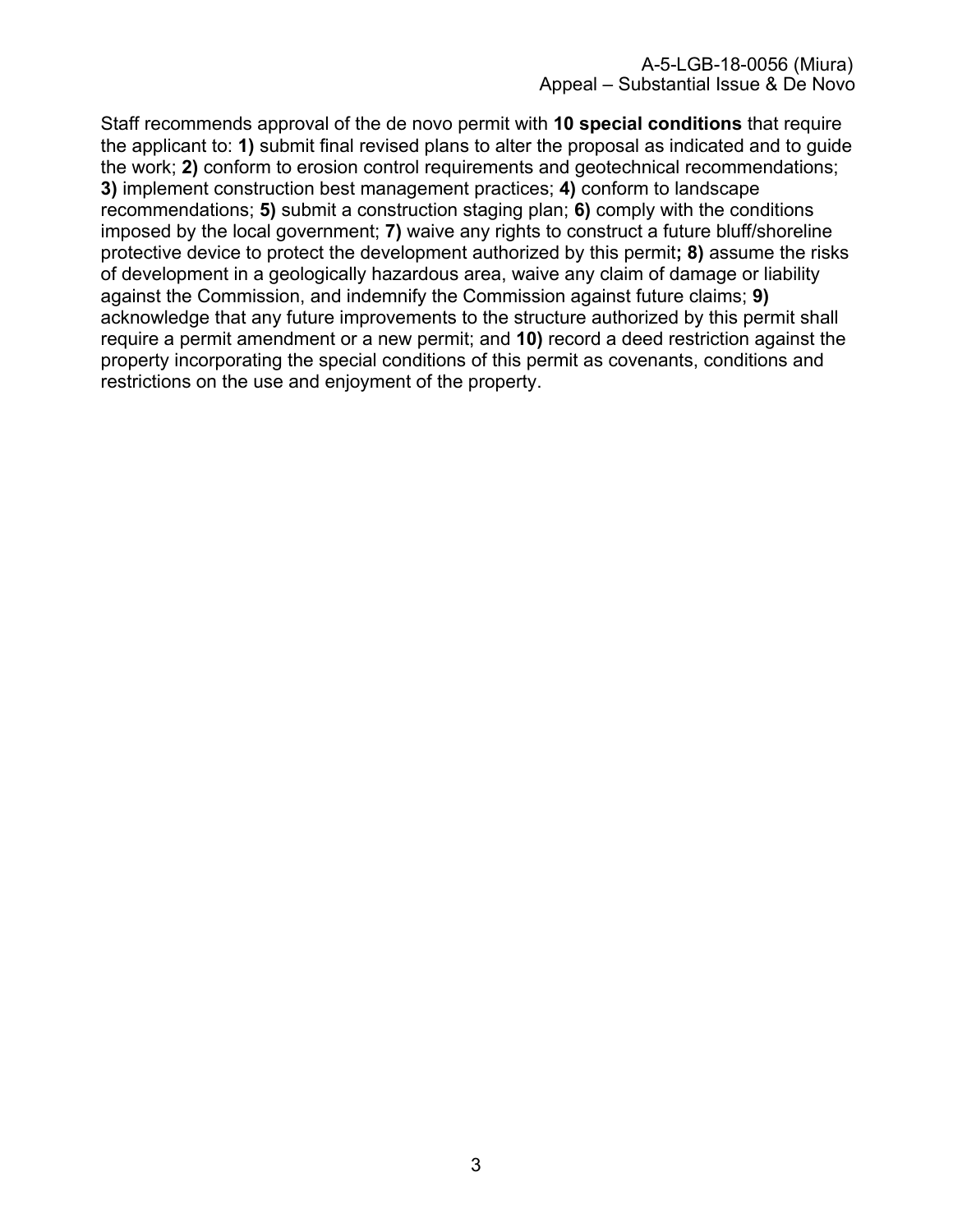Staff recommends approval of the de novo permit with **10 special conditions** that require the applicant to: **1)** submit final revised plans to alter the proposal as indicated and to guide the work; **2)** conform to erosion control requirements and geotechnical recommendations; **3)** implement construction best management practices; **4)** conform to landscape recommendations; **5)** submit a construction staging plan; **6)** comply with the conditions imposed by the local government; **7)** waive any rights to construct a future bluff/shoreline protective device to protect the development authorized by this permit**; 8)** assume the risks of development in a geologically hazardous area, waive any claim of damage or liability against the Commission, and indemnify the Commission against future claims; **9)** acknowledge that any future improvements to the structure authorized by this permit shall require a permit amendment or a new permit; and **10)** record a deed restriction against the property incorporating the special conditions of this permit as covenants, conditions and restrictions on the use and enjoyment of the property.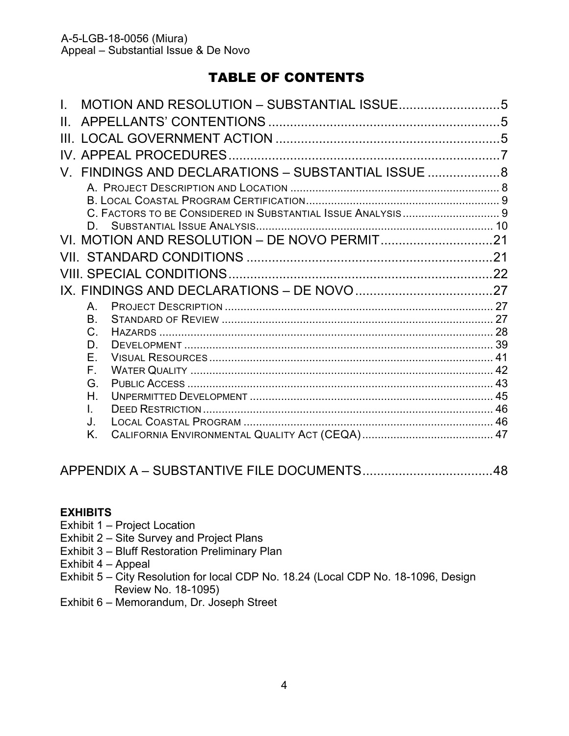# TABLE OF CONTENTS

I. MOTION AND RESOLUTION – SUBSTANTIAL ISSUE ............................ 5
II. APPELLANTS' CONTENTIONS ................................................................ 5
III. LOCAL GOVERNMENT ACTION .............................................................. 5
IV. APPEAL PROCEDURES ............................................................................ 7
V. FINDINGS AND DECLARATIONS – SUBSTANTIAL ISSUE .................... 8
  A. PROJECT DESCRIPTION AND LOCATION ................................................ 8
  B. LOCAL COASTAL PROGRAM CERTIFICATION ........................................... 9
  C. FACTORS TO BE CONSIDERED IN SUBSTANTIAL ISSUE ANALYSIS ............... 9
  D. SUBSTANTIAL ISSUE ANALYSIS ............................................................ 10
VI. MOTION AND RESOLUTION – DE NOVO PERMIT ............................... 21
VII. STANDARD CONDITIONS ...................................................................... 21
VIII. SPECIAL CONDITIONS ......................................................................... 22
IX. FINDINGS AND DECLARATIONS – DE NOVO ....................................... 27
  A. PROJECT DESCRIPTION ..................................................................... 27
  B. STANDARD OF REVIEW ...................................................................... 27
  C. HAZARDS .......................................................................................... 28
  D. DEVELOPMENT .................................................................................. 39
  E. VISUAL RESOURCES ........................................................................... 41
  F. WATER QUALITY ................................................................................ 42
  G. PUBLIC ACCESS ................................................................................. 43
  H. UNPERMITTED DEVELOPMENT ............................................................. 45
  I. DEED RESTRICTION ............................................................................ 46
  J. LOCAL COASTAL PROGRAM ................................................................ 46
  K. CALIFORNIA ENVIRONMENTAL QUALITY ACT (CEQA) .......................... 47

APPENDIX A – SUBSTANTIVE FILE DOCUMENTS .................................... 48

**EXHIBITS**

Exhibit 1 – Project Location
Exhibit 2 – Site Survey and Project Plans
Exhibit 3 – Bluff Restoration Preliminary Plan
Exhibit 4 – Appeal
Exhibit 5 – City Resolution for local CDP No. 18.24 (Local CDP No. 18-1096, Design Review No. 18-1095)
Exhibit 6 – Memorandum, Dr. Joseph Street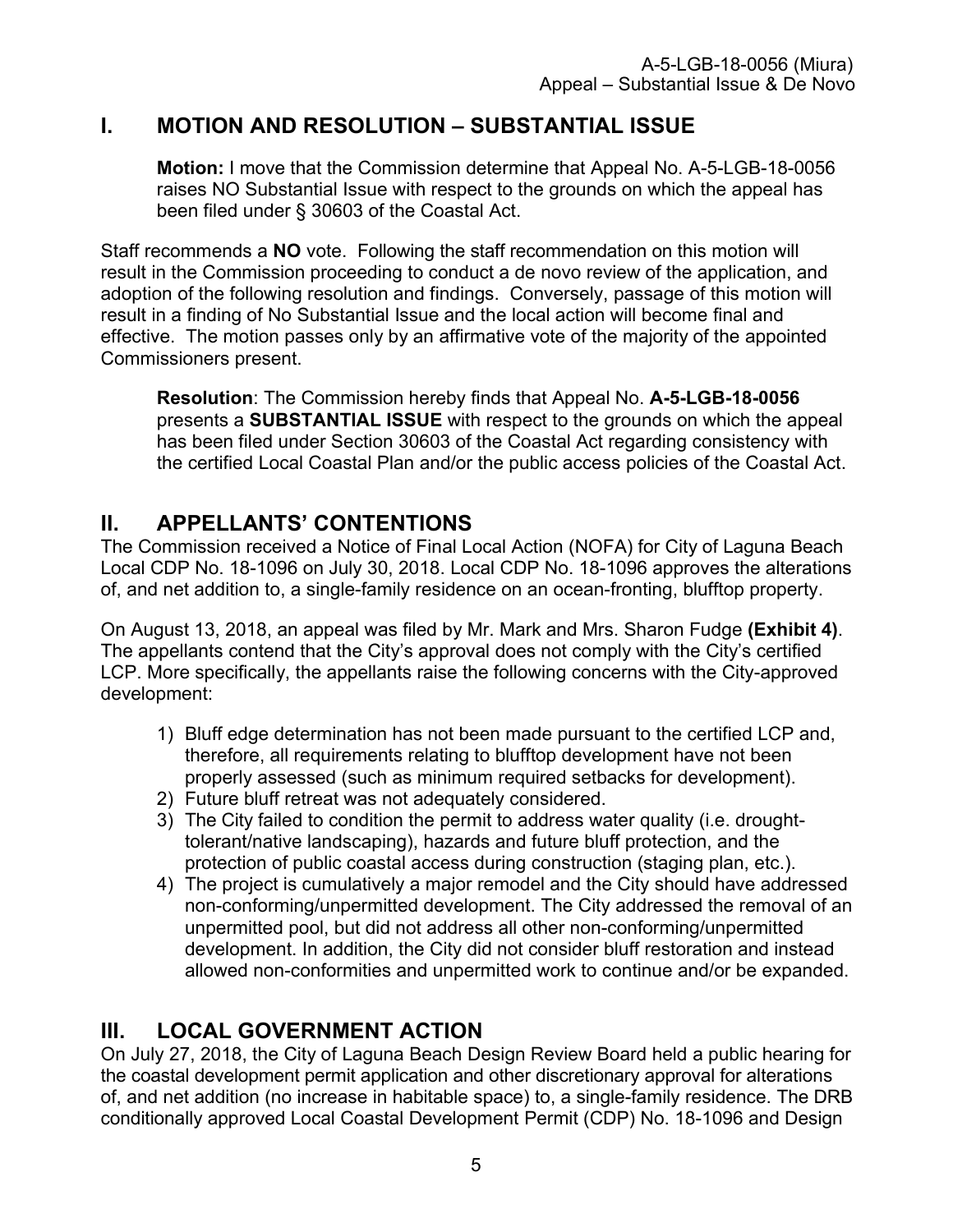## I. MOTION AND RESOLUTION – SUBSTANTIAL ISSUE

**Motion:** I move that the Commission determine that Appeal No. A-5-LGB-18-0056 raises NO Substantial Issue with respect to the grounds on which the appeal has been filed under § 30603 of the Coastal Act.

Staff recommends a **NO** vote. Following the staff recommendation on this motion will result in the Commission proceeding to conduct a de novo review of the application, and adoption of the following resolution and findings. Conversely, passage of this motion will result in a finding of No Substantial Issue and the local action will become final and effective. The motion passes only by an affirmative vote of the majority of the appointed Commissioners present.

**Resolution**: The Commission hereby finds that Appeal No. **A-5-LGB-18-0056** presents a **SUBSTANTIAL ISSUE** with respect to the grounds on which the appeal has been filed under Section 30603 of the Coastal Act regarding consistency with the certified Local Coastal Plan and/or the public access policies of the Coastal Act.

## II. APPELLANTS' CONTENTIONS

The Commission received a Notice of Final Local Action (NOFA) for City of Laguna Beach Local CDP No. 18-1096 on July 30, 2018. Local CDP No. 18-1096 approves the alterations of, and net addition to, a single-family residence on an ocean-fronting, blufftop property.

On August 13, 2018, an appeal was filed by Mr. Mark and Mrs. Sharon Fudge **(Exhibit 4)**. The appellants contend that the City's approval does not comply with the City's certified LCP. More specifically, the appellants raise the following concerns with the City-approved development:

1) Bluff edge determination has not been made pursuant to the certified LCP and, therefore, all requirements relating to blufftop development have not been properly assessed (such as minimum required setbacks for development).
2) Future bluff retreat was not adequately considered.
3) The City failed to condition the permit to address water quality (i.e. drought-tolerant/native landscaping), hazards and future bluff protection, and the protection of public coastal access during construction (staging plan, etc.).
4) The project is cumulatively a major remodel and the City should have addressed non-conforming/unpermitted development. The City addressed the removal of an unpermitted pool, but did not address all other non-conforming/unpermitted development. In addition, the City did not consider bluff restoration and instead allowed non-conformities and unpermitted work to continue and/or be expanded.

## III. LOCAL GOVERNMENT ACTION

On July 27, 2018, the City of Laguna Beach Design Review Board held a public hearing for the coastal development permit application and other discretionary approval for alterations of, and net addition (no increase in habitable space) to, a single-family residence. The DRB conditionally approved Local Coastal Development Permit (CDP) No. 18-1096 and Design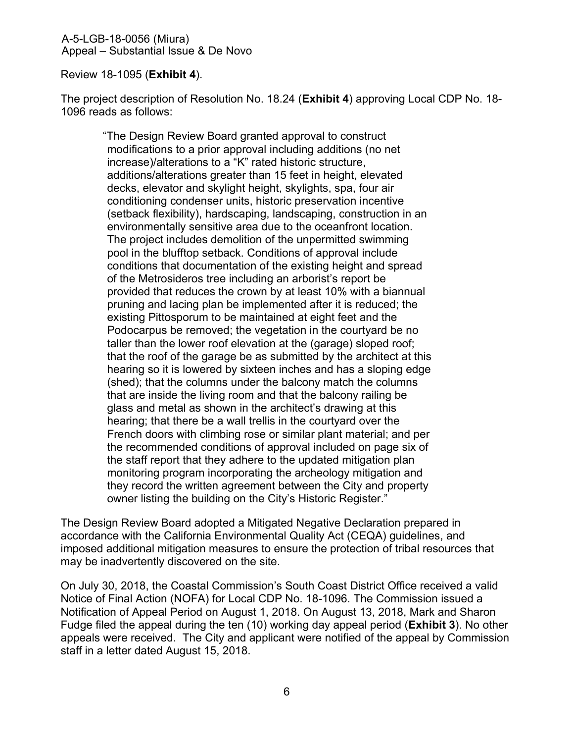Review 18-1095 (**Exhibit 4**).

The project description of Resolution No. 18.24 (**Exhibit 4**) approving Local CDP No. 18-1096 reads as follows:

> "The Design Review Board granted approval to construct modifications to a prior approval including additions (no net increase)/alterations to a "K" rated historic structure, additions/alterations greater than 15 feet in height, elevated decks, elevator and skylight height, skylights, spa, four air conditioning condenser units, historic preservation incentive (setback flexibility), hardscaping, landscaping, construction in an environmentally sensitive area due to the oceanfront location. The project includes demolition of the unpermitted swimming pool in the blufftop setback. Conditions of approval include conditions that documentation of the existing height and spread of the Metrosideros tree including an arborist's report be provided that reduces the crown by at least 10% with a biannual pruning and lacing plan be implemented after it is reduced; the existing Pittosporum to be maintained at eight feet and the Podocarpus be removed; the vegetation in the courtyard be no taller than the lower roof elevation at the (garage) sloped roof; that the roof of the garage be as submitted by the architect at this hearing so it is lowered by sixteen inches and has a sloping edge (shed); that the columns under the balcony match the columns that are inside the living room and that the balcony railing be glass and metal as shown in the architect's drawing at this hearing; that there be a wall trellis in the courtyard over the French doors with climbing rose or similar plant material; and per the recommended conditions of approval included on page six of the staff report that they adhere to the updated mitigation plan monitoring program incorporating the archeology mitigation and they record the written agreement between the City and property owner listing the building on the City's Historic Register."

The Design Review Board adopted a Mitigated Negative Declaration prepared in accordance with the California Environmental Quality Act (CEQA) guidelines, and imposed additional mitigation measures to ensure the protection of tribal resources that may be inadvertently discovered on the site.

On July 30, 2018, the Coastal Commission's South Coast District Office received a valid Notice of Final Action (NOFA) for Local CDP No. 18-1096. The Commission issued a Notification of Appeal Period on August 1, 2018. On August 13, 2018, Mark and Sharon Fudge filed the appeal during the ten (10) working day appeal period (**Exhibit 3**). No other appeals were received. The City and applicant were notified of the appeal by Commission staff in a letter dated August 15, 2018.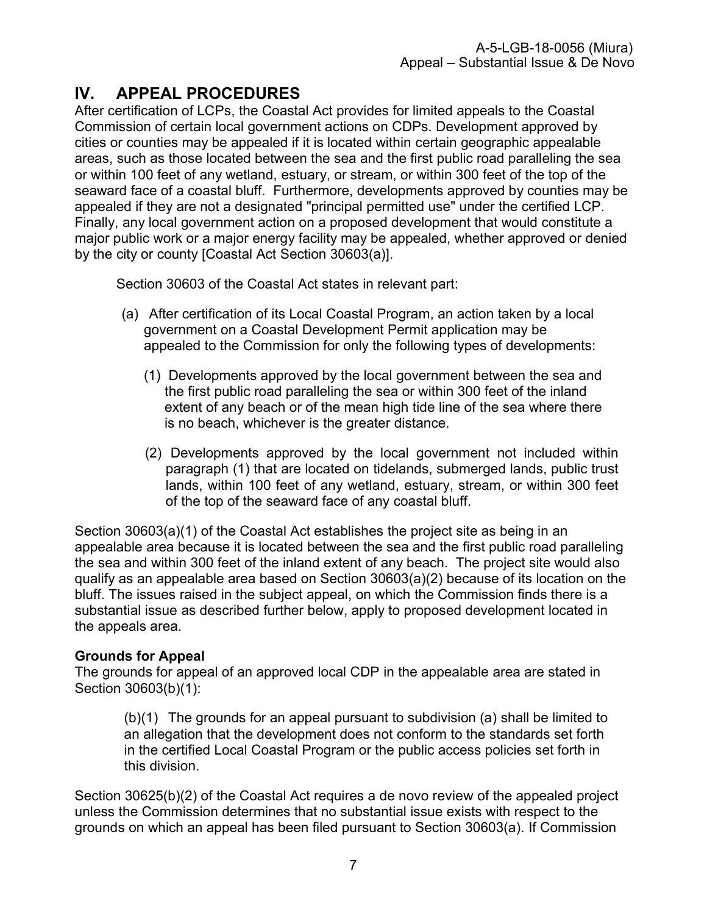## IV. APPEAL PROCEDURES

After certification of LCPs, the Coastal Act provides for limited appeals to the Coastal Commission of certain local government actions on CDPs. Development approved by cities or counties may be appealed if it is located within certain geographic appealable areas, such as those located between the sea and the first public road paralleling the sea or within 100 feet of any wetland, estuary, or stream, or within 300 feet of the top of the seaward face of a coastal bluff. Furthermore, developments approved by counties may be appealed if they are not a designated "principal permitted use" under the certified LCP. Finally, any local government action on a proposed development that would constitute a major public work or a major energy facility may be appealed, whether approved or denied by the city or county [Coastal Act Section 30603(a)].

Section 30603 of the Coastal Act states in relevant part:

> (a) After certification of its Local Coastal Program, an action taken by a local government on a Coastal Development Permit application may be appealed to the Commission for only the following types of developments:
>
> (1) Developments approved by the local government between the sea and the first public road paralleling the sea or within 300 feet of the inland extent of any beach or of the mean high tide line of the sea where there is no beach, whichever is the greater distance.
>
> (2) Developments approved by the local government not included within paragraph (1) that are located on tidelands, submerged lands, public trust lands, within 100 feet of any wetland, estuary, stream, or within 300 feet of the top of the seaward face of any coastal bluff.

Section 30603(a)(1) of the Coastal Act establishes the project site as being in an appealable area because it is located between the sea and the first public road paralleling the sea and within 300 feet of the inland extent of any beach. The project site would also qualify as an appealable area based on Section 30603(a)(2) because of its location on the bluff. The issues raised in the subject appeal, on which the Commission finds there is a substantial issue as described further below, apply to proposed development located in the appeals area.

**Grounds for Appeal**

The grounds for appeal of an approved local CDP in the appealable area are stated in Section 30603(b)(1):

> (b)(1) The grounds for an appeal pursuant to subdivision (a) shall be limited to an allegation that the development does not conform to the standards set forth in the certified Local Coastal Program or the public access policies set forth in this division.

Section 30625(b)(2) of the Coastal Act requires a de novo review of the appealed project unless the Commission determines that no substantial issue exists with respect to the grounds on which an appeal has been filed pursuant to Section 30603(a). If Commission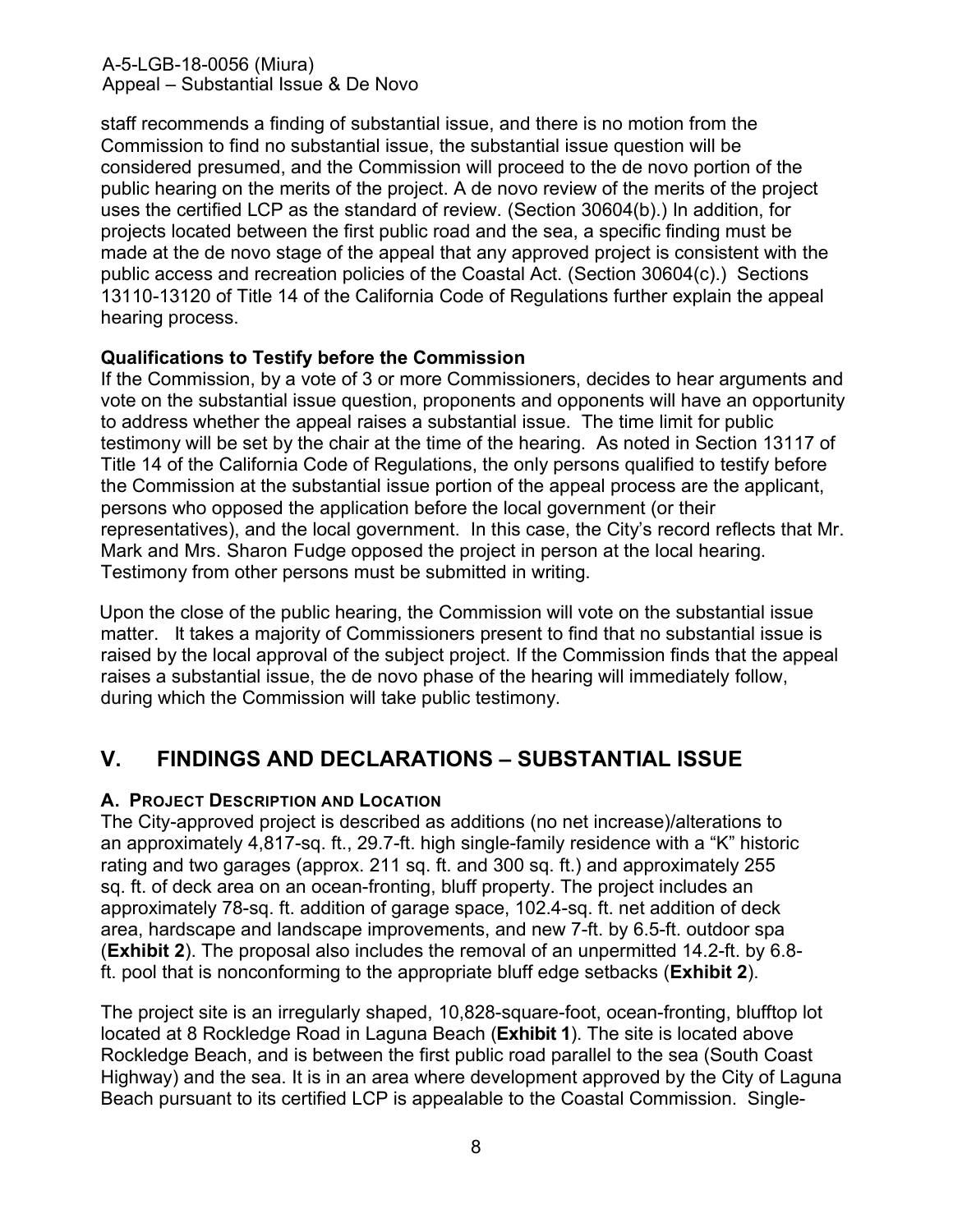staff recommends a finding of substantial issue, and there is no motion from the Commission to find no substantial issue, the substantial issue question will be considered presumed, and the Commission will proceed to the de novo portion of the public hearing on the merits of the project. A de novo review of the merits of the project uses the certified LCP as the standard of review. (Section 30604(b).) In addition, for projects located between the first public road and the sea, a specific finding must be made at the de novo stage of the appeal that any approved project is consistent with the public access and recreation policies of the Coastal Act. (Section 30604(c).) Sections 13110-13120 of Title 14 of the California Code of Regulations further explain the appeal hearing process.

**Qualifications to Testify before the Commission**

If the Commission, by a vote of 3 or more Commissioners, decides to hear arguments and vote on the substantial issue question, proponents and opponents will have an opportunity to address whether the appeal raises a substantial issue. The time limit for public testimony will be set by the chair at the time of the hearing. As noted in Section 13117 of Title 14 of the California Code of Regulations, the only persons qualified to testify before the Commission at the substantial issue portion of the appeal process are the applicant, persons who opposed the application before the local government (or their representatives), and the local government. In this case, the City's record reflects that Mr. Mark and Mrs. Sharon Fudge opposed the project in person at the local hearing. Testimony from other persons must be submitted in writing.

Upon the close of the public hearing, the Commission will vote on the substantial issue matter. It takes a majority of Commissioners present to find that no substantial issue is raised by the local approval of the subject project. If the Commission finds that the appeal raises a substantial issue, the de novo phase of the hearing will immediately follow, during which the Commission will take public testimony.

## V. FINDINGS AND DECLARATIONS – SUBSTANTIAL ISSUE

### A. Project Description and Location

The City-approved project is described as additions (no net increase)/alterations to an approximately 4,817-sq. ft., 29.7-ft. high single-family residence with a "K" historic rating and two garages (approx. 211 sq. ft. and 300 sq. ft.) and approximately 255 sq. ft. of deck area on an ocean-fronting, bluff property. The project includes an approximately 78-sq. ft. addition of garage space, 102.4-sq. ft. net addition of deck area, hardscape and landscape improvements, and new 7-ft. by 6.5-ft. outdoor spa (**Exhibit 2**). The proposal also includes the removal of an unpermitted 14.2-ft. by 6.8-ft. pool that is nonconforming to the appropriate bluff edge setbacks (**Exhibit 2**).

The project site is an irregularly shaped, 10,828-square-foot, ocean-fronting, blufftop lot located at 8 Rockledge Road in Laguna Beach (**Exhibit 1**). The site is located above Rockledge Beach, and is between the first public road parallel to the sea (South Coast Highway) and the sea. It is in an area where development approved by the City of Laguna Beach pursuant to its certified LCP is appealable to the Coastal Commission. Single-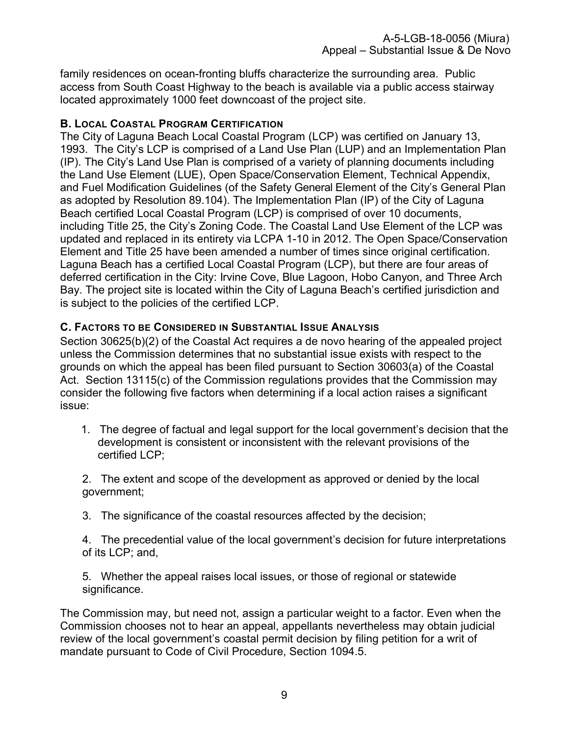family residences on ocean-fronting bluffs characterize the surrounding area. Public access from South Coast Highway to the beach is available via a public access stairway located approximately 1000 feet downcoast of the project site.

### B. Local Coastal Program Certification

The City of Laguna Beach Local Coastal Program (LCP) was certified on January 13, 1993. The City's LCP is comprised of a Land Use Plan (LUP) and an Implementation Plan (IP). The City's Land Use Plan is comprised of a variety of planning documents including the Land Use Element (LUE), Open Space/Conservation Element, Technical Appendix, and Fuel Modification Guidelines (of the Safety General Element of the City's General Plan as adopted by Resolution 89.104). The Implementation Plan (IP) of the City of Laguna Beach certified Local Coastal Program (LCP) is comprised of over 10 documents, including Title 25, the City's Zoning Code. The Coastal Land Use Element of the LCP was updated and replaced in its entirety via LCPA 1-10 in 2012. The Open Space/Conservation Element and Title 25 have been amended a number of times since original certification. Laguna Beach has a certified Local Coastal Program (LCP), but there are four areas of deferred certification in the City: Irvine Cove, Blue Lagoon, Hobo Canyon, and Three Arch Bay. The project site is located within the City of Laguna Beach's certified jurisdiction and is subject to the policies of the certified LCP.

### C. Factors to be Considered in Substantial Issue Analysis

Section 30625(b)(2) of the Coastal Act requires a de novo hearing of the appealed project unless the Commission determines that no substantial issue exists with respect to the grounds on which the appeal has been filed pursuant to Section 30603(a) of the Coastal Act. Section 13115(c) of the Commission regulations provides that the Commission may consider the following five factors when determining if a local action raises a significant issue:

1. The degree of factual and legal support for the local government's decision that the development is consistent or inconsistent with the relevant provisions of the certified LCP;
2. The extent and scope of the development as approved or denied by the local government;
3. The significance of the coastal resources affected by the decision;
4. The precedential value of the local government's decision for future interpretations of its LCP; and,
5. Whether the appeal raises local issues, or those of regional or statewide significance.

The Commission may, but need not, assign a particular weight to a factor. Even when the Commission chooses not to hear an appeal, appellants nevertheless may obtain judicial review of the local government's coastal permit decision by filing petition for a writ of mandate pursuant to Code of Civil Procedure, Section 1094.5.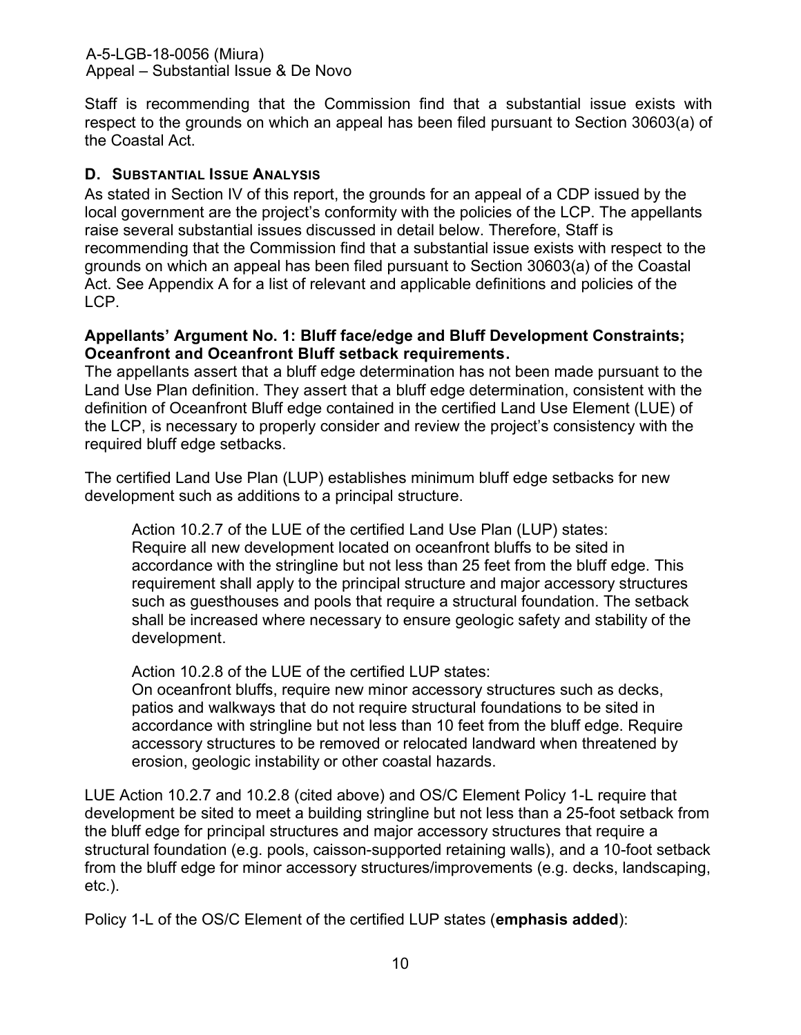Staff is recommending that the Commission find that a substantial issue exists with respect to the grounds on which an appeal has been filed pursuant to Section 30603(a) of the Coastal Act.

## D. Substantial Issue Analysis

As stated in Section IV of this report, the grounds for an appeal of a CDP issued by the local government are the project's conformity with the policies of the LCP. The appellants raise several substantial issues discussed in detail below. Therefore, Staff is recommending that the Commission find that a substantial issue exists with respect to the grounds on which an appeal has been filed pursuant to Section 30603(a) of the Coastal Act. See Appendix A for a list of relevant and applicable definitions and policies of the LCP.

**Appellants' Argument No. 1: Bluff face/edge and Bluff Development Constraints; Oceanfront and Oceanfront Bluff setback requirements.**

The appellants assert that a bluff edge determination has not been made pursuant to the Land Use Plan definition. They assert that a bluff edge determination, consistent with the definition of Oceanfront Bluff edge contained in the certified Land Use Element (LUE) of the LCP, is necessary to properly consider and review the project's consistency with the required bluff edge setbacks.

The certified Land Use Plan (LUP) establishes minimum bluff edge setbacks for new development such as additions to a principal structure.

> Action 10.2.7 of the LUE of the certified Land Use Plan (LUP) states:
> Require all new development located on oceanfront bluffs to be sited in accordance with the stringline but not less than 25 feet from the bluff edge. This requirement shall apply to the principal structure and major accessory structures such as guesthouses and pools that require a structural foundation. The setback shall be increased where necessary to ensure geologic safety and stability of the development.
>
> Action 10.2.8 of the LUE of the certified LUP states:
> On oceanfront bluffs, require new minor accessory structures such as decks, patios and walkways that do not require structural foundations to be sited in accordance with stringline but not less than 10 feet from the bluff edge. Require accessory structures to be removed or relocated landward when threatened by erosion, geologic instability or other coastal hazards.

LUE Action 10.2.7 and 10.2.8 (cited above) and OS/C Element Policy 1-L require that development be sited to meet a building stringline but not less than a 25-foot setback from the bluff edge for principal structures and major accessory structures that require a structural foundation (e.g. pools, caisson-supported retaining walls), and a 10-foot setback from the bluff edge for minor accessory structures/improvements (e.g. decks, landscaping, etc.).

Policy 1-L of the OS/C Element of the certified LUP states (**emphasis added**):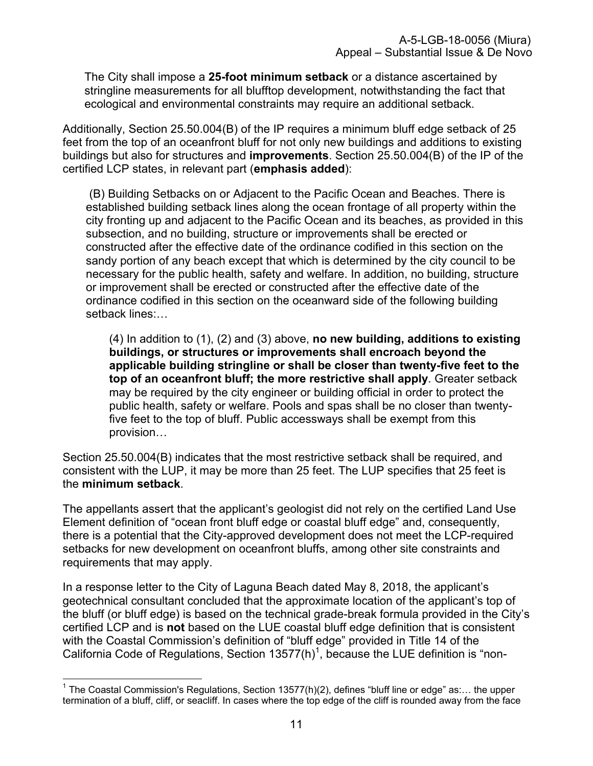> The City shall impose a **25-foot minimum setback** or a distance ascertained by stringline measurements for all blufftop development, notwithstanding the fact that ecological and environmental constraints may require an additional setback.

Additionally, Section 25.50.004(B) of the IP requires a minimum bluff edge setback of 25 feet from the top of an oceanfront bluff for not only new buildings and additions to existing buildings but also for structures and **improvements**. Section 25.50.004(B) of the IP of the certified LCP states, in relevant part (**emphasis added**):

> (B) Building Setbacks on or Adjacent to the Pacific Ocean and Beaches. There is established building setback lines along the ocean frontage of all property within the city fronting up and adjacent to the Pacific Ocean and its beaches, as provided in this subsection, and no building, structure or improvements shall be erected or constructed after the effective date of the ordinance codified in this section on the sandy portion of any beach except that which is determined by the city council to be necessary for the public health, safety and welfare. In addition, no building, structure or improvement shall be erected or constructed after the effective date of the ordinance codified in this section on the oceanward side of the following building setback lines:…
>
> > (4) In addition to (1), (2) and (3) above, **no new building, additions to existing buildings, or structures or improvements shall encroach beyond the applicable building stringline or shall be closer than twenty-five feet to the top of an oceanfront bluff; the more restrictive shall apply**. Greater setback may be required by the city engineer or building official in order to protect the public health, safety or welfare. Pools and spas shall be no closer than twenty-five feet to the top of bluff. Public accessways shall be exempt from this provision…

Section 25.50.004(B) indicates that the most restrictive setback shall be required, and consistent with the LUP, it may be more than 25 feet. The LUP specifies that 25 feet is the **minimum setback**.

The appellants assert that the applicant's geologist did not rely on the certified Land Use Element definition of "ocean front bluff edge or coastal bluff edge" and, consequently, there is a potential that the City-approved development does not meet the LCP-required setbacks for new development on oceanfront bluffs, among other site constraints and requirements that may apply.

In a response letter to the City of Laguna Beach dated May 8, 2018, the applicant's geotechnical consultant concluded that the approximate location of the applicant's top of the bluff (or bluff edge) is based on the technical grade-break formula provided in the City's certified LCP and is **not** based on the LUE coastal bluff edge definition that is consistent with the Coastal Commission's definition of "bluff edge" provided in Title 14 of the California Code of Regulations, Section 13577(h)[1], because the LUE definition is "non-

---

[1] The Coastal Commission's Regulations, Section 13577(h)(2), defines "bluff line or edge" as:… the upper termination of a bluff, cliff, or seacliff. In cases where the top edge of the cliff is rounded away from the face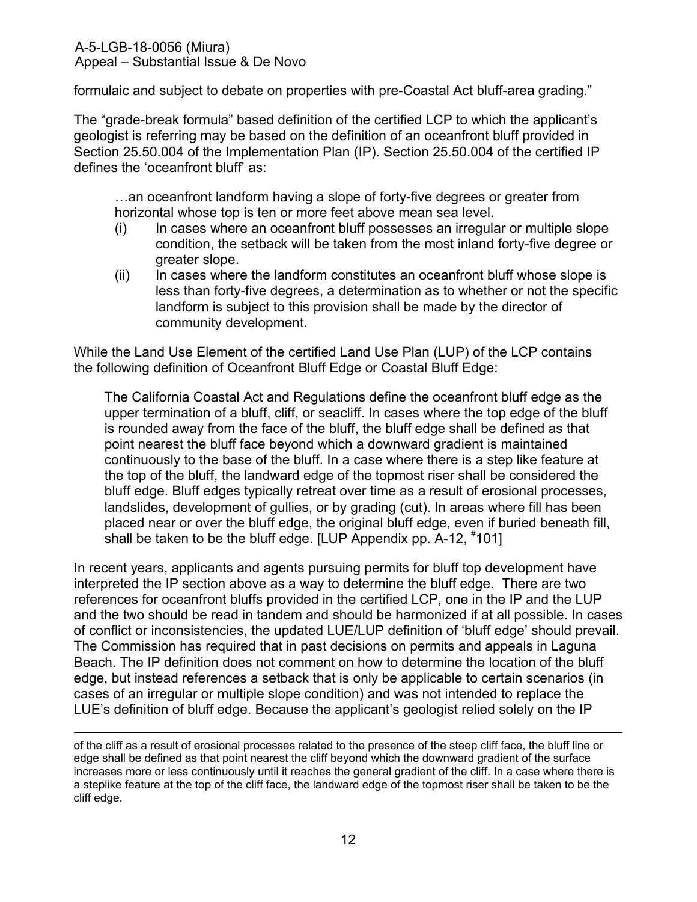formulaic and subject to debate on properties with pre-Coastal Act bluff-area grading."

The "grade-break formula" based definition of the certified LCP to which the applicant's geologist is referring may be based on the definition of an oceanfront bluff provided in Section 25.50.004 of the Implementation Plan (IP). Section 25.50.004 of the certified IP defines the 'oceanfront bluff' as:

> …an oceanfront landform having a slope of forty-five degrees or greater from horizontal whose top is ten or more feet above mean sea level.
>
> (i) In cases where an oceanfront bluff possesses an irregular or multiple slope condition, the setback will be taken from the most inland forty-five degree or greater slope.
>
> (ii) In cases where the landform constitutes an oceanfront bluff whose slope is less than forty-five degrees, a determination as to whether or not the specific landform is subject to this provision shall be made by the director of community development.

While the Land Use Element of the certified Land Use Plan (LUP) of the LCP contains the following definition of Oceanfront Bluff Edge or Coastal Bluff Edge:

> The California Coastal Act and Regulations define the oceanfront bluff edge as the upper termination of a bluff, cliff, or seacliff. In cases where the top edge of the bluff is rounded away from the face of the bluff, the bluff edge shall be defined as that point nearest the bluff face beyond which a downward gradient is maintained continuously to the base of the bluff. In a case where there is a step like feature at the top of the bluff, the landward edge of the topmost riser shall be considered the bluff edge. Bluff edges typically retreat over time as a result of erosional processes, landslides, development of gullies, or by grading (cut). In areas where fill has been placed near or over the bluff edge, the original bluff edge, even if buried beneath fill, shall be taken to be the bluff edge. [LUP Appendix pp. A-12, #101]

In recent years, applicants and agents pursuing permits for bluff top development have interpreted the IP section above as a way to determine the bluff edge. There are two references for oceanfront bluffs provided in the certified LCP, one in the IP and the LUP and the two should be read in tandem and should be harmonized if at all possible. In cases of conflict or inconsistencies, the updated LUE/LUP definition of 'bluff edge' should prevail. The Commission has required that in past decisions on permits and appeals in Laguna Beach. The IP definition does not comment on how to determine the location of the bluff edge, but instead references a setback that is only be applicable to certain scenarios (in cases of an irregular or multiple slope condition) and was not intended to replace the LUE's definition of bluff edge. Because the applicant's geologist relied solely on the IP

---

of the cliff as a result of erosional processes related to the presence of the steep cliff face, the bluff line or edge shall be defined as that point nearest the cliff beyond which the downward gradient of the surface increases more or less continuously until it reaches the general gradient of the cliff. In a case where there is a steplike feature at the top of the cliff face, the landward edge of the topmost riser shall be taken to be the cliff edge.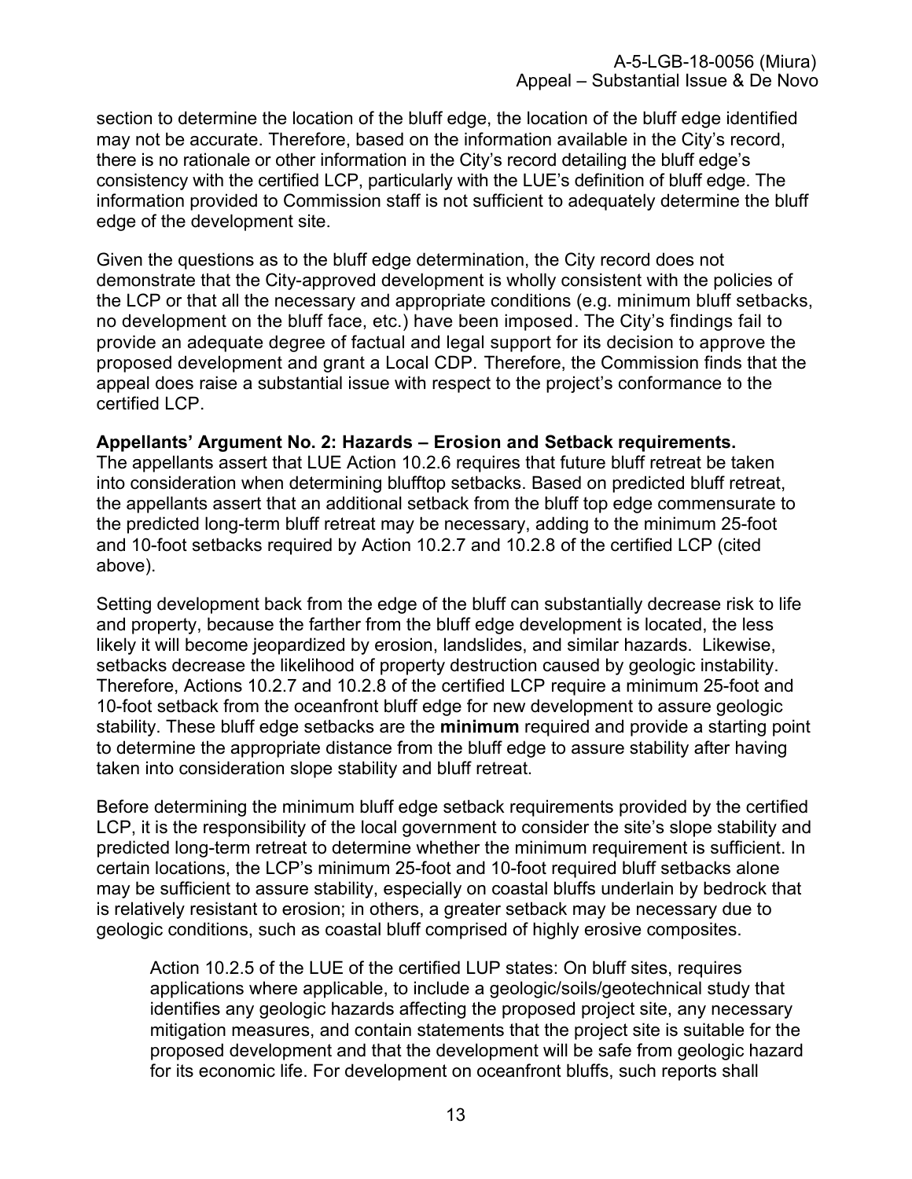section to determine the location of the bluff edge, the location of the bluff edge identified may not be accurate. Therefore, based on the information available in the City's record, there is no rationale or other information in the City's record detailing the bluff edge's consistency with the certified LCP, particularly with the LUE's definition of bluff edge. The information provided to Commission staff is not sufficient to adequately determine the bluff edge of the development site.

Given the questions as to the bluff edge determination, the City record does not demonstrate that the City-approved development is wholly consistent with the policies of the LCP or that all the necessary and appropriate conditions (e.g. minimum bluff setbacks, no development on the bluff face, etc.) have been imposed. The City's findings fail to provide an adequate degree of factual and legal support for its decision to approve the proposed development and grant a Local CDP. Therefore, the Commission finds that the appeal does raise a substantial issue with respect to the project's conformance to the certified LCP.

**Appellants' Argument No. 2: Hazards – Erosion and Setback requirements.**
The appellants assert that LUE Action 10.2.6 requires that future bluff retreat be taken into consideration when determining blufftop setbacks. Based on predicted bluff retreat, the appellants assert that an additional setback from the bluff top edge commensurate to the predicted long-term bluff retreat may be necessary, adding to the minimum 25-foot and 10-foot setbacks required by Action 10.2.7 and 10.2.8 of the certified LCP (cited above).

Setting development back from the edge of the bluff can substantially decrease risk to life and property, because the farther from the bluff edge development is located, the less likely it will become jeopardized by erosion, landslides, and similar hazards. Likewise, setbacks decrease the likelihood of property destruction caused by geologic instability. Therefore, Actions 10.2.7 and 10.2.8 of the certified LCP require a minimum 25-foot and 10-foot setback from the oceanfront bluff edge for new development to assure geologic stability. These bluff edge setbacks are the **minimum** required and provide a starting point to determine the appropriate distance from the bluff edge to assure stability after having taken into consideration slope stability and bluff retreat.

Before determining the minimum bluff edge setback requirements provided by the certified LCP, it is the responsibility of the local government to consider the site's slope stability and predicted long-term retreat to determine whether the minimum requirement is sufficient. In certain locations, the LCP's minimum 25-foot and 10-foot required bluff setbacks alone may be sufficient to assure stability, especially on coastal bluffs underlain by bedrock that is relatively resistant to erosion; in others, a greater setback may be necessary due to geologic conditions, such as coastal bluff comprised of highly erosive composites.

> Action 10.2.5 of the LUE of the certified LUP states: On bluff sites, requires applications where applicable, to include a geologic/soils/geotechnical study that identifies any geologic hazards affecting the proposed project site, any necessary mitigation measures, and contain statements that the project site is suitable for the proposed development and that the development will be safe from geologic hazard for its economic life. For development on oceanfront bluffs, such reports shall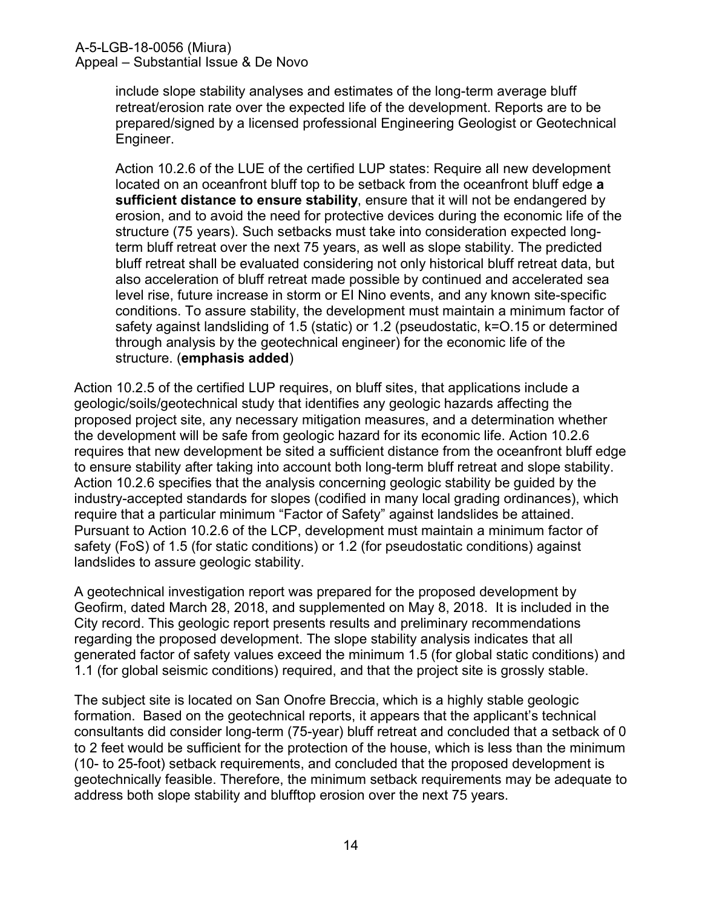include slope stability analyses and estimates of the long-term average bluff retreat/erosion rate over the expected life of the development. Reports are to be prepared/signed by a licensed professional Engineering Geologist or Geotechnical Engineer.

> Action 10.2.6 of the LUE of the certified LUP states: Require all new development located on an oceanfront bluff top to be setback from the oceanfront bluff edge **a sufficient distance to ensure stability**, ensure that it will not be endangered by erosion, and to avoid the need for protective devices during the economic life of the structure (75 years). Such setbacks must take into consideration expected long-term bluff retreat over the next 75 years, as well as slope stability. The predicted bluff retreat shall be evaluated considering not only historical bluff retreat data, but also acceleration of bluff retreat made possible by continued and accelerated sea level rise, future increase in storm or El Nino events, and any known site-specific conditions. To assure stability, the development must maintain a minimum factor of safety against landsliding of 1.5 (static) or 1.2 (pseudostatic, k=O.15 or determined through analysis by the geotechnical engineer) for the economic life of the structure. (**emphasis added**)

Action 10.2.5 of the certified LUP requires, on bluff sites, that applications include a geologic/soils/geotechnical study that identifies any geologic hazards affecting the proposed project site, any necessary mitigation measures, and a determination whether the development will be safe from geologic hazard for its economic life. Action 10.2.6 requires that new development be sited a sufficient distance from the oceanfront bluff edge to ensure stability after taking into account both long-term bluff retreat and slope stability. Action 10.2.6 specifies that the analysis concerning geologic stability be guided by the industry-accepted standards for slopes (codified in many local grading ordinances), which require that a particular minimum "Factor of Safety" against landslides be attained. Pursuant to Action 10.2.6 of the LCP, development must maintain a minimum factor of safety (FoS) of 1.5 (for static conditions) or 1.2 (for pseudostatic conditions) against landslides to assure geologic stability.

A geotechnical investigation report was prepared for the proposed development by Geofirm, dated March 28, 2018, and supplemented on May 8, 2018. It is included in the City record. This geologic report presents results and preliminary recommendations regarding the proposed development. The slope stability analysis indicates that all generated factor of safety values exceed the minimum 1.5 (for global static conditions) and 1.1 (for global seismic conditions) required, and that the project site is grossly stable.

The subject site is located on San Onofre Breccia, which is a highly stable geologic formation. Based on the geotechnical reports, it appears that the applicant's technical consultants did consider long-term (75-year) bluff retreat and concluded that a setback of 0 to 2 feet would be sufficient for the protection of the house, which is less than the minimum (10- to 25-foot) setback requirements, and concluded that the proposed development is geotechnically feasible. Therefore, the minimum setback requirements may be adequate to address both slope stability and blufftop erosion over the next 75 years.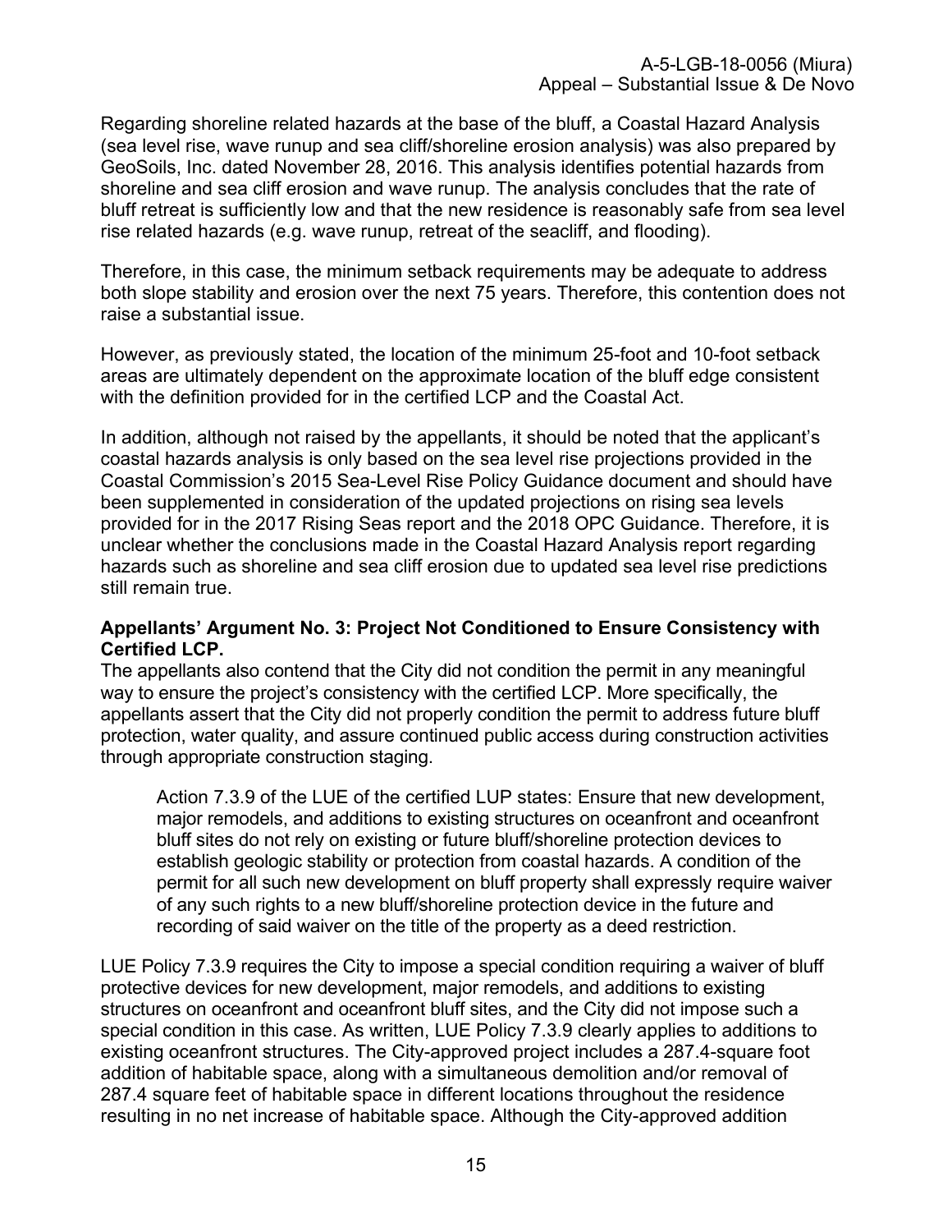Regarding shoreline related hazards at the base of the bluff, a Coastal Hazard Analysis (sea level rise, wave runup and sea cliff/shoreline erosion analysis) was also prepared by GeoSoils, Inc. dated November 28, 2016. This analysis identifies potential hazards from shoreline and sea cliff erosion and wave runup. The analysis concludes that the rate of bluff retreat is sufficiently low and that the new residence is reasonably safe from sea level rise related hazards (e.g. wave runup, retreat of the seacliff, and flooding).

Therefore, in this case, the minimum setback requirements may be adequate to address both slope stability and erosion over the next 75 years. Therefore, this contention does not raise a substantial issue.

However, as previously stated, the location of the minimum 25-foot and 10-foot setback areas are ultimately dependent on the approximate location of the bluff edge consistent with the definition provided for in the certified LCP and the Coastal Act.

In addition, although not raised by the appellants, it should be noted that the applicant's coastal hazards analysis is only based on the sea level rise projections provided in the Coastal Commission's 2015 Sea-Level Rise Policy Guidance document and should have been supplemented in consideration of the updated projections on rising sea levels provided for in the 2017 Rising Seas report and the 2018 OPC Guidance. Therefore, it is unclear whether the conclusions made in the Coastal Hazard Analysis report regarding hazards such as shoreline and sea cliff erosion due to updated sea level rise predictions still remain true.

**Appellants' Argument No. 3: Project Not Conditioned to Ensure Consistency with Certified LCP.**

The appellants also contend that the City did not condition the permit in any meaningful way to ensure the project's consistency with the certified LCP. More specifically, the appellants assert that the City did not properly condition the permit to address future bluff protection, water quality, and assure continued public access during construction activities through appropriate construction staging.

> Action 7.3.9 of the LUE of the certified LUP states: Ensure that new development, major remodels, and additions to existing structures on oceanfront and oceanfront bluff sites do not rely on existing or future bluff/shoreline protection devices to establish geologic stability or protection from coastal hazards. A condition of the permit for all such new development on bluff property shall expressly require waiver of any such rights to a new bluff/shoreline protection device in the future and recording of said waiver on the title of the property as a deed restriction.

LUE Policy 7.3.9 requires the City to impose a special condition requiring a waiver of bluff protective devices for new development, major remodels, and additions to existing structures on oceanfront and oceanfront bluff sites, and the City did not impose such a special condition in this case. As written, LUE Policy 7.3.9 clearly applies to additions to existing oceanfront structures. The City-approved project includes a 287.4-square foot addition of habitable space, along with a simultaneous demolition and/or removal of 287.4 square feet of habitable space in different locations throughout the residence resulting in no net increase of habitable space. Although the City-approved addition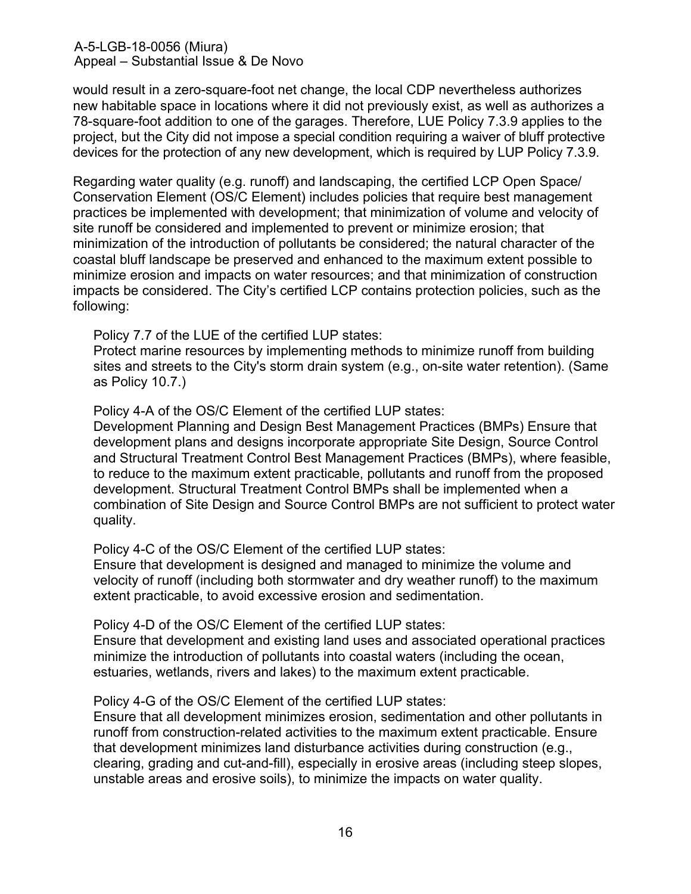would result in a zero-square-foot net change, the local CDP nevertheless authorizes new habitable space in locations where it did not previously exist, as well as authorizes a 78-square-foot addition to one of the garages. Therefore, LUE Policy 7.3.9 applies to the project, but the City did not impose a special condition requiring a waiver of bluff protective devices for the protection of any new development, which is required by LUP Policy 7.3.9.

Regarding water quality (e.g. runoff) and landscaping, the certified LCP Open Space/ Conservation Element (OS/C Element) includes policies that require best management practices be implemented with development; that minimization of volume and velocity of site runoff be considered and implemented to prevent or minimize erosion; that minimization of the introduction of pollutants be considered; the natural character of the coastal bluff landscape be preserved and enhanced to the maximum extent possible to minimize erosion and impacts on water resources; and that minimization of construction impacts be considered. The City's certified LCP contains protection policies, such as the following:

Policy 7.7 of the LUE of the certified LUP states:
Protect marine resources by implementing methods to minimize runoff from building sites and streets to the City's storm drain system (e.g., on-site water retention). (Same as Policy 10.7.)

Policy 4-A of the OS/C Element of the certified LUP states:
Development Planning and Design Best Management Practices (BMPs) Ensure that development plans and designs incorporate appropriate Site Design, Source Control and Structural Treatment Control Best Management Practices (BMPs), where feasible, to reduce to the maximum extent practicable, pollutants and runoff from the proposed development. Structural Treatment Control BMPs shall be implemented when a combination of Site Design and Source Control BMPs are not sufficient to protect water quality.

Policy 4-C of the OS/C Element of the certified LUP states:
Ensure that development is designed and managed to minimize the volume and velocity of runoff (including both stormwater and dry weather runoff) to the maximum extent practicable, to avoid excessive erosion and sedimentation.

Policy 4-D of the OS/C Element of the certified LUP states:
Ensure that development and existing land uses and associated operational practices minimize the introduction of pollutants into coastal waters (including the ocean, estuaries, wetlands, rivers and lakes) to the maximum extent practicable.

Policy 4-G of the OS/C Element of the certified LUP states:
Ensure that all development minimizes erosion, sedimentation and other pollutants in runoff from construction-related activities to the maximum extent practicable. Ensure that development minimizes land disturbance activities during construction (e.g., clearing, grading and cut-and-fill), especially in erosive areas (including steep slopes, unstable areas and erosive soils), to minimize the impacts on water quality.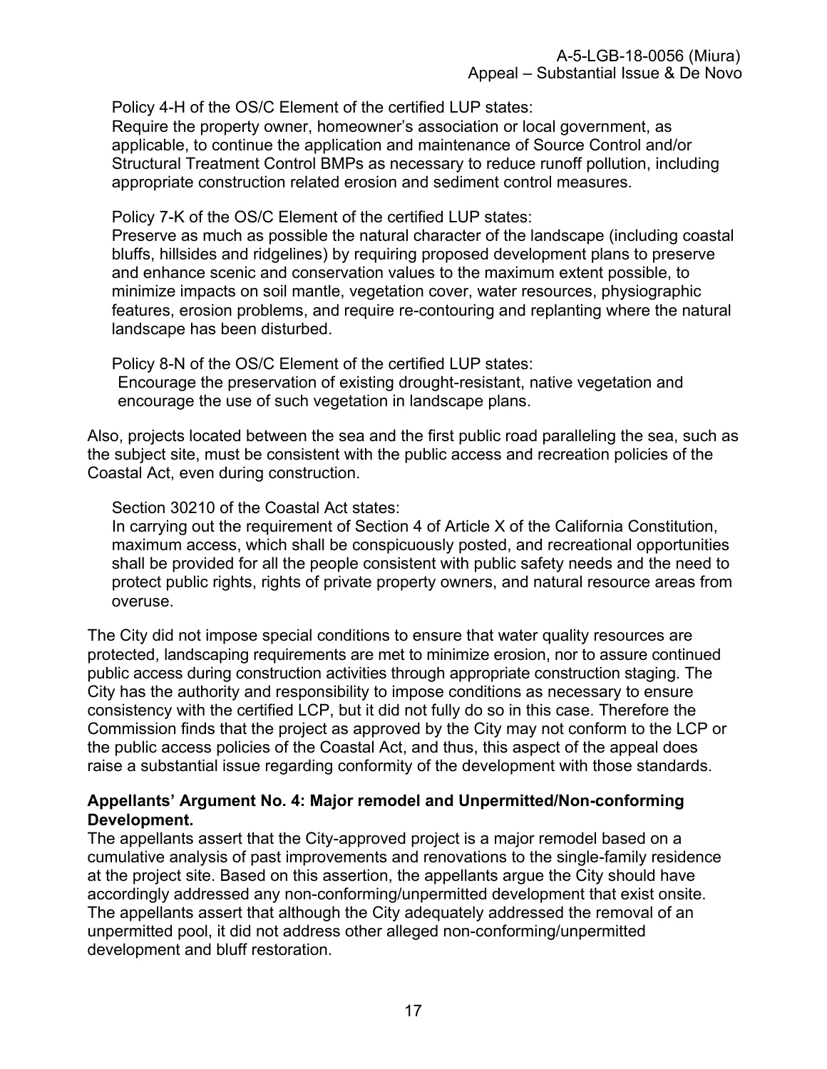Policy 4-H of the OS/C Element of the certified LUP states:
Require the property owner, homeowner's association or local government, as applicable, to continue the application and maintenance of Source Control and/or Structural Treatment Control BMPs as necessary to reduce runoff pollution, including appropriate construction related erosion and sediment control measures.

Policy 7-K of the OS/C Element of the certified LUP states:
Preserve as much as possible the natural character of the landscape (including coastal bluffs, hillsides and ridgelines) by requiring proposed development plans to preserve and enhance scenic and conservation values to the maximum extent possible, to minimize impacts on soil mantle, vegetation cover, water resources, physiographic features, erosion problems, and require re-contouring and replanting where the natural landscape has been disturbed.

Policy 8-N of the OS/C Element of the certified LUP states:
Encourage the preservation of existing drought-resistant, native vegetation and encourage the use of such vegetation in landscape plans.

Also, projects located between the sea and the first public road paralleling the sea, such as the subject site, must be consistent with the public access and recreation policies of the Coastal Act, even during construction.

Section 30210 of the Coastal Act states:
In carrying out the requirement of Section 4 of Article X of the California Constitution, maximum access, which shall be conspicuously posted, and recreational opportunities shall be provided for all the people consistent with public safety needs and the need to protect public rights, rights of private property owners, and natural resource areas from overuse.

The City did not impose special conditions to ensure that water quality resources are protected, landscaping requirements are met to minimize erosion, nor to assure continued public access during construction activities through appropriate construction staging. The City has the authority and responsibility to impose conditions as necessary to ensure consistency with the certified LCP, but it did not fully do so in this case. Therefore the Commission finds that the project as approved by the City may not conform to the LCP or the public access policies of the Coastal Act, and thus, this aspect of the appeal does raise a substantial issue regarding conformity of the development with those standards.

**Appellants' Argument No. 4: Major remodel and Unpermitted/Non-conforming Development.**
The appellants assert that the City-approved project is a major remodel based on a cumulative analysis of past improvements and renovations to the single-family residence at the project site. Based on this assertion, the appellants argue the City should have accordingly addressed any non-conforming/unpermitted development that exist onsite. The appellants assert that although the City adequately addressed the removal of an unpermitted pool, it did not address other alleged non-conforming/unpermitted development and bluff restoration.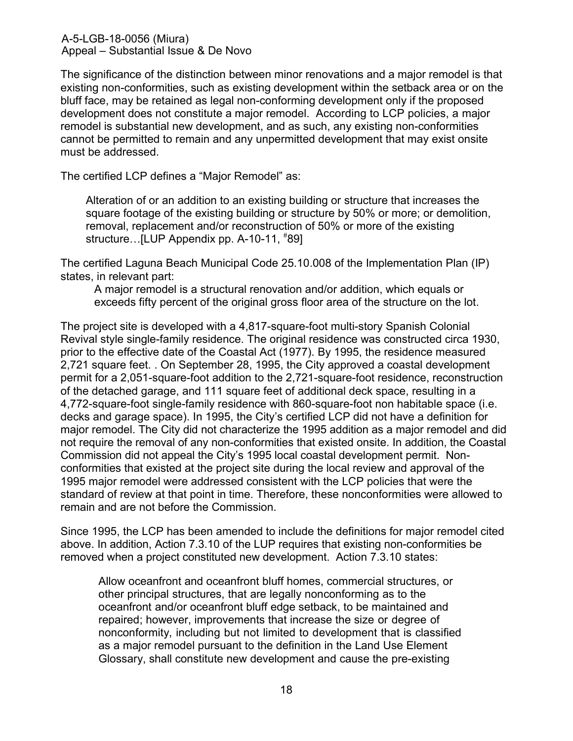The significance of the distinction between minor renovations and a major remodel is that existing non-conformities, such as existing development within the setback area or on the bluff face, may be retained as legal non-conforming development only if the proposed development does not constitute a major remodel. According to LCP policies, a major remodel is substantial new development, and as such, any existing non-conformities cannot be permitted to remain and any unpermitted development that may exist onsite must be addressed.

The certified LCP defines a "Major Remodel" as:

> Alteration of or an addition to an existing building or structure that increases the square footage of the existing building or structure by 50% or more; or demolition, removal, replacement and/or reconstruction of 50% or more of the existing structure…[LUP Appendix pp. A-10-11, #89]

The certified Laguna Beach Municipal Code 25.10.008 of the Implementation Plan (IP) states, in relevant part:

> A major remodel is a structural renovation and/or addition, which equals or exceeds fifty percent of the original gross floor area of the structure on the lot.

The project site is developed with a 4,817-square-foot multi-story Spanish Colonial Revival style single-family residence. The original residence was constructed circa 1930, prior to the effective date of the Coastal Act (1977). By 1995, the residence measured 2,721 square feet. . On September 28, 1995, the City approved a coastal development permit for a 2,051-square-foot addition to the 2,721-square-foot residence, reconstruction of the detached garage, and 111 square feet of additional deck space, resulting in a 4,772-square-foot single-family residence with 860-square-foot non habitable space (i.e. decks and garage space). In 1995, the City's certified LCP did not have a definition for major remodel. The City did not characterize the 1995 addition as a major remodel and did not require the removal of any non-conformities that existed onsite. In addition, the Coastal Commission did not appeal the City's 1995 local coastal development permit. Non-conformities that existed at the project site during the local review and approval of the 1995 major remodel were addressed consistent with the LCP policies that were the standard of review at that point in time. Therefore, these nonconformities were allowed to remain and are not before the Commission.

Since 1995, the LCP has been amended to include the definitions for major remodel cited above. In addition, Action 7.3.10 of the LUP requires that existing non-conformities be removed when a project constituted new development. Action 7.3.10 states:

> Allow oceanfront and oceanfront bluff homes, commercial structures, or other principal structures, that are legally nonconforming as to the oceanfront and/or oceanfront bluff edge setback, to be maintained and repaired; however, improvements that increase the size or degree of nonconformity, including but not limited to development that is classified as a major remodel pursuant to the definition in the Land Use Element Glossary, shall constitute new development and cause the pre-existing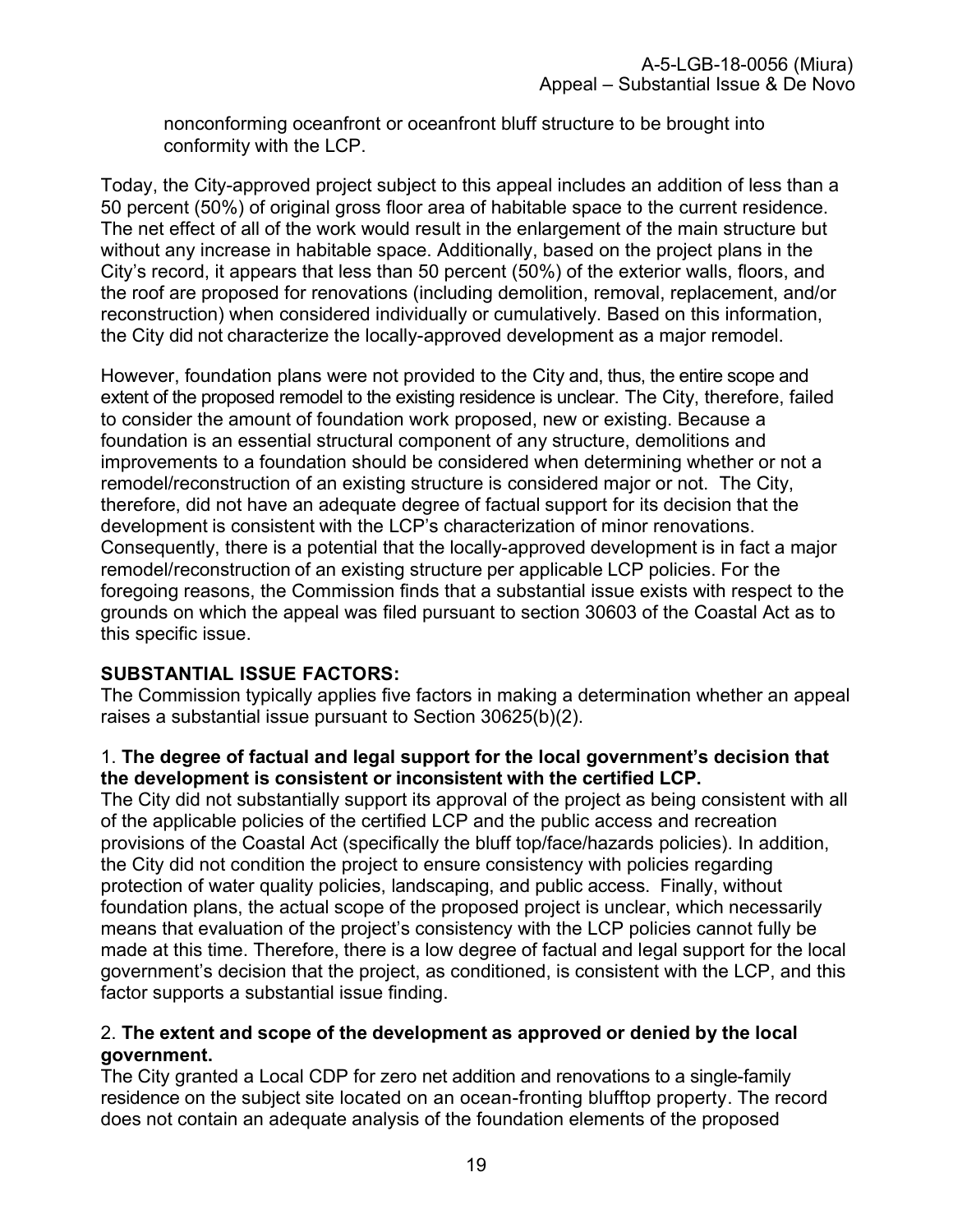nonconforming oceanfront or oceanfront bluff structure to be brought into conformity with the LCP.

Today, the City-approved project subject to this appeal includes an addition of less than a 50 percent (50%) of original gross floor area of habitable space to the current residence. The net effect of all of the work would result in the enlargement of the main structure but without any increase in habitable space. Additionally, based on the project plans in the City's record, it appears that less than 50 percent (50%) of the exterior walls, floors, and the roof are proposed for renovations (including demolition, removal, replacement, and/or reconstruction) when considered individually or cumulatively. Based on this information, the City did not characterize the locally-approved development as a major remodel.

However, foundation plans were not provided to the City and, thus, the entire scope and extent of the proposed remodel to the existing residence is unclear. The City, therefore, failed to consider the amount of foundation work proposed, new or existing. Because a foundation is an essential structural component of any structure, demolitions and improvements to a foundation should be considered when determining whether or not a remodel/reconstruction of an existing structure is considered major or not. The City, therefore, did not have an adequate degree of factual support for its decision that the development is consistent with the LCP's characterization of minor renovations. Consequently, there is a potential that the locally-approved development is in fact a major remodel/reconstruction of an existing structure per applicable LCP policies. For the foregoing reasons, the Commission finds that a substantial issue exists with respect to the grounds on which the appeal was filed pursuant to section 30603 of the Coastal Act as to this specific issue.

**SUBSTANTIAL ISSUE FACTORS:**

The Commission typically applies five factors in making a determination whether an appeal raises a substantial issue pursuant to Section 30625(b)(2).

1. **The degree of factual and legal support for the local government's decision that the development is consistent or inconsistent with the certified LCP.**

The City did not substantially support its approval of the project as being consistent with all of the applicable policies of the certified LCP and the public access and recreation provisions of the Coastal Act (specifically the bluff top/face/hazards policies). In addition, the City did not condition the project to ensure consistency with policies regarding protection of water quality policies, landscaping, and public access. Finally, without foundation plans, the actual scope of the proposed project is unclear, which necessarily means that evaluation of the project's consistency with the LCP policies cannot fully be made at this time. Therefore, there is a low degree of factual and legal support for the local government's decision that the project, as conditioned, is consistent with the LCP, and this factor supports a substantial issue finding.

2. **The extent and scope of the development as approved or denied by the local government.**

The City granted a Local CDP for zero net addition and renovations to a single-family residence on the subject site located on an ocean-fronting blufftop property. The record does not contain an adequate analysis of the foundation elements of the proposed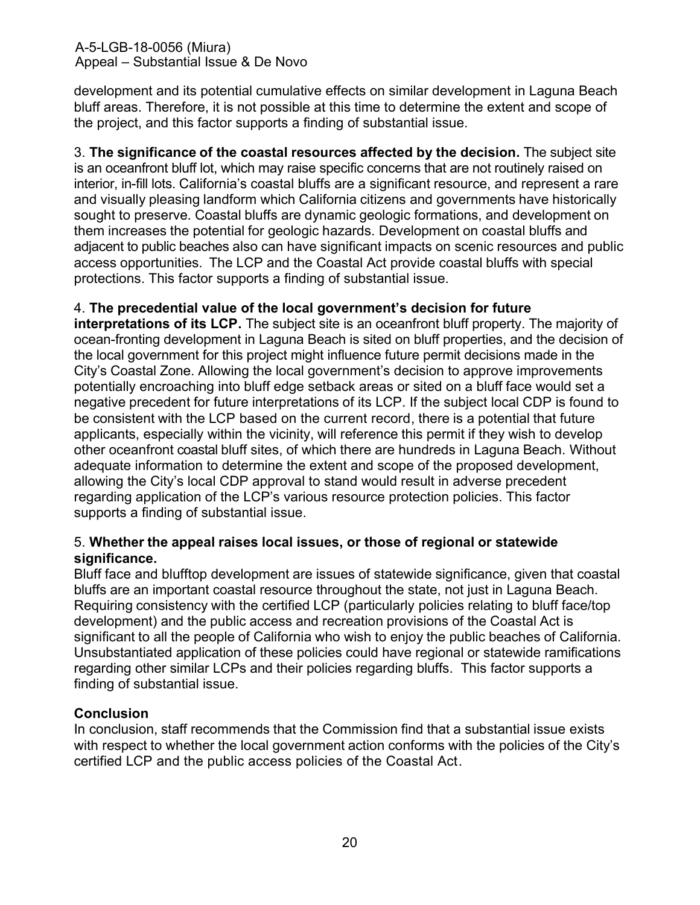development and its potential cumulative effects on similar development in Laguna Beach bluff areas. Therefore, it is not possible at this time to determine the extent and scope of the project, and this factor supports a finding of substantial issue.

3. **The significance of the coastal resources affected by the decision.** The subject site is an oceanfront bluff lot, which may raise specific concerns that are not routinely raised on interior, in-fill lots. California's coastal bluffs are a significant resource, and represent a rare and visually pleasing landform which California citizens and governments have historically sought to preserve. Coastal bluffs are dynamic geologic formations, and development on them increases the potential for geologic hazards. Development on coastal bluffs and adjacent to public beaches also can have significant impacts on scenic resources and public access opportunities. The LCP and the Coastal Act provide coastal bluffs with special protections. This factor supports a finding of substantial issue.

4. **The precedential value of the local government's decision for future interpretations of its LCP.** The subject site is an oceanfront bluff property. The majority of ocean-fronting development in Laguna Beach is sited on bluff properties, and the decision of the local government for this project might influence future permit decisions made in the City's Coastal Zone. Allowing the local government's decision to approve improvements potentially encroaching into bluff edge setback areas or sited on a bluff face would set a negative precedent for future interpretations of its LCP. If the subject local CDP is found to be consistent with the LCP based on the current record, there is a potential that future applicants, especially within the vicinity, will reference this permit if they wish to develop other oceanfront coastal bluff sites, of which there are hundreds in Laguna Beach. Without adequate information to determine the extent and scope of the proposed development, allowing the City's local CDP approval to stand would result in adverse precedent regarding application of the LCP's various resource protection policies. This factor supports a finding of substantial issue.

5. **Whether the appeal raises local issues, or those of regional or statewide significance.**
Bluff face and blufftop development are issues of statewide significance, given that coastal bluffs are an important coastal resource throughout the state, not just in Laguna Beach. Requiring consistency with the certified LCP (particularly policies relating to bluff face/top development) and the public access and recreation provisions of the Coastal Act is significant to all the people of California who wish to enjoy the public beaches of California. Unsubstantiated application of these policies could have regional or statewide ramifications regarding other similar LCPs and their policies regarding bluffs. This factor supports a finding of substantial issue.

**Conclusion**
In conclusion, staff recommends that the Commission find that a substantial issue exists with respect to whether the local government action conforms with the policies of the City's certified LCP and the public access policies of the Coastal Act.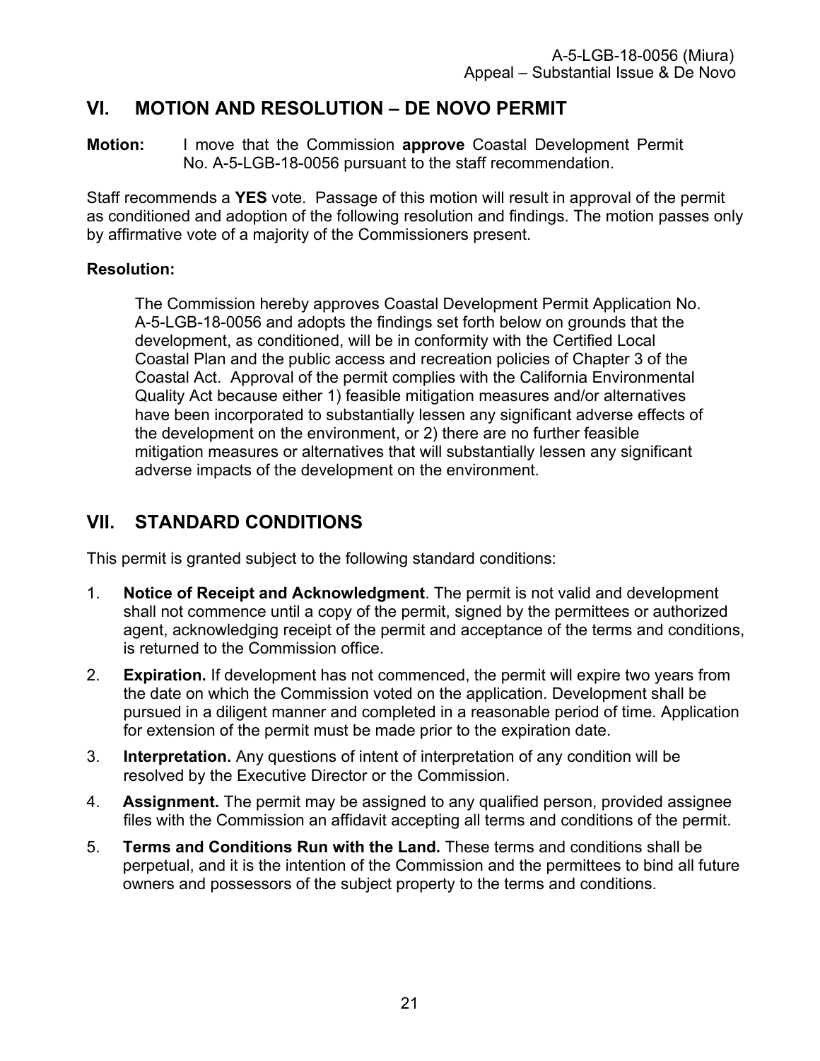## VI. MOTION AND RESOLUTION – DE NOVO PERMIT

**Motion:** I move that the Commission **approve** Coastal Development Permit No. A-5-LGB-18-0056 pursuant to the staff recommendation.

Staff recommends a **YES** vote. Passage of this motion will result in approval of the permit as conditioned and adoption of the following resolution and findings. The motion passes only by affirmative vote of a majority of the Commissioners present.

**Resolution:**

> The Commission hereby approves Coastal Development Permit Application No. A-5-LGB-18-0056 and adopts the findings set forth below on grounds that the development, as conditioned, will be in conformity with the Certified Local Coastal Plan and the public access and recreation policies of Chapter 3 of the Coastal Act. Approval of the permit complies with the California Environmental Quality Act because either 1) feasible mitigation measures and/or alternatives have been incorporated to substantially lessen any significant adverse effects of the development on the environment, or 2) there are no further feasible mitigation measures or alternatives that will substantially lessen any significant adverse impacts of the development on the environment.

## VII. STANDARD CONDITIONS

This permit is granted subject to the following standard conditions:

1. **Notice of Receipt and Acknowledgment**. The permit is not valid and development shall not commence until a copy of the permit, signed by the permittees or authorized agent, acknowledging receipt of the permit and acceptance of the terms and conditions, is returned to the Commission office.
2. **Expiration.** If development has not commenced, the permit will expire two years from the date on which the Commission voted on the application. Development shall be pursued in a diligent manner and completed in a reasonable period of time. Application for extension of the permit must be made prior to the expiration date.
3. **Interpretation.** Any questions of intent of interpretation of any condition will be resolved by the Executive Director or the Commission.
4. **Assignment.** The permit may be assigned to any qualified person, provided assignee files with the Commission an affidavit accepting all terms and conditions of the permit.
5. **Terms and Conditions Run with the Land.** These terms and conditions shall be perpetual, and it is the intention of the Commission and the permittees to bind all future owners and possessors of the subject property to the terms and conditions.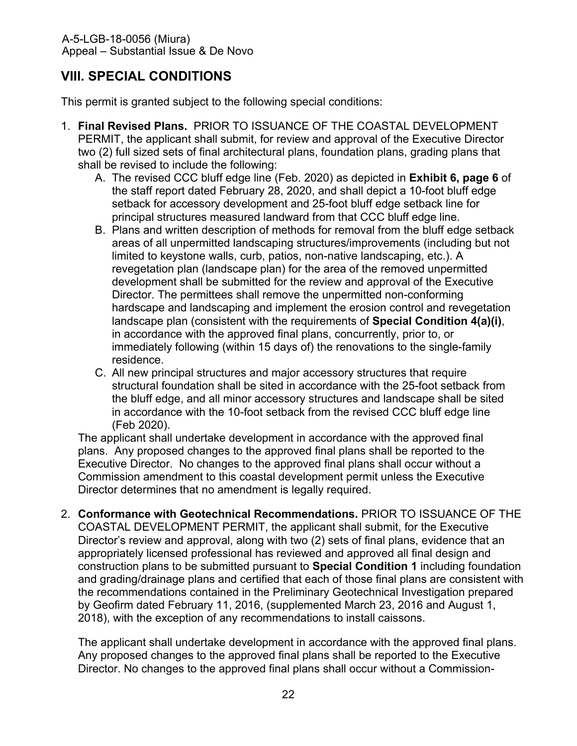## VIII. SPECIAL CONDITIONS

This permit is granted subject to the following special conditions:

1. **Final Revised Plans.** PRIOR TO ISSUANCE OF THE COASTAL DEVELOPMENT PERMIT, the applicant shall submit, for review and approval of the Executive Director two (2) full sized sets of final architectural plans, foundation plans, grading plans that shall be revised to include the following:
   A. The revised CCC bluff edge line (Feb. 2020) as depicted in **Exhibit 6, page 6** of the staff report dated February 28, 2020, and shall depict a 10-foot bluff edge setback for accessory development and 25-foot bluff edge setback line for principal structures measured landward from that CCC bluff edge line.
   B. Plans and written description of methods for removal from the bluff edge setback areas of all unpermitted landscaping structures/improvements (including but not limited to keystone walls, curb, patios, non-native landscaping, etc.). A revegetation plan (landscape plan) for the area of the removed unpermitted development shall be submitted for the review and approval of the Executive Director. The permittees shall remove the unpermitted non-conforming hardscape and landscaping and implement the erosion control and revegetation landscape plan (consistent with the requirements of **Special Condition 4(a)(i)**, in accordance with the approved final plans, concurrently, prior to, or immediately following (within 15 days of) the renovations to the single-family residence.
   C. All new principal structures and major accessory structures that require structural foundation shall be sited in accordance with the 25-foot setback from the bluff edge, and all minor accessory structures and landscape shall be sited in accordance with the 10-foot setback from the revised CCC bluff edge line (Feb 2020).

   The applicant shall undertake development in accordance with the approved final plans. Any proposed changes to the approved final plans shall be reported to the Executive Director. No changes to the approved final plans shall occur without a Commission amendment to this coastal development permit unless the Executive Director determines that no amendment is legally required.

2. **Conformance with Geotechnical Recommendations.** PRIOR TO ISSUANCE OF THE COASTAL DEVELOPMENT PERMIT, the applicant shall submit, for the Executive Director's review and approval, along with two (2) sets of final plans, evidence that an appropriately licensed professional has reviewed and approved all final design and construction plans to be submitted pursuant to **Special Condition 1** including foundation and grading/drainage plans and certified that each of those final plans are consistent with the recommendations contained in the Preliminary Geotechnical Investigation prepared by Geofirm dated February 11, 2016, (supplemented March 23, 2016 and August 1, 2018), with the exception of any recommendations to install caissons.

   The applicant shall undertake development in accordance with the approved final plans. Any proposed changes to the approved final plans shall be reported to the Executive Director. No changes to the approved final plans shall occur without a Commission-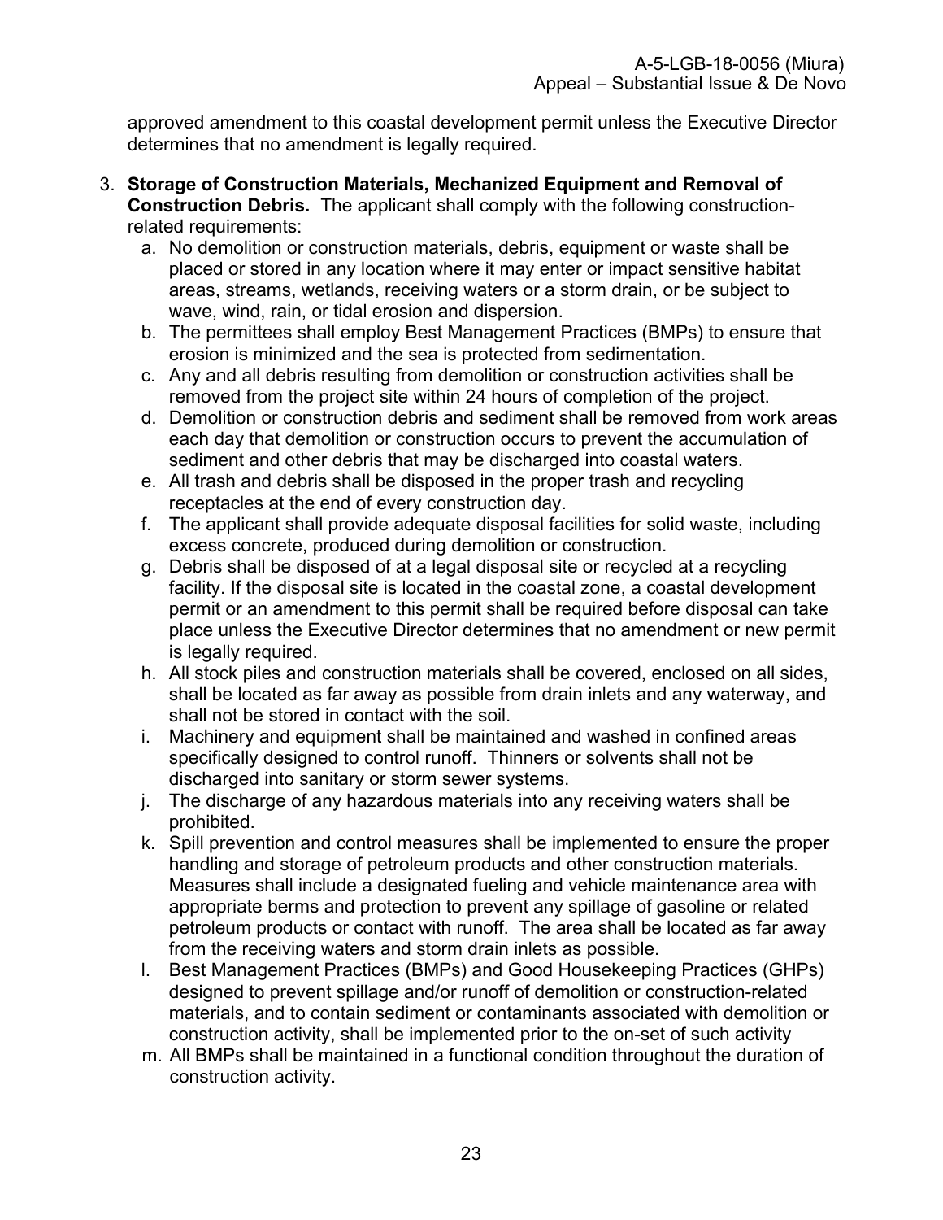approved amendment to this coastal development permit unless the Executive Director determines that no amendment is legally required.

3. **Storage of Construction Materials, Mechanized Equipment and Removal of Construction Debris.** The applicant shall comply with the following construction-related requirements:
   a. No demolition or construction materials, debris, equipment or waste shall be placed or stored in any location where it may enter or impact sensitive habitat areas, streams, wetlands, receiving waters or a storm drain, or be subject to wave, wind, rain, or tidal erosion and dispersion.
   b. The permittees shall employ Best Management Practices (BMPs) to ensure that erosion is minimized and the sea is protected from sedimentation.
   c. Any and all debris resulting from demolition or construction activities shall be removed from the project site within 24 hours of completion of the project.
   d. Demolition or construction debris and sediment shall be removed from work areas each day that demolition or construction occurs to prevent the accumulation of sediment and other debris that may be discharged into coastal waters.
   e. All trash and debris shall be disposed in the proper trash and recycling receptacles at the end of every construction day.
   f. The applicant shall provide adequate disposal facilities for solid waste, including excess concrete, produced during demolition or construction.
   g. Debris shall be disposed of at a legal disposal site or recycled at a recycling facility. If the disposal site is located in the coastal zone, a coastal development permit or an amendment to this permit shall be required before disposal can take place unless the Executive Director determines that no amendment or new permit is legally required.
   h. All stock piles and construction materials shall be covered, enclosed on all sides, shall be located as far away as possible from drain inlets and any waterway, and shall not be stored in contact with the soil.
   i. Machinery and equipment shall be maintained and washed in confined areas specifically designed to control runoff. Thinners or solvents shall not be discharged into sanitary or storm sewer systems.
   j. The discharge of any hazardous materials into any receiving waters shall be prohibited.
   k. Spill prevention and control measures shall be implemented to ensure the proper handling and storage of petroleum products and other construction materials. Measures shall include a designated fueling and vehicle maintenance area with appropriate berms and protection to prevent any spillage of gasoline or related petroleum products or contact with runoff. The area shall be located as far away from the receiving waters and storm drain inlets as possible.
   l. Best Management Practices (BMPs) and Good Housekeeping Practices (GHPs) designed to prevent spillage and/or runoff of demolition or construction-related materials, and to contain sediment or contaminants associated with demolition or construction activity, shall be implemented prior to the on-set of such activity
   m. All BMPs shall be maintained in a functional condition throughout the duration of construction activity.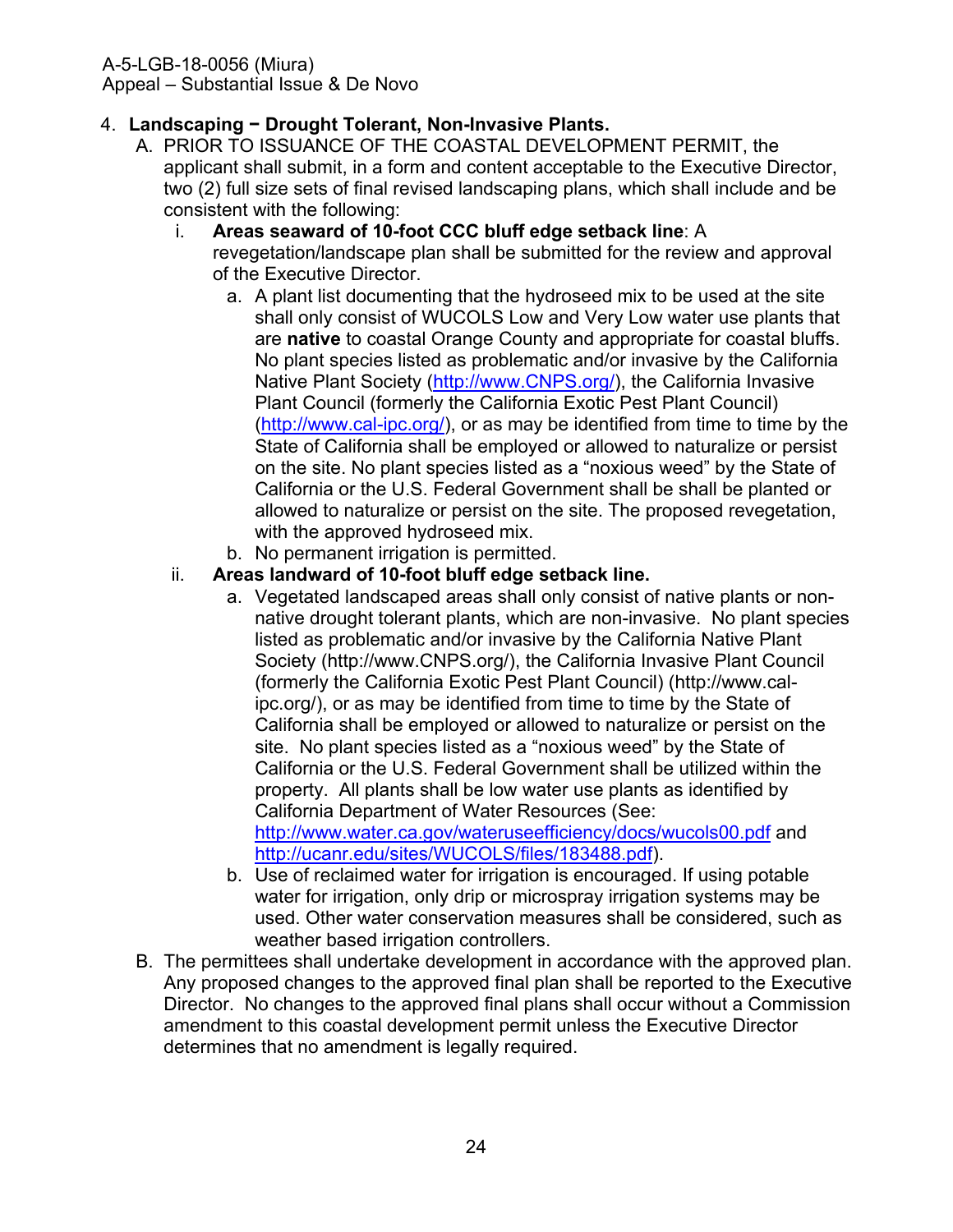4. **Landscaping − Drought Tolerant, Non-Invasive Plants.**

   A. PRIOR TO ISSUANCE OF THE COASTAL DEVELOPMENT PERMIT, the applicant shall submit, in a form and content acceptable to the Executive Director, two (2) full size sets of final revised landscaping plans, which shall include and be consistent with the following:

      i. **Areas seaward of 10-foot CCC bluff edge setback line**: A revegetation/landscape plan shall be submitted for the review and approval of the Executive Director.

         a. A plant list documenting that the hydroseed mix to be used at the site shall only consist of WUCOLS Low and Very Low water use plants that are **native** to coastal Orange County and appropriate for coastal bluffs. No plant species listed as problematic and/or invasive by the California Native Plant Society (http://www.CNPS.org/), the California Invasive Plant Council (formerly the California Exotic Pest Plant Council) (http://www.cal-ipc.org/), or as may be identified from time to time by the State of California shall be employed or allowed to naturalize or persist on the site. No plant species listed as a "noxious weed" by the State of California or the U.S. Federal Government shall be shall be planted or allowed to naturalize or persist on the site. The proposed revegetation, with the approved hydroseed mix.

         b. No permanent irrigation is permitted.

      ii. **Areas landward of 10-foot bluff edge setback line.**

         a. Vegetated landscaped areas shall only consist of native plants or non-native drought tolerant plants, which are non-invasive. No plant species listed as problematic and/or invasive by the California Native Plant Society (http://www.CNPS.org/), the California Invasive Plant Council (formerly the California Exotic Pest Plant Council) (http://www.cal-ipc.org/), or as may be identified from time to time by the State of California shall be employed or allowed to naturalize or persist on the site. No plant species listed as a "noxious weed" by the State of California or the U.S. Federal Government shall be utilized within the property. All plants shall be low water use plants as identified by California Department of Water Resources (See: http://www.water.ca.gov/wateruseefficiency/docs/wucols00.pdf and http://ucanr.edu/sites/WUCOLS/files/183488.pdf).

         b. Use of reclaimed water for irrigation is encouraged. If using potable water for irrigation, only drip or microspray irrigation systems may be used. Other water conservation measures shall be considered, such as weather based irrigation controllers.

   B. The permittees shall undertake development in accordance with the approved plan. Any proposed changes to the approved final plan shall be reported to the Executive Director. No changes to the approved final plans shall occur without a Commission amendment to this coastal development permit unless the Executive Director determines that no amendment is legally required.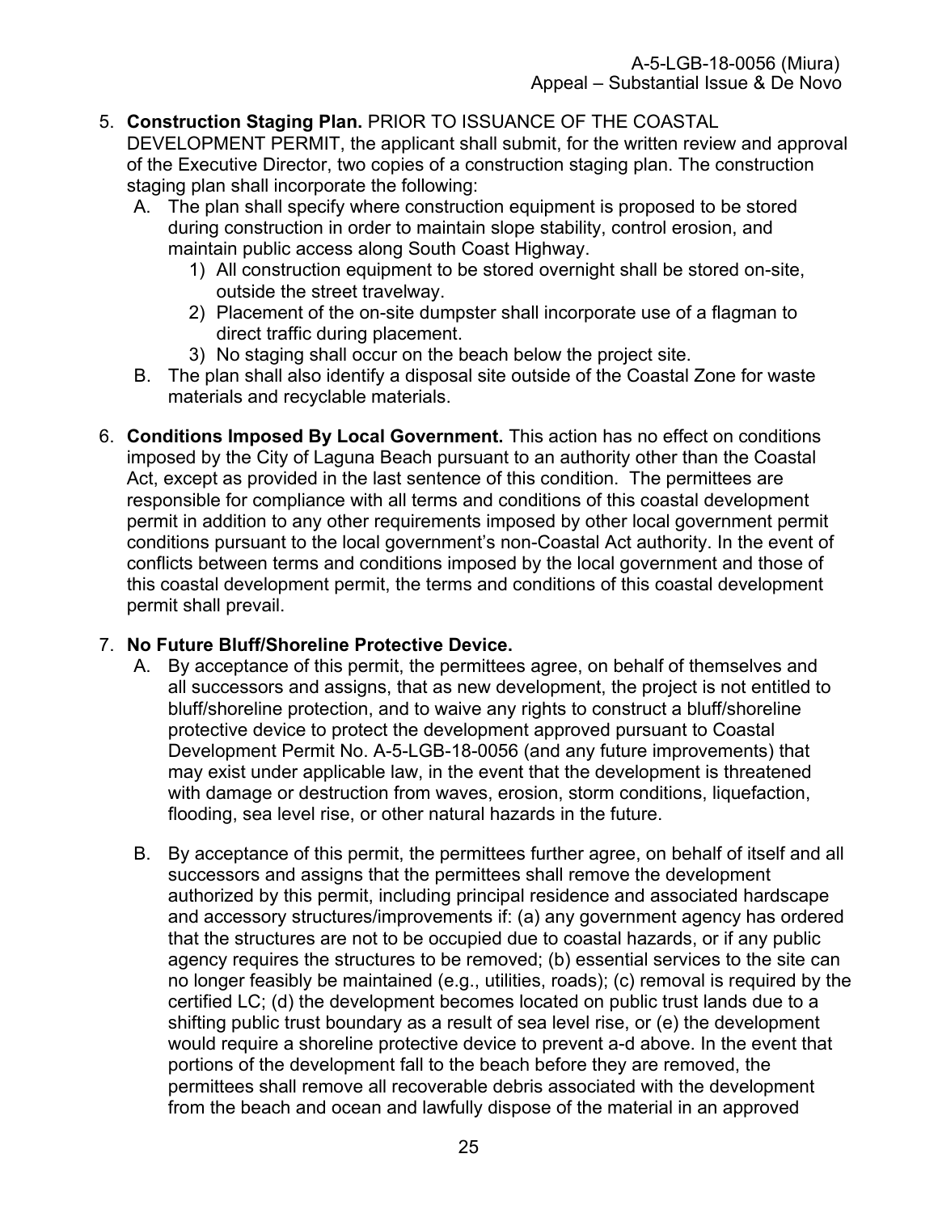5. **Construction Staging Plan.** PRIOR TO ISSUANCE OF THE COASTAL DEVELOPMENT PERMIT, the applicant shall submit, for the written review and approval of the Executive Director, two copies of a construction staging plan. The construction staging plan shall incorporate the following:
   A. The plan shall specify where construction equipment is proposed to be stored during construction in order to maintain slope stability, control erosion, and maintain public access along South Coast Highway.
      1) All construction equipment to be stored overnight shall be stored on-site, outside the street travelway.
      2) Placement of the on-site dumpster shall incorporate use of a flagman to direct traffic during placement.
      3) No staging shall occur on the beach below the project site.

   B. The plan shall also identify a disposal site outside of the Coastal Zone for waste materials and recyclable materials.

6. **Conditions Imposed By Local Government.** This action has no effect on conditions imposed by the City of Laguna Beach pursuant to an authority other than the Coastal Act, except as provided in the last sentence of this condition. The permittees are responsible for compliance with all terms and conditions of this coastal development permit in addition to any other requirements imposed by other local government permit conditions pursuant to the local government's non-Coastal Act authority. In the event of conflicts between terms and conditions imposed by the local government and those of this coastal development permit, the terms and conditions of this coastal development permit shall prevail.

7. **No Future Bluff/Shoreline Protective Device.**
   A. By acceptance of this permit, the permittees agree, on behalf of themselves and all successors and assigns, that as new development, the project is not entitled to bluff/shoreline protection, and to waive any rights to construct a bluff/shoreline protective device to protect the development approved pursuant to Coastal Development Permit No. A-5-LGB-18-0056 (and any future improvements) that may exist under applicable law, in the event that the development is threatened with damage or destruction from waves, erosion, storm conditions, liquefaction, flooding, sea level rise, or other natural hazards in the future.

   B. By acceptance of this permit, the permittees further agree, on behalf of itself and all successors and assigns that the permittees shall remove the development authorized by this permit, including principal residence and associated hardscape and accessory structures/improvements if: (a) any government agency has ordered that the structures are not to be occupied due to coastal hazards, or if any public agency requires the structures to be removed; (b) essential services to the site can no longer feasibly be maintained (e.g., utilities, roads); (c) removal is required by the certified LC; (d) the development becomes located on public trust lands due to a shifting public trust boundary as a result of sea level rise, or (e) the development would require a shoreline protective device to prevent a-d above. In the event that portions of the development fall to the beach before they are removed, the permittees shall remove all recoverable debris associated with the development from the beach and ocean and lawfully dispose of the material in an approved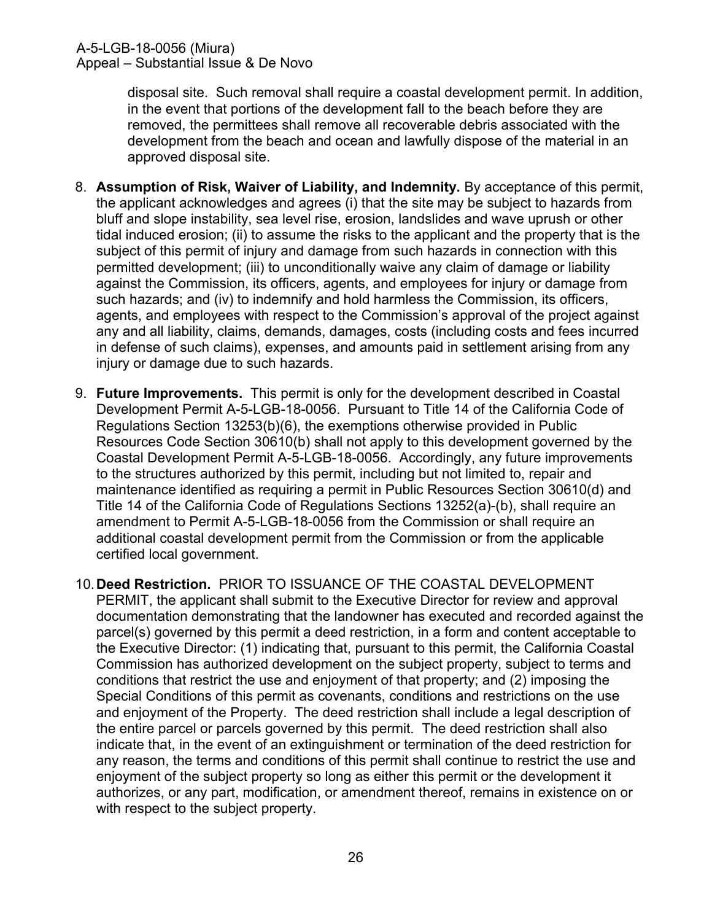disposal site. Such removal shall require a coastal development permit. In addition, in the event that portions of the development fall to the beach before they are removed, the permittees shall remove all recoverable debris associated with the development from the beach and ocean and lawfully dispose of the material in an approved disposal site.

8. **Assumption of Risk, Waiver of Liability, and Indemnity.** By acceptance of this permit, the applicant acknowledges and agrees (i) that the site may be subject to hazards from bluff and slope instability, sea level rise, erosion, landslides and wave uprush or other tidal induced erosion; (ii) to assume the risks to the applicant and the property that is the subject of this permit of injury and damage from such hazards in connection with this permitted development; (iii) to unconditionally waive any claim of damage or liability against the Commission, its officers, agents, and employees for injury or damage from such hazards; and (iv) to indemnify and hold harmless the Commission, its officers, agents, and employees with respect to the Commission's approval of the project against any and all liability, claims, demands, damages, costs (including costs and fees incurred in defense of such claims), expenses, and amounts paid in settlement arising from any injury or damage due to such hazards.

9. **Future Improvements.** This permit is only for the development described in Coastal Development Permit A-5-LGB-18-0056. Pursuant to Title 14 of the California Code of Regulations Section 13253(b)(6), the exemptions otherwise provided in Public Resources Code Section 30610(b) shall not apply to this development governed by the Coastal Development Permit A-5-LGB-18-0056. Accordingly, any future improvements to the structures authorized by this permit, including but not limited to, repair and maintenance identified as requiring a permit in Public Resources Section 30610(d) and Title 14 of the California Code of Regulations Sections 13252(a)-(b), shall require an amendment to Permit A-5-LGB-18-0056 from the Commission or shall require an additional coastal development permit from the Commission or from the applicable certified local government.

10. **Deed Restriction.** PRIOR TO ISSUANCE OF THE COASTAL DEVELOPMENT PERMIT, the applicant shall submit to the Executive Director for review and approval documentation demonstrating that the landowner has executed and recorded against the parcel(s) governed by this permit a deed restriction, in a form and content acceptable to the Executive Director: (1) indicating that, pursuant to this permit, the California Coastal Commission has authorized development on the subject property, subject to terms and conditions that restrict the use and enjoyment of that property; and (2) imposing the Special Conditions of this permit as covenants, conditions and restrictions on the use and enjoyment of the Property. The deed restriction shall include a legal description of the entire parcel or parcels governed by this permit. The deed restriction shall also indicate that, in the event of an extinguishment or termination of the deed restriction for any reason, the terms and conditions of this permit shall continue to restrict the use and enjoyment of the subject property so long as either this permit or the development it authorizes, or any part, modification, or amendment thereof, remains in existence on or with respect to the subject property.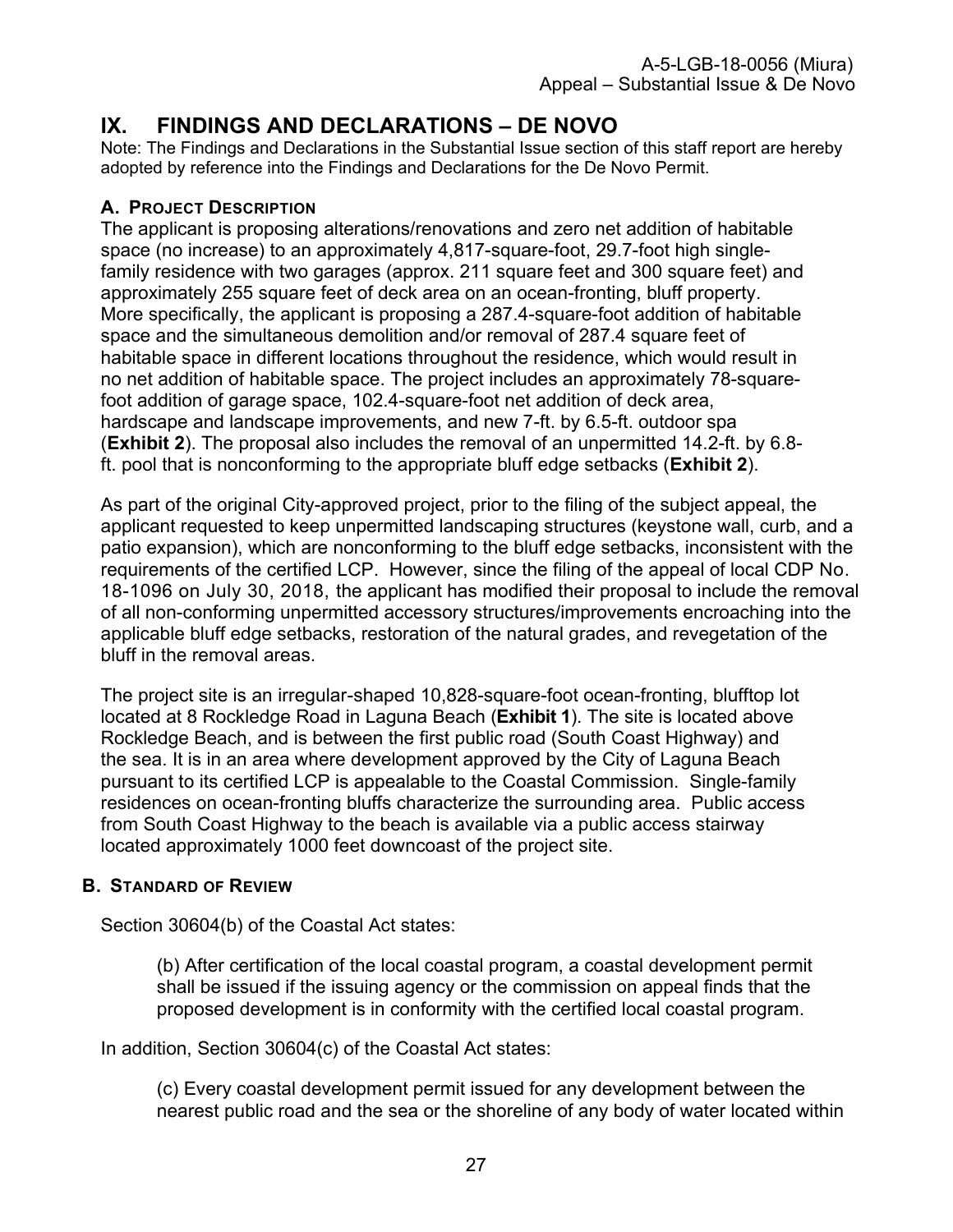# IX. FINDINGS AND DECLARATIONS – DE NOVO

Note: The Findings and Declarations in the Substantial Issue section of this staff report are hereby adopted by reference into the Findings and Declarations for the De Novo Permit.

### A. PROJECT DESCRIPTION

The applicant is proposing alterations/renovations and zero net addition of habitable space (no increase) to an approximately 4,817-square-foot, 29.7-foot high single-family residence with two garages (approx. 211 square feet and 300 square feet) and approximately 255 square feet of deck area on an ocean-fronting, bluff property. More specifically, the applicant is proposing a 287.4-square-foot addition of habitable space and the simultaneous demolition and/or removal of 287.4 square feet of habitable space in different locations throughout the residence, which would result in no net addition of habitable space. The project includes an approximately 78-square-foot addition of garage space, 102.4-square-foot net addition of deck area, hardscape and landscape improvements, and new 7-ft. by 6.5-ft. outdoor spa (**Exhibit 2**). The proposal also includes the removal of an unpermitted 14.2-ft. by 6.8-ft. pool that is nonconforming to the appropriate bluff edge setbacks (**Exhibit 2**).

As part of the original City-approved project, prior to the filing of the subject appeal, the applicant requested to keep unpermitted landscaping structures (keystone wall, curb, and a patio expansion), which are nonconforming to the bluff edge setbacks, inconsistent with the requirements of the certified LCP. However, since the filing of the appeal of local CDP No. 18-1096 on July 30, 2018, the applicant has modified their proposal to include the removal of all non-conforming unpermitted accessory structures/improvements encroaching into the applicable bluff edge setbacks, restoration of the natural grades, and revegetation of the bluff in the removal areas.

The project site is an irregular-shaped 10,828-square-foot ocean-fronting, blufftop lot located at 8 Rockledge Road in Laguna Beach (**Exhibit 1**). The site is located above Rockledge Beach, and is between the first public road (South Coast Highway) and the sea. It is in an area where development approved by the City of Laguna Beach pursuant to its certified LCP is appealable to the Coastal Commission. Single-family residences on ocean-fronting bluffs characterize the surrounding area. Public access from South Coast Highway to the beach is available via a public access stairway located approximately 1000 feet downcoast of the project site.

### B. STANDARD OF REVIEW

Section 30604(b) of the Coastal Act states:

> (b) After certification of the local coastal program, a coastal development permit shall be issued if the issuing agency or the commission on appeal finds that the proposed development is in conformity with the certified local coastal program.

In addition, Section 30604(c) of the Coastal Act states:

> (c) Every coastal development permit issued for any development between the nearest public road and the sea or the shoreline of any body of water located within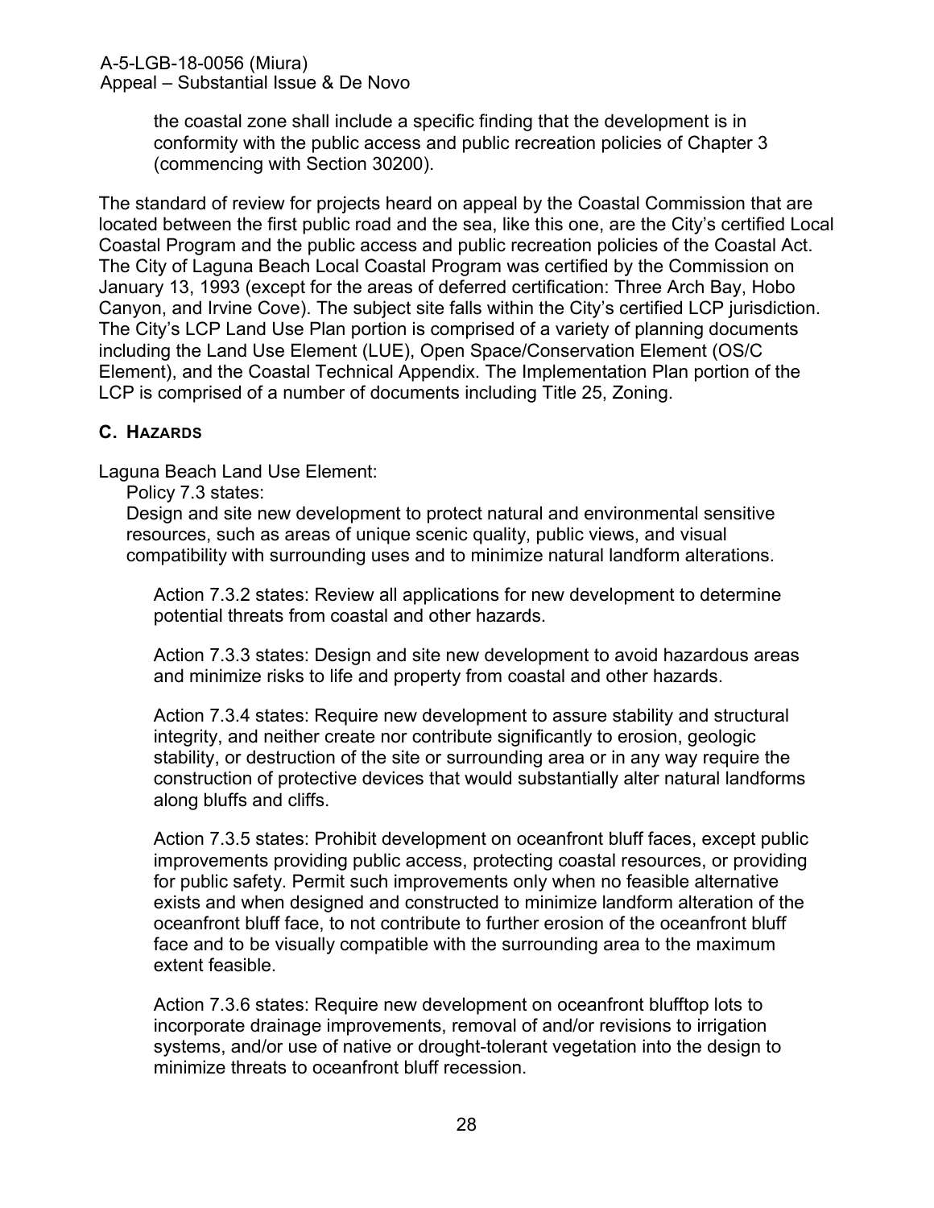the coastal zone shall include a specific finding that the development is in conformity with the public access and public recreation policies of Chapter 3 (commencing with Section 30200).

The standard of review for projects heard on appeal by the Coastal Commission that are located between the first public road and the sea, like this one, are the City's certified Local Coastal Program and the public access and public recreation policies of the Coastal Act. The City of Laguna Beach Local Coastal Program was certified by the Commission on January 13, 1993 (except for the areas of deferred certification: Three Arch Bay, Hobo Canyon, and Irvine Cove). The subject site falls within the City's certified LCP jurisdiction. The City's LCP Land Use Plan portion is comprised of a variety of planning documents including the Land Use Element (LUE), Open Space/Conservation Element (OS/C Element), and the Coastal Technical Appendix. The Implementation Plan portion of the LCP is comprised of a number of documents including Title 25, Zoning.

### C. Hazards

Laguna Beach Land Use Element:

Policy 7.3 states:

Design and site new development to protect natural and environmental sensitive resources, such as areas of unique scenic quality, public views, and visual compatibility with surrounding uses and to minimize natural landform alterations.

Action 7.3.2 states: Review all applications for new development to determine potential threats from coastal and other hazards.

Action 7.3.3 states: Design and site new development to avoid hazardous areas and minimize risks to life and property from coastal and other hazards.

Action 7.3.4 states: Require new development to assure stability and structural integrity, and neither create nor contribute significantly to erosion, geologic stability, or destruction of the site or surrounding area or in any way require the construction of protective devices that would substantially alter natural landforms along bluffs and cliffs.

Action 7.3.5 states: Prohibit development on oceanfront bluff faces, except public improvements providing public access, protecting coastal resources, or providing for public safety. Permit such improvements only when no feasible alternative exists and when designed and constructed to minimize landform alteration of the oceanfront bluff face, to not contribute to further erosion of the oceanfront bluff face and to be visually compatible with the surrounding area to the maximum extent feasible.

Action 7.3.6 states: Require new development on oceanfront blufftop lots to incorporate drainage improvements, removal of and/or revisions to irrigation systems, and/or use of native or drought-tolerant vegetation into the design to minimize threats to oceanfront bluff recession.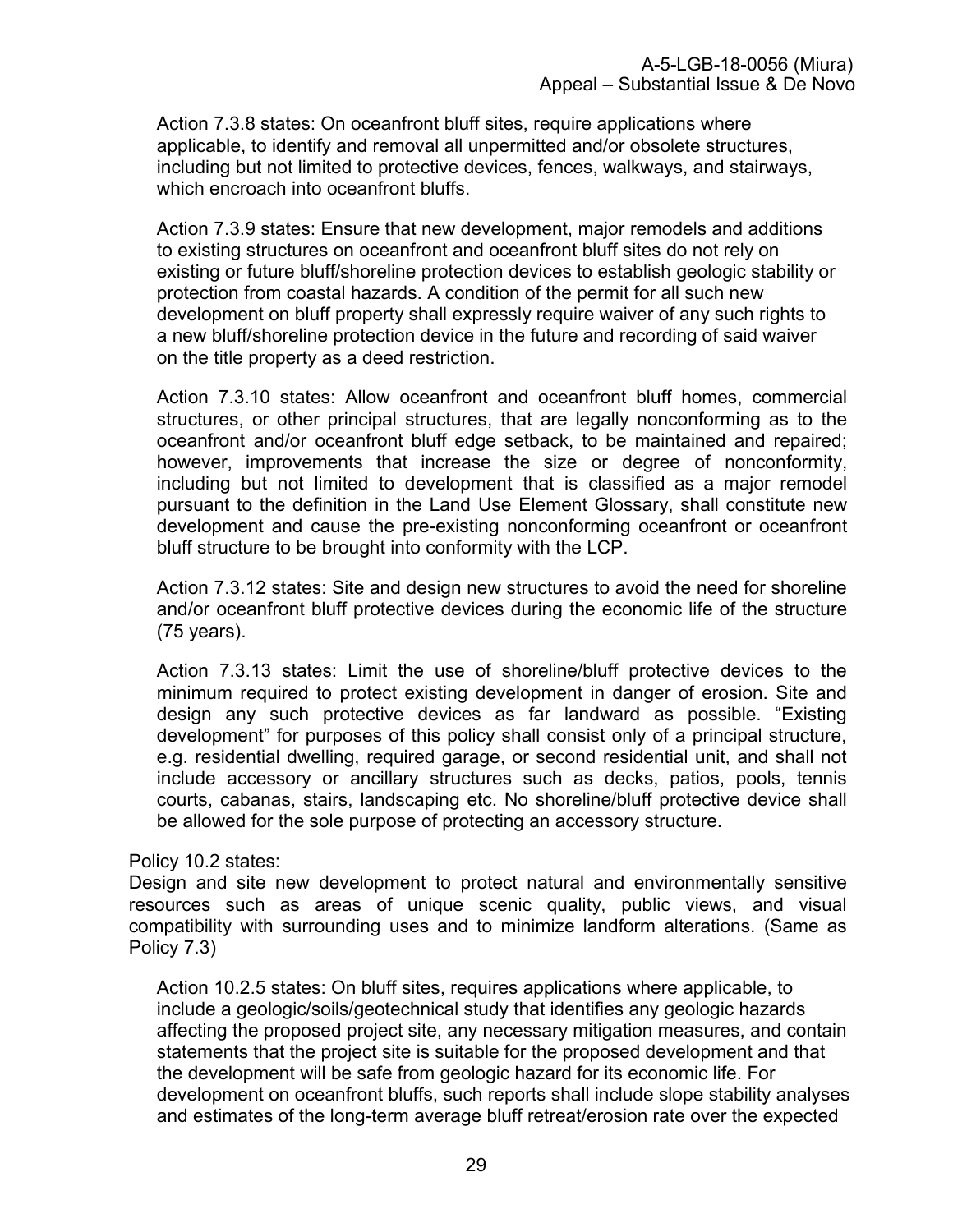Action 7.3.8 states: On oceanfront bluff sites, require applications where applicable, to identify and removal all unpermitted and/or obsolete structures, including but not limited to protective devices, fences, walkways, and stairways, which encroach into oceanfront bluffs.

Action 7.3.9 states: Ensure that new development, major remodels and additions to existing structures on oceanfront and oceanfront bluff sites do not rely on existing or future bluff/shoreline protection devices to establish geologic stability or protection from coastal hazards. A condition of the permit for all such new development on bluff property shall expressly require waiver of any such rights to a new bluff/shoreline protection device in the future and recording of said waiver on the title property as a deed restriction.

Action 7.3.10 states: Allow oceanfront and oceanfront bluff homes, commercial structures, or other principal structures, that are legally nonconforming as to the oceanfront and/or oceanfront bluff edge setback, to be maintained and repaired; however, improvements that increase the size or degree of nonconformity, including but not limited to development that is classified as a major remodel pursuant to the definition in the Land Use Element Glossary, shall constitute new development and cause the pre-existing nonconforming oceanfront or oceanfront bluff structure to be brought into conformity with the LCP.

Action 7.3.12 states: Site and design new structures to avoid the need for shoreline and/or oceanfront bluff protective devices during the economic life of the structure (75 years).

Action 7.3.13 states: Limit the use of shoreline/bluff protective devices to the minimum required to protect existing development in danger of erosion. Site and design any such protective devices as far landward as possible. "Existing development" for purposes of this policy shall consist only of a principal structure, e.g. residential dwelling, required garage, or second residential unit, and shall not include accessory or ancillary structures such as decks, patios, pools, tennis courts, cabanas, stairs, landscaping etc. No shoreline/bluff protective device shall be allowed for the sole purpose of protecting an accessory structure.

Policy 10.2 states:
Design and site new development to protect natural and environmentally sensitive resources such as areas of unique scenic quality, public views, and visual compatibility with surrounding uses and to minimize landform alterations. (Same as Policy 7.3)

Action 10.2.5 states: On bluff sites, requires applications where applicable, to include a geologic/soils/geotechnical study that identifies any geologic hazards affecting the proposed project site, any necessary mitigation measures, and contain statements that the project site is suitable for the proposed development and that the development will be safe from geologic hazard for its economic life. For development on oceanfront bluffs, such reports shall include slope stability analyses and estimates of the long-term average bluff retreat/erosion rate over the expected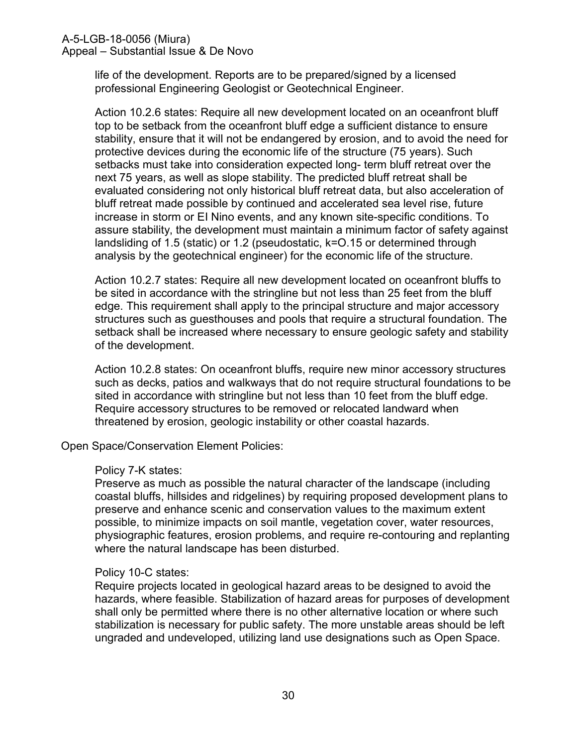life of the development. Reports are to be prepared/signed by a licensed professional Engineering Geologist or Geotechnical Engineer.

Action 10.2.6 states: Require all new development located on an oceanfront bluff top to be setback from the oceanfront bluff edge a sufficient distance to ensure stability, ensure that it will not be endangered by erosion, and to avoid the need for protective devices during the economic life of the structure (75 years). Such setbacks must take into consideration expected long- term bluff retreat over the next 75 years, as well as slope stability. The predicted bluff retreat shall be evaluated considering not only historical bluff retreat data, but also acceleration of bluff retreat made possible by continued and accelerated sea level rise, future increase in storm or El Nino events, and any known site-specific conditions. To assure stability, the development must maintain a minimum factor of safety against landsliding of 1.5 (static) or 1.2 (pseudostatic, k=O.15 or determined through analysis by the geotechnical engineer) for the economic life of the structure.

Action 10.2.7 states: Require all new development located on oceanfront bluffs to be sited in accordance with the stringline but not less than 25 feet from the bluff edge. This requirement shall apply to the principal structure and major accessory structures such as guesthouses and pools that require a structural foundation. The setback shall be increased where necessary to ensure geologic safety and stability of the development.

Action 10.2.8 states: On oceanfront bluffs, require new minor accessory structures such as decks, patios and walkways that do not require structural foundations to be sited in accordance with stringline but not less than 10 feet from the bluff edge. Require accessory structures to be removed or relocated landward when threatened by erosion, geologic instability or other coastal hazards.

Open Space/Conservation Element Policies:

Policy 7-K states:
Preserve as much as possible the natural character of the landscape (including coastal bluffs, hillsides and ridgelines) by requiring proposed development plans to preserve and enhance scenic and conservation values to the maximum extent possible, to minimize impacts on soil mantle, vegetation cover, water resources, physiographic features, erosion problems, and require re-contouring and replanting where the natural landscape has been disturbed.

Policy 10-C states:
Require projects located in geological hazard areas to be designed to avoid the hazards, where feasible. Stabilization of hazard areas for purposes of development shall only be permitted where there is no other alternative location or where such stabilization is necessary for public safety. The more unstable areas should be left ungraded and undeveloped, utilizing land use designations such as Open Space.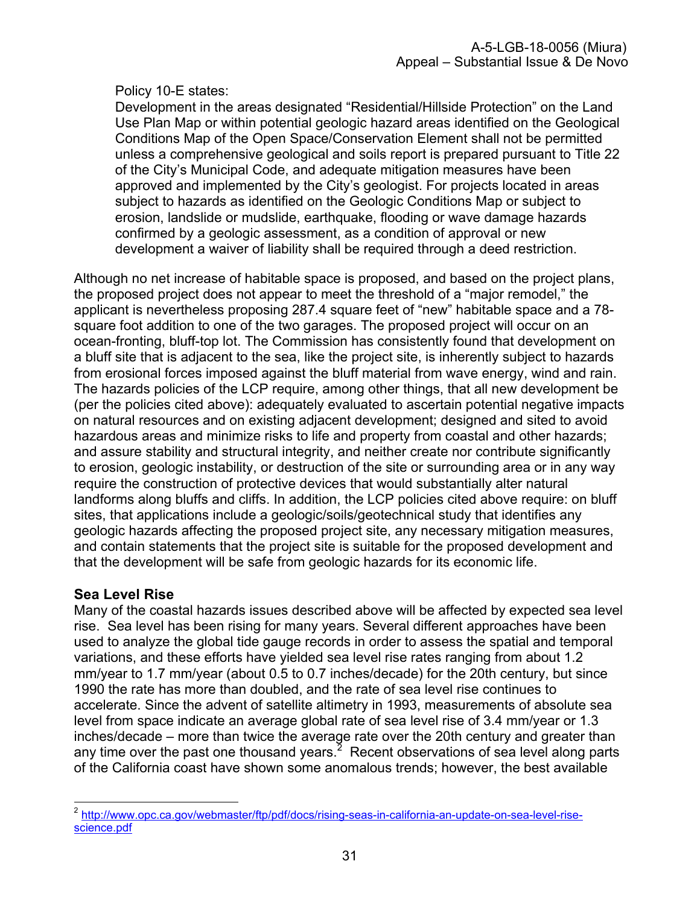Policy 10-E states:

Development in the areas designated "Residential/Hillside Protection" on the Land Use Plan Map or within potential geologic hazard areas identified on the Geological Conditions Map of the Open Space/Conservation Element shall not be permitted unless a comprehensive geological and soils report is prepared pursuant to Title 22 of the City's Municipal Code, and adequate mitigation measures have been approved and implemented by the City's geologist. For projects located in areas subject to hazards as identified on the Geologic Conditions Map or subject to erosion, landslide or mudslide, earthquake, flooding or wave damage hazards confirmed by a geologic assessment, as a condition of approval or new development a waiver of liability shall be required through a deed restriction.

Although no net increase of habitable space is proposed, and based on the project plans, the proposed project does not appear to meet the threshold of a "major remodel," the applicant is nevertheless proposing 287.4 square feet of "new" habitable space and a 78-square foot addition to one of the two garages. The proposed project will occur on an ocean-fronting, bluff-top lot. The Commission has consistently found that development on a bluff site that is adjacent to the sea, like the project site, is inherently subject to hazards from erosional forces imposed against the bluff material from wave energy, wind and rain. The hazards policies of the LCP require, among other things, that all new development be (per the policies cited above): adequately evaluated to ascertain potential negative impacts on natural resources and on existing adjacent development; designed and sited to avoid hazardous areas and minimize risks to life and property from coastal and other hazards; and assure stability and structural integrity, and neither create nor contribute significantly to erosion, geologic instability, or destruction of the site or surrounding area or in any way require the construction of protective devices that would substantially alter natural landforms along bluffs and cliffs. In addition, the LCP policies cited above require: on bluff sites, that applications include a geologic/soils/geotechnical study that identifies any geologic hazards affecting the proposed project site, any necessary mitigation measures, and contain statements that the project site is suitable for the proposed development and that the development will be safe from geologic hazards for its economic life.

**Sea Level Rise**

Many of the coastal hazards issues described above will be affected by expected sea level rise. Sea level has been rising for many years. Several different approaches have been used to analyze the global tide gauge records in order to assess the spatial and temporal variations, and these efforts have yielded sea level rise rates ranging from about 1.2 mm/year to 1.7 mm/year (about 0.5 to 0.7 inches/decade) for the 20th century, but since 1990 the rate has more than doubled, and the rate of sea level rise continues to accelerate. Since the advent of satellite altimetry in 1993, measurements of absolute sea level from space indicate an average global rate of sea level rise of 3.4 mm/year or 1.3 inches/decade – more than twice the average rate over the 20th century and greater than any time over the past one thousand years.[2] Recent observations of sea level along parts of the California coast have shown some anomalous trends; however, the best available

[2] http://www.opc.ca.gov/webmaster/ftp/pdf/docs/rising-seas-in-california-an-update-on-sea-level-rise-science.pdf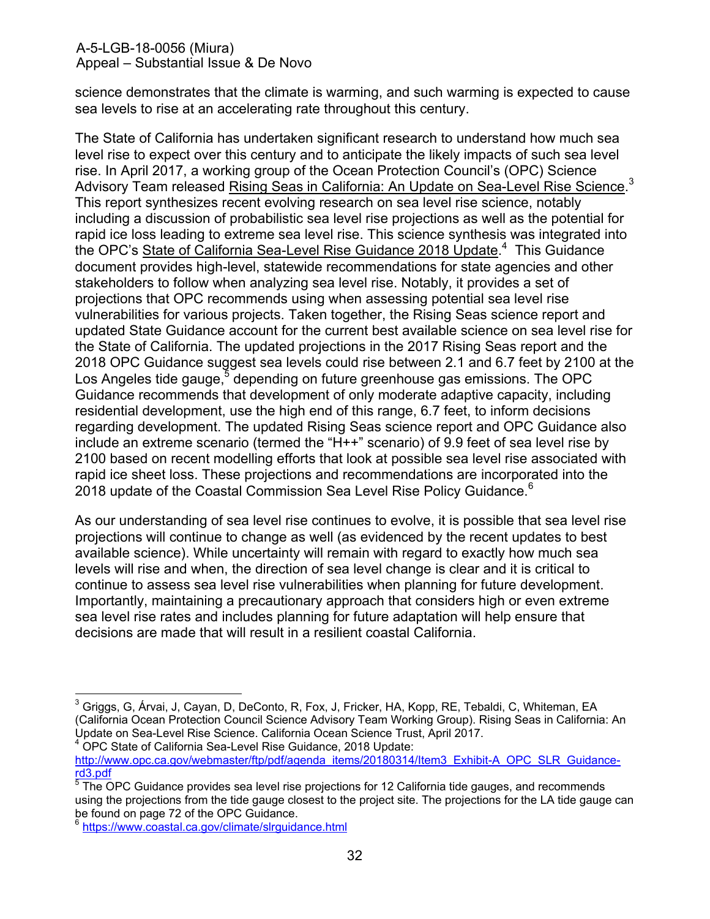science demonstrates that the climate is warming, and such warming is expected to cause sea levels to rise at an accelerating rate throughout this century.

The State of California has undertaken significant research to understand how much sea level rise to expect over this century and to anticipate the likely impacts of such sea level rise. In April 2017, a working group of the Ocean Protection Council's (OPC) Science Advisory Team released Rising Seas in California: An Update on Sea-Level Rise Science.[3] This report synthesizes recent evolving research on sea level rise science, notably including a discussion of probabilistic sea level rise projections as well as the potential for rapid ice loss leading to extreme sea level rise. This science synthesis was integrated into the OPC's State of California Sea-Level Rise Guidance 2018 Update.[4] This Guidance document provides high-level, statewide recommendations for state agencies and other stakeholders to follow when analyzing sea level rise. Notably, it provides a set of projections that OPC recommends using when assessing potential sea level rise vulnerabilities for various projects. Taken together, the Rising Seas science report and updated State Guidance account for the current best available science on sea level rise for the State of California. The updated projections in the 2017 Rising Seas report and the 2018 OPC Guidance suggest sea levels could rise between 2.1 and 6.7 feet by 2100 at the Los Angeles tide gauge,[5] depending on future greenhouse gas emissions. The OPC Guidance recommends that development of only moderate adaptive capacity, including residential development, use the high end of this range, 6.7 feet, to inform decisions regarding development. The updated Rising Seas science report and OPC Guidance also include an extreme scenario (termed the "H++" scenario) of 9.9 feet of sea level rise by 2100 based on recent modelling efforts that look at possible sea level rise associated with rapid ice sheet loss. These projections and recommendations are incorporated into the 2018 update of the Coastal Commission Sea Level Rise Policy Guidance.[6]

As our understanding of sea level rise continues to evolve, it is possible that sea level rise projections will continue to change as well (as evidenced by the recent updates to best available science). While uncertainty will remain with regard to exactly how much sea levels will rise and when, the direction of sea level change is clear and it is critical to continue to assess sea level rise vulnerabilities when planning for future development. Importantly, maintaining a precautionary approach that considers high or even extreme sea level rise rates and includes planning for future adaptation will help ensure that decisions are made that will result in a resilient coastal California.

---

[3] Griggs, G, Árvai, J, Cayan, D, DeConto, R, Fox, J, Fricker, HA, Kopp, RE, Tebaldi, C, Whiteman, EA (California Ocean Protection Council Science Advisory Team Working Group). Rising Seas in California: An Update on Sea-Level Rise Science. California Ocean Science Trust, April 2017.

[4] OPC State of California Sea-Level Rise Guidance, 2018 Update: http://www.opc.ca.gov/webmaster/ftp/pdf/agenda_items/20180314/Item3_Exhibit-A_OPC_SLR_Guidance-rd3.pdf

[5] The OPC Guidance provides sea level rise projections for 12 California tide gauges, and recommends using the projections from the tide gauge closest to the project site. The projections for the LA tide gauge can be found on page 72 of the OPC Guidance.

[6] https://www.coastal.ca.gov/climate/slrguidance.html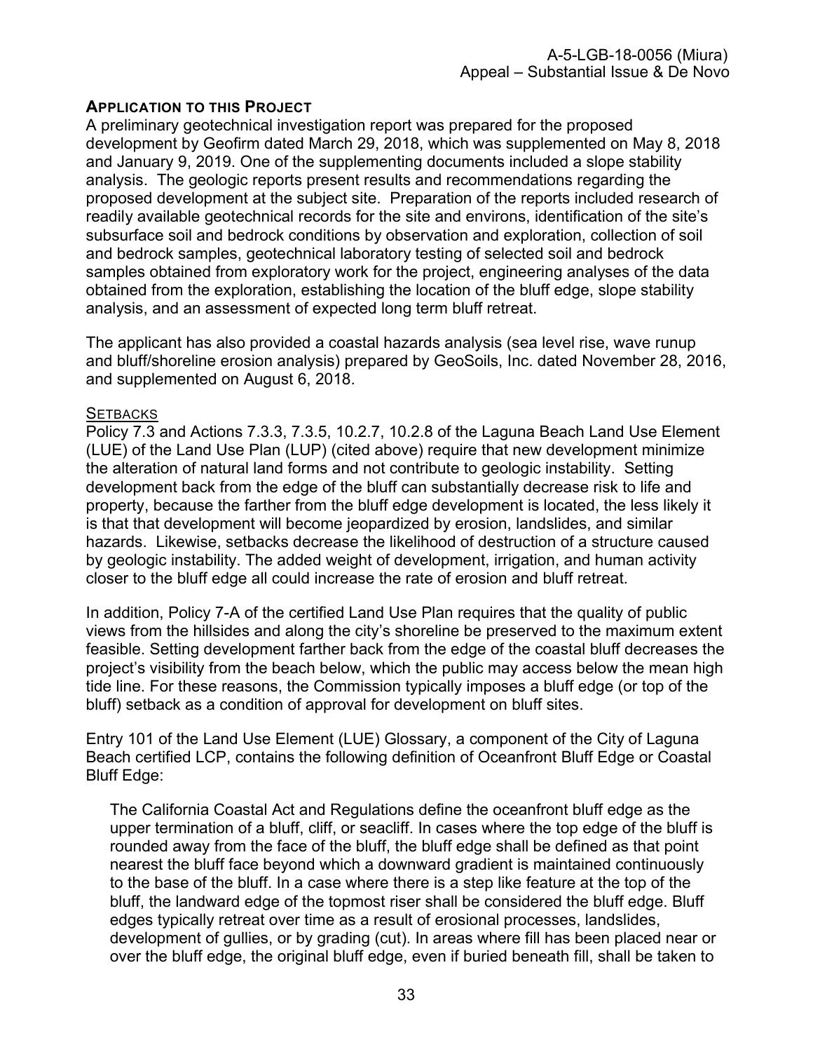**APPLICATION TO THIS PROJECT**

A preliminary geotechnical investigation report was prepared for the proposed development by Geofirm dated March 29, 2018, which was supplemented on May 8, 2018 and January 9, 2019. One of the supplementing documents included a slope stability analysis. The geologic reports present results and recommendations regarding the proposed development at the subject site. Preparation of the reports included research of readily available geotechnical records for the site and environs, identification of the site's subsurface soil and bedrock conditions by observation and exploration, collection of soil and bedrock samples, geotechnical laboratory testing of selected soil and bedrock samples obtained from exploratory work for the project, engineering analyses of the data obtained from the exploration, establishing the location of the bluff edge, slope stability analysis, and an assessment of expected long term bluff retreat.

The applicant has also provided a coastal hazards analysis (sea level rise, wave runup and bluff/shoreline erosion analysis) prepared by GeoSoils, Inc. dated November 28, 2016, and supplemented on August 6, 2018.

<u>SETBACKS</u>

Policy 7.3 and Actions 7.3.3, 7.3.5, 10.2.7, 10.2.8 of the Laguna Beach Land Use Element (LUE) of the Land Use Plan (LUP) (cited above) require that new development minimize the alteration of natural land forms and not contribute to geologic instability. Setting development back from the edge of the bluff can substantially decrease risk to life and property, because the farther from the bluff edge development is located, the less likely it is that that development will become jeopardized by erosion, landslides, and similar hazards. Likewise, setbacks decrease the likelihood of destruction of a structure caused by geologic instability. The added weight of development, irrigation, and human activity closer to the bluff edge all could increase the rate of erosion and bluff retreat.

In addition, Policy 7-A of the certified Land Use Plan requires that the quality of public views from the hillsides and along the city's shoreline be preserved to the maximum extent feasible. Setting development farther back from the edge of the coastal bluff decreases the project's visibility from the beach below, which the public may access below the mean high tide line. For these reasons, the Commission typically imposes a bluff edge (or top of the bluff) setback as a condition of approval for development on bluff sites.

Entry 101 of the Land Use Element (LUE) Glossary, a component of the City of Laguna Beach certified LCP, contains the following definition of Oceanfront Bluff Edge or Coastal Bluff Edge:

> The California Coastal Act and Regulations define the oceanfront bluff edge as the upper termination of a bluff, cliff, or seacliff. In cases where the top edge of the bluff is rounded away from the face of the bluff, the bluff edge shall be defined as that point nearest the bluff face beyond which a downward gradient is maintained continuously to the base of the bluff. In a case where there is a step like feature at the top of the bluff, the landward edge of the topmost riser shall be considered the bluff edge. Bluff edges typically retreat over time as a result of erosional processes, landslides, development of gullies, or by grading (cut). In areas where fill has been placed near or over the bluff edge, the original bluff edge, even if buried beneath fill, shall be taken to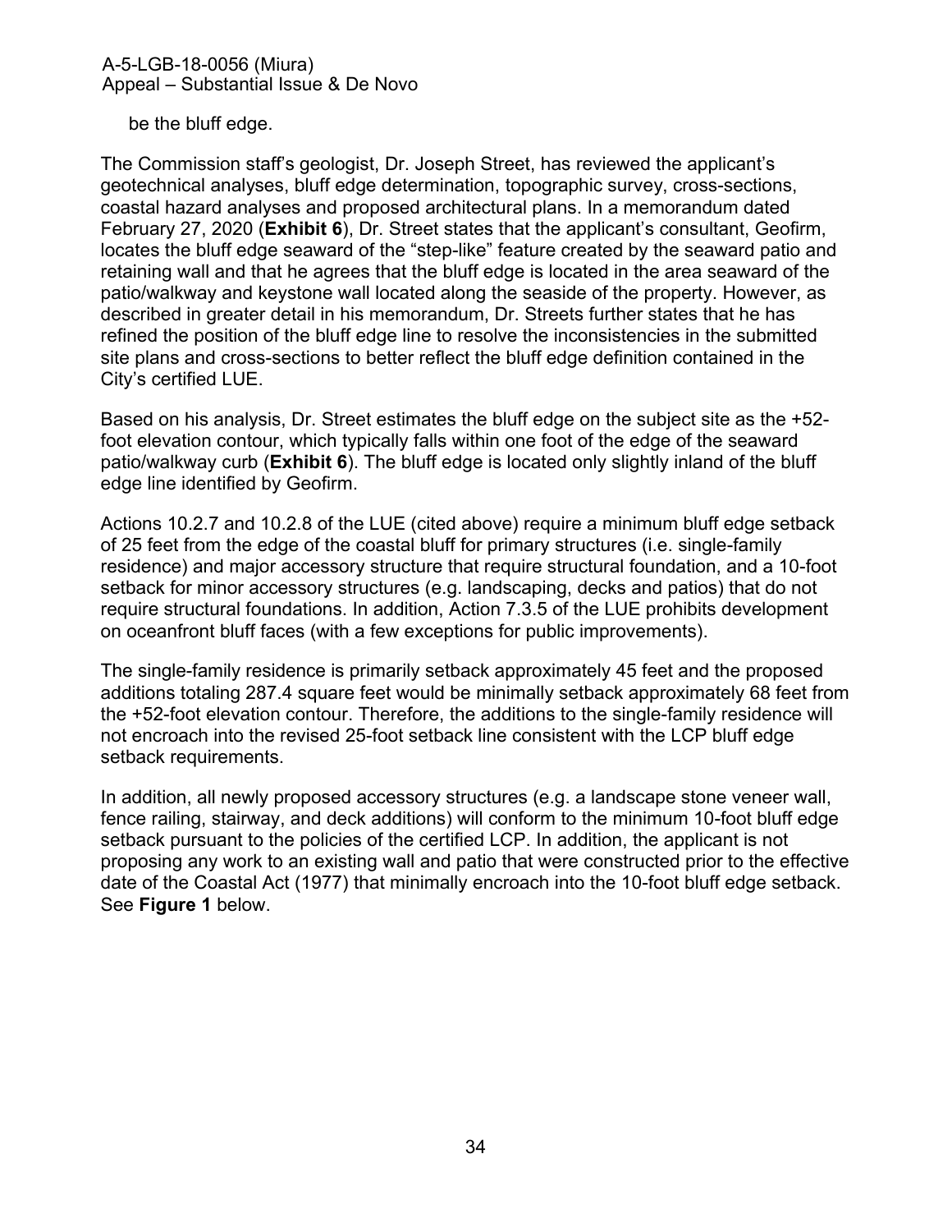be the bluff edge.

The Commission staff's geologist, Dr. Joseph Street, has reviewed the applicant's geotechnical analyses, bluff edge determination, topographic survey, cross-sections, coastal hazard analyses and proposed architectural plans. In a memorandum dated February 27, 2020 (**Exhibit 6**), Dr. Street states that the applicant's consultant, Geofirm, locates the bluff edge seaward of the "step-like" feature created by the seaward patio and retaining wall and that he agrees that the bluff edge is located in the area seaward of the patio/walkway and keystone wall located along the seaside of the property. However, as described in greater detail in his memorandum, Dr. Streets further states that he has refined the position of the bluff edge line to resolve the inconsistencies in the submitted site plans and cross-sections to better reflect the bluff edge definition contained in the City's certified LUE.

Based on his analysis, Dr. Street estimates the bluff edge on the subject site as the +52-foot elevation contour, which typically falls within one foot of the edge of the seaward patio/walkway curb (**Exhibit 6**). The bluff edge is located only slightly inland of the bluff edge line identified by Geofirm.

Actions 10.2.7 and 10.2.8 of the LUE (cited above) require a minimum bluff edge setback of 25 feet from the edge of the coastal bluff for primary structures (i.e. single-family residence) and major accessory structure that require structural foundation, and a 10-foot setback for minor accessory structures (e.g. landscaping, decks and patios) that do not require structural foundations. In addition, Action 7.3.5 of the LUE prohibits development on oceanfront bluff faces (with a few exceptions for public improvements).

The single-family residence is primarily setback approximately 45 feet and the proposed additions totaling 287.4 square feet would be minimally setback approximately 68 feet from the +52-foot elevation contour. Therefore, the additions to the single-family residence will not encroach into the revised 25-foot setback line consistent with the LCP bluff edge setback requirements.

In addition, all newly proposed accessory structures (e.g. a landscape stone veneer wall, fence railing, stairway, and deck additions) will conform to the minimum 10-foot bluff edge setback pursuant to the policies of the certified LCP. In addition, the applicant is not proposing any work to an existing wall and patio that were constructed prior to the effective date of the Coastal Act (1977) that minimally encroach into the 10-foot bluff edge setback. See **Figure 1** below.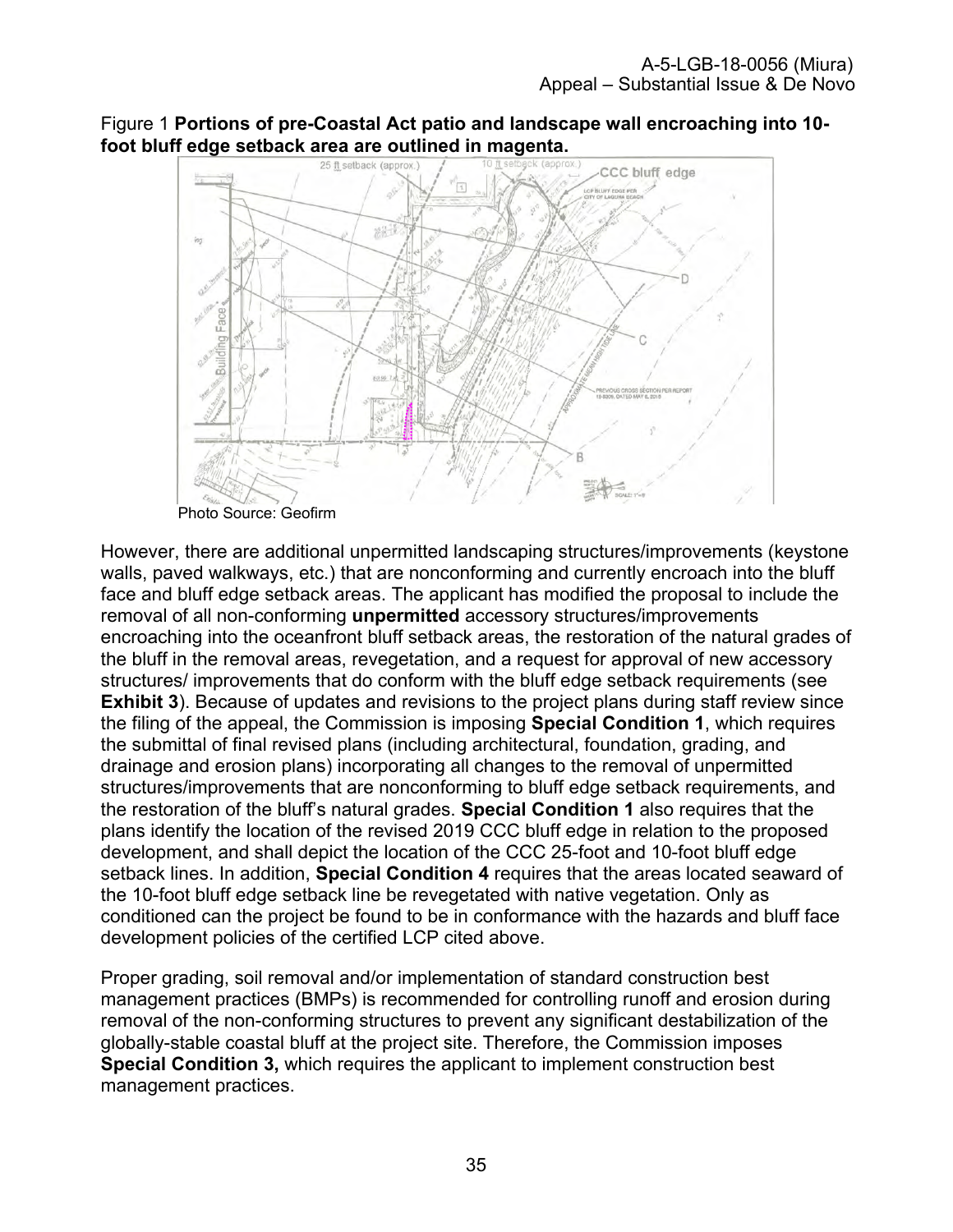Figure 1 **Portions of pre-Coastal Act patio and landscape wall encroaching into 10-foot bluff edge setback area are outlined in magenta.**

Photo Source: Geofirm

However, there are additional unpermitted landscaping structures/improvements (keystone walls, paved walkways, etc.) that are nonconforming and currently encroach into the bluff face and bluff edge setback areas. The applicant has modified the proposal to include the removal of all non-conforming **unpermitted** accessory structures/improvements encroaching into the oceanfront bluff setback areas, the restoration of the natural grades of the bluff in the removal areas, revegetation, and a request for approval of new accessory structures/ improvements that do conform with the bluff edge setback requirements (see **Exhibit 3**). Because of updates and revisions to the project plans during staff review since the filing of the appeal, the Commission is imposing **Special Condition 1**, which requires the submittal of final revised plans (including architectural, foundation, grading, and drainage and erosion plans) incorporating all changes to the removal of unpermitted structures/improvements that are nonconforming to bluff edge setback requirements, and the restoration of the bluff's natural grades. **Special Condition 1** also requires that the plans identify the location of the revised 2019 CCC bluff edge in relation to the proposed development, and shall depict the location of the CCC 25-foot and 10-foot bluff edge setback lines. In addition, **Special Condition 4** requires that the areas located seaward of the 10-foot bluff edge setback line be revegetated with native vegetation. Only as conditioned can the project be found to be in conformance with the hazards and bluff face development policies of the certified LCP cited above.

Proper grading, soil removal and/or implementation of standard construction best management practices (BMPs) is recommended for controlling runoff and erosion during removal of the non-conforming structures to prevent any significant destabilization of the globally-stable coastal bluff at the project site. Therefore, the Commission imposes **Special Condition 3,** which requires the applicant to implement construction best management practices.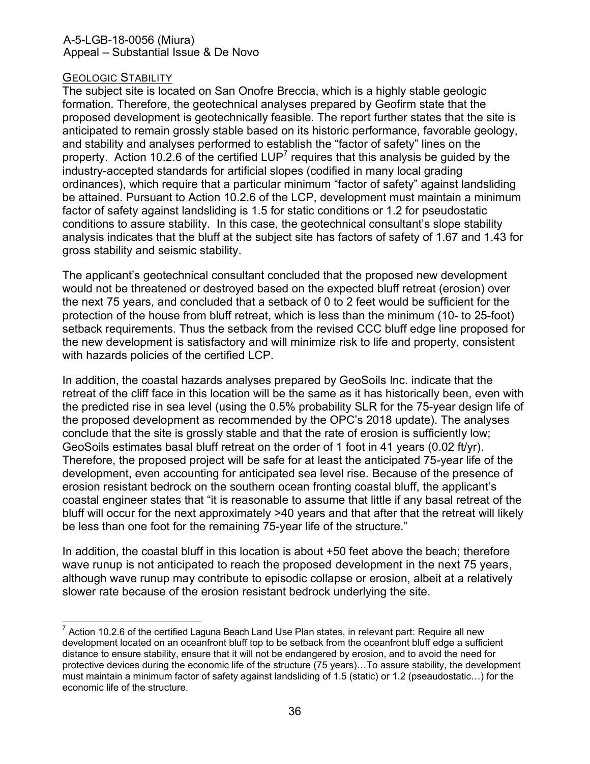## GEOLOGIC STABILITY

The subject site is located on San Onofre Breccia, which is a highly stable geologic formation. Therefore, the geotechnical analyses prepared by Geofirm state that the proposed development is geotechnically feasible. The report further states that the site is anticipated to remain grossly stable based on its historic performance, favorable geology, and stability and analyses performed to establish the "factor of safety" lines on the property. Action 10.2.6 of the certified LUP[7] requires that this analysis be guided by the industry-accepted standards for artificial slopes (codified in many local grading ordinances), which require that a particular minimum "factor of safety" against landsliding be attained. Pursuant to Action 10.2.6 of the LCP, development must maintain a minimum factor of safety against landsliding is 1.5 for static conditions or 1.2 for pseudostatic conditions to assure stability. In this case, the geotechnical consultant's slope stability analysis indicates that the bluff at the subject site has factors of safety of 1.67 and 1.43 for gross stability and seismic stability.

The applicant's geotechnical consultant concluded that the proposed new development would not be threatened or destroyed based on the expected bluff retreat (erosion) over the next 75 years, and concluded that a setback of 0 to 2 feet would be sufficient for the protection of the house from bluff retreat, which is less than the minimum (10- to 25-foot) setback requirements. Thus the setback from the revised CCC bluff edge line proposed for the new development is satisfactory and will minimize risk to life and property, consistent with hazards policies of the certified LCP.

In addition, the coastal hazards analyses prepared by GeoSoils Inc. indicate that the retreat of the cliff face in this location will be the same as it has historically been, even with the predicted rise in sea level (using the 0.5% probability SLR for the 75-year design life of the proposed development as recommended by the OPC's 2018 update). The analyses conclude that the site is grossly stable and that the rate of erosion is sufficiently low; GeoSoils estimates basal bluff retreat on the order of 1 foot in 41 years (0.02 ft/yr). Therefore, the proposed project will be safe for at least the anticipated 75-year life of the development, even accounting for anticipated sea level rise. Because of the presence of erosion resistant bedrock on the southern ocean fronting coastal bluff, the applicant's coastal engineer states that "it is reasonable to assume that little if any basal retreat of the bluff will occur for the next approximately >40 years and that after that the retreat will likely be less than one foot for the remaining 75-year life of the structure."

In addition, the coastal bluff in this location is about +50 feet above the beach; therefore wave runup is not anticipated to reach the proposed development in the next 75 years, although wave runup may contribute to episodic collapse or erosion, albeit at a relatively slower rate because of the erosion resistant bedrock underlying the site.

---

[7] Action 10.2.6 of the certified Laguna Beach Land Use Plan states, in relevant part: Require all new development located on an oceanfront bluff top to be setback from the oceanfront bluff edge a sufficient distance to ensure stability, ensure that it will not be endangered by erosion, and to avoid the need for protective devices during the economic life of the structure (75 years)…To assure stability, the development must maintain a minimum factor of safety against landsliding of 1.5 (static) or 1.2 (pseaudostatic…) for the economic life of the structure.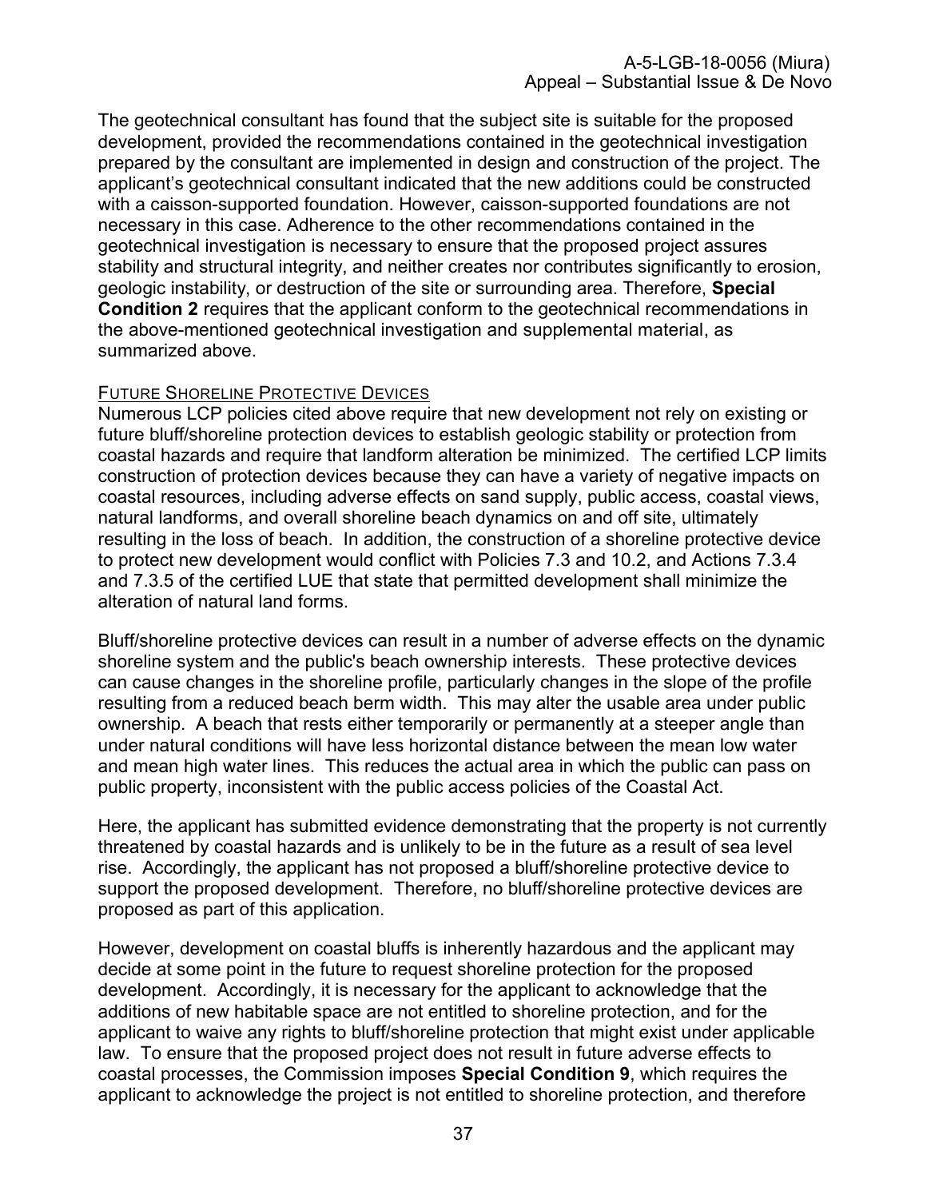The geotechnical consultant has found that the subject site is suitable for the proposed development, provided the recommendations contained in the geotechnical investigation prepared by the consultant are implemented in design and construction of the project. The applicant's geotechnical consultant indicated that the new additions could be constructed with a caisson-supported foundation. However, caisson-supported foundations are not necessary in this case. Adherence to the other recommendations contained in the geotechnical investigation is necessary to ensure that the proposed project assures stability and structural integrity, and neither creates nor contributes significantly to erosion, geologic instability, or destruction of the site or surrounding area. Therefore, **Special Condition 2** requires that the applicant conform to the geotechnical recommendations in the above-mentioned geotechnical investigation and supplemental material, as summarized above.

FUTURE SHORELINE PROTECTIVE DEVICES

Numerous LCP policies cited above require that new development not rely on existing or future bluff/shoreline protection devices to establish geologic stability or protection from coastal hazards and require that landform alteration be minimized. The certified LCP limits construction of protection devices because they can have a variety of negative impacts on coastal resources, including adverse effects on sand supply, public access, coastal views, natural landforms, and overall shoreline beach dynamics on and off site, ultimately resulting in the loss of beach. In addition, the construction of a shoreline protective device to protect new development would conflict with Policies 7.3 and 10.2, and Actions 7.3.4 and 7.3.5 of the certified LUE that state that permitted development shall minimize the alteration of natural land forms.

Bluff/shoreline protective devices can result in a number of adverse effects on the dynamic shoreline system and the public's beach ownership interests. These protective devices can cause changes in the shoreline profile, particularly changes in the slope of the profile resulting from a reduced beach berm width. This may alter the usable area under public ownership. A beach that rests either temporarily or permanently at a steeper angle than under natural conditions will have less horizontal distance between the mean low water and mean high water lines. This reduces the actual area in which the public can pass on public property, inconsistent with the public access policies of the Coastal Act.

Here, the applicant has submitted evidence demonstrating that the property is not currently threatened by coastal hazards and is unlikely to be in the future as a result of sea level rise. Accordingly, the applicant has not proposed a bluff/shoreline protective device to support the proposed development. Therefore, no bluff/shoreline protective devices are proposed as part of this application.

However, development on coastal bluffs is inherently hazardous and the applicant may decide at some point in the future to request shoreline protection for the proposed development. Accordingly, it is necessary for the applicant to acknowledge that the additions of new habitable space are not entitled to shoreline protection, and for the applicant to waive any rights to bluff/shoreline protection that might exist under applicable law. To ensure that the proposed project does not result in future adverse effects to coastal processes, the Commission imposes **Special Condition 9**, which requires the applicant to acknowledge the project is not entitled to shoreline protection, and therefore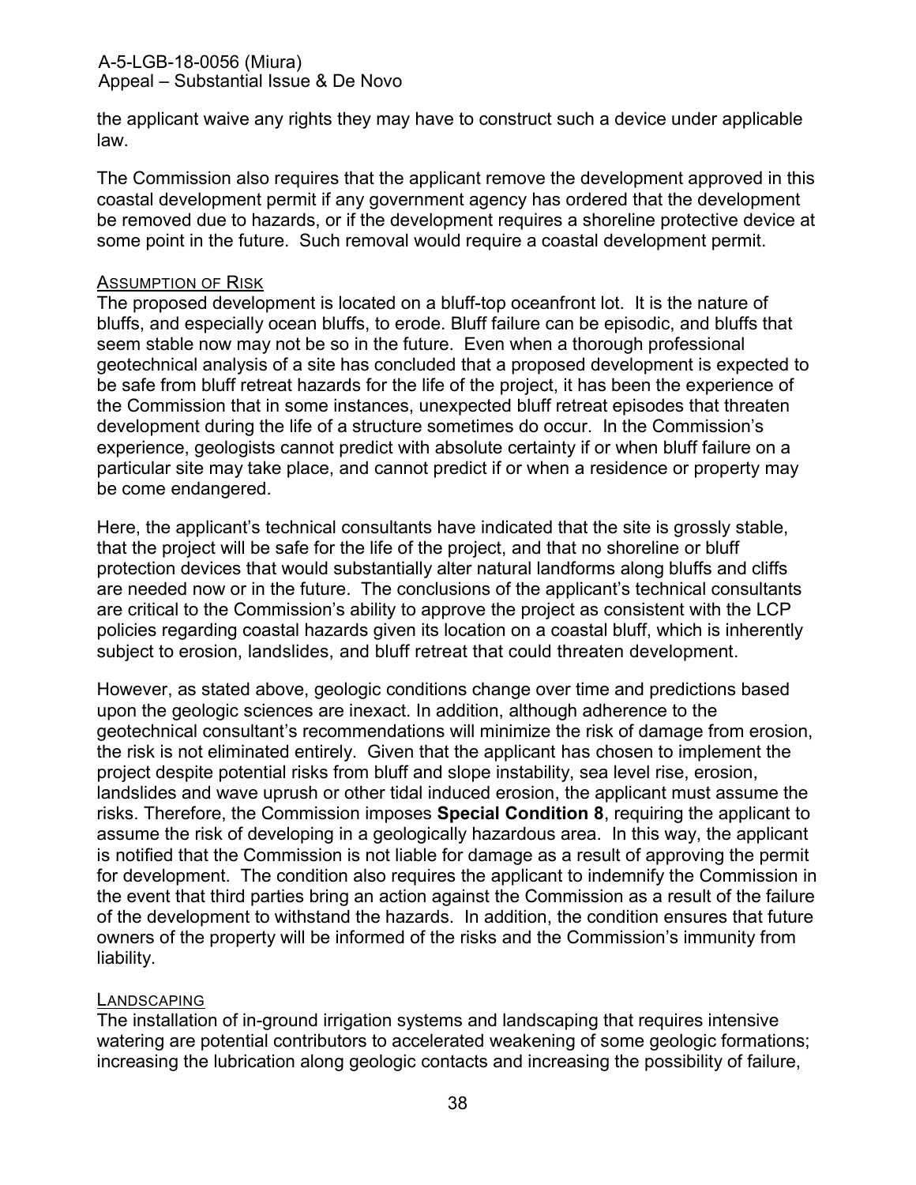the applicant waive any rights they may have to construct such a device under applicable law.

The Commission also requires that the applicant remove the development approved in this coastal development permit if any government agency has ordered that the development be removed due to hazards, or if the development requires a shoreline protective device at some point in the future. Such removal would require a coastal development permit.

ASSUMPTION OF RISK

The proposed development is located on a bluff-top oceanfront lot. It is the nature of bluffs, and especially ocean bluffs, to erode. Bluff failure can be episodic, and bluffs that seem stable now may not be so in the future. Even when a thorough professional geotechnical analysis of a site has concluded that a proposed development is expected to be safe from bluff retreat hazards for the life of the project, it has been the experience of the Commission that in some instances, unexpected bluff retreat episodes that threaten development during the life of a structure sometimes do occur. In the Commission's experience, geologists cannot predict with absolute certainty if or when bluff failure on a particular site may take place, and cannot predict if or when a residence or property may be come endangered.

Here, the applicant's technical consultants have indicated that the site is grossly stable, that the project will be safe for the life of the project, and that no shoreline or bluff protection devices that would substantially alter natural landforms along bluffs and cliffs are needed now or in the future. The conclusions of the applicant's technical consultants are critical to the Commission's ability to approve the project as consistent with the LCP policies regarding coastal hazards given its location on a coastal bluff, which is inherently subject to erosion, landslides, and bluff retreat that could threaten development.

However, as stated above, geologic conditions change over time and predictions based upon the geologic sciences are inexact. In addition, although adherence to the geotechnical consultant's recommendations will minimize the risk of damage from erosion, the risk is not eliminated entirely. Given that the applicant has chosen to implement the project despite potential risks from bluff and slope instability, sea level rise, erosion, landslides and wave uprush or other tidal induced erosion, the applicant must assume the risks. Therefore, the Commission imposes **Special Condition 8**, requiring the applicant to assume the risk of developing in a geologically hazardous area. In this way, the applicant is notified that the Commission is not liable for damage as a result of approving the permit for development. The condition also requires the applicant to indemnify the Commission in the event that third parties bring an action against the Commission as a result of the failure of the development to withstand the hazards. In addition, the condition ensures that future owners of the property will be informed of the risks and the Commission's immunity from liability.

LANDSCAPING

The installation of in-ground irrigation systems and landscaping that requires intensive watering are potential contributors to accelerated weakening of some geologic formations; increasing the lubrication along geologic contacts and increasing the possibility of failure,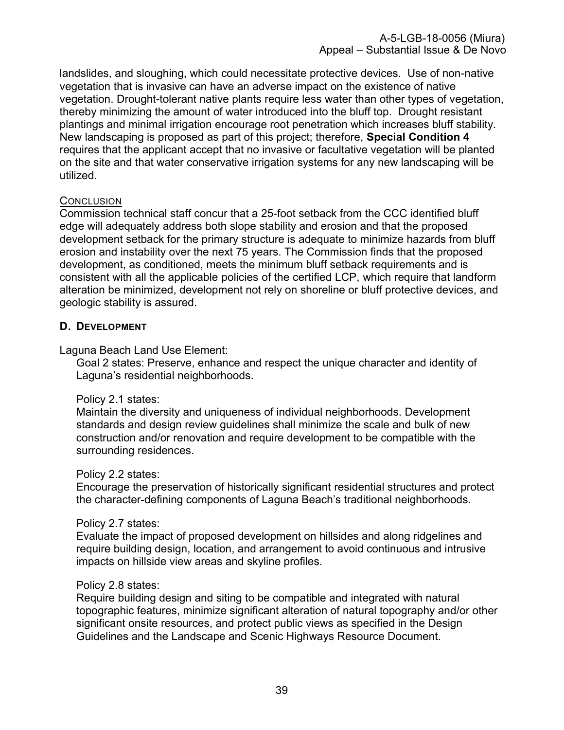landslides, and sloughing, which could necessitate protective devices. Use of non-native vegetation that is invasive can have an adverse impact on the existence of native vegetation. Drought-tolerant native plants require less water than other types of vegetation, thereby minimizing the amount of water introduced into the bluff top. Drought resistant plantings and minimal irrigation encourage root penetration which increases bluff stability. New landscaping is proposed as part of this project; therefore, **Special Condition 4** requires that the applicant accept that no invasive or facultative vegetation will be planted on the site and that water conservative irrigation systems for any new landscaping will be utilized.

CONCLUSION

Commission technical staff concur that a 25-foot setback from the CCC identified bluff edge will adequately address both slope stability and erosion and that the proposed development setback for the primary structure is adequate to minimize hazards from bluff erosion and instability over the next 75 years. The Commission finds that the proposed development, as conditioned, meets the minimum bluff setback requirements and is consistent with all the applicable policies of the certified LCP, which require that landform alteration be minimized, development not rely on shoreline or bluff protective devices, and geologic stability is assured.

### D. DEVELOPMENT

Laguna Beach Land Use Element:

Goal 2 states: Preserve, enhance and respect the unique character and identity of Laguna's residential neighborhoods.

Policy 2.1 states:
Maintain the diversity and uniqueness of individual neighborhoods. Development standards and design review guidelines shall minimize the scale and bulk of new construction and/or renovation and require development to be compatible with the surrounding residences.

Policy 2.2 states:
Encourage the preservation of historically significant residential structures and protect the character-defining components of Laguna Beach's traditional neighborhoods.

Policy 2.7 states:
Evaluate the impact of proposed development on hillsides and along ridgelines and require building design, location, and arrangement to avoid continuous and intrusive impacts on hillside view areas and skyline profiles.

Policy 2.8 states:
Require building design and siting to be compatible and integrated with natural topographic features, minimize significant alteration of natural topography and/or other significant onsite resources, and protect public views as specified in the Design Guidelines and the Landscape and Scenic Highways Resource Document.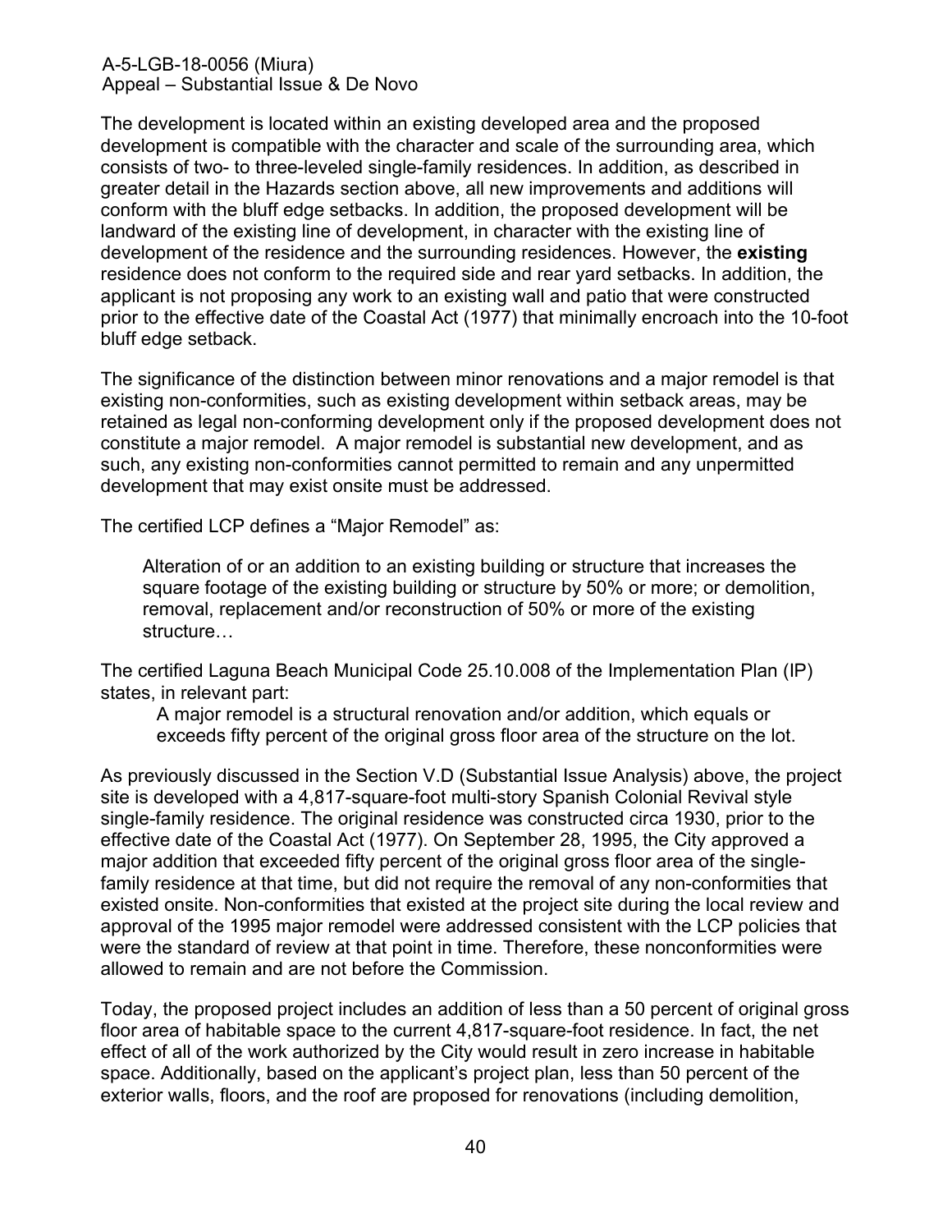The development is located within an existing developed area and the proposed development is compatible with the character and scale of the surrounding area, which consists of two- to three-leveled single-family residences. In addition, as described in greater detail in the Hazards section above, all new improvements and additions will conform with the bluff edge setbacks. In addition, the proposed development will be landward of the existing line of development, in character with the existing line of development of the residence and the surrounding residences. However, the **existing** residence does not conform to the required side and rear yard setbacks. In addition, the applicant is not proposing any work to an existing wall and patio that were constructed prior to the effective date of the Coastal Act (1977) that minimally encroach into the 10-foot bluff edge setback.

The significance of the distinction between minor renovations and a major remodel is that existing non-conformities, such as existing development within setback areas, may be retained as legal non-conforming development only if the proposed development does not constitute a major remodel. A major remodel is substantial new development, and as such, any existing non-conformities cannot permitted to remain and any unpermitted development that may exist onsite must be addressed.

The certified LCP defines a "Major Remodel" as:

> Alteration of or an addition to an existing building or structure that increases the square footage of the existing building or structure by 50% or more; or demolition, removal, replacement and/or reconstruction of 50% or more of the existing structure…

The certified Laguna Beach Municipal Code 25.10.008 of the Implementation Plan (IP) states, in relevant part:

> A major remodel is a structural renovation and/or addition, which equals or exceeds fifty percent of the original gross floor area of the structure on the lot.

As previously discussed in the Section V.D (Substantial Issue Analysis) above, the project site is developed with a 4,817-square-foot multi-story Spanish Colonial Revival style single-family residence. The original residence was constructed circa 1930, prior to the effective date of the Coastal Act (1977). On September 28, 1995, the City approved a major addition that exceeded fifty percent of the original gross floor area of the single-family residence at that time, but did not require the removal of any non-conformities that existed onsite. Non-conformities that existed at the project site during the local review and approval of the 1995 major remodel were addressed consistent with the LCP policies that were the standard of review at that point in time. Therefore, these nonconformities were allowed to remain and are not before the Commission.

Today, the proposed project includes an addition of less than a 50 percent of original gross floor area of habitable space to the current 4,817-square-foot residence. In fact, the net effect of all of the work authorized by the City would result in zero increase in habitable space. Additionally, based on the applicant's project plan, less than 50 percent of the exterior walls, floors, and the roof are proposed for renovations (including demolition,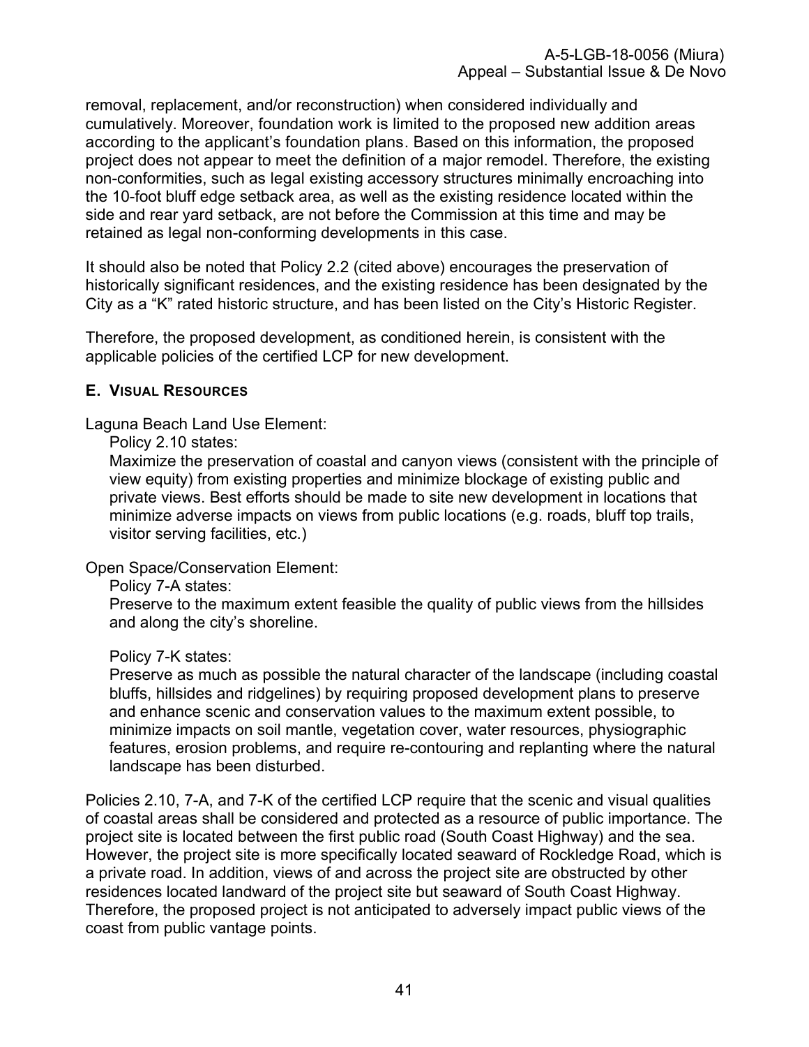removal, replacement, and/or reconstruction) when considered individually and cumulatively. Moreover, foundation work is limited to the proposed new addition areas according to the applicant's foundation plans. Based on this information, the proposed project does not appear to meet the definition of a major remodel. Therefore, the existing non-conformities, such as legal existing accessory structures minimally encroaching into the 10-foot bluff edge setback area, as well as the existing residence located within the side and rear yard setback, are not before the Commission at this time and may be retained as legal non-conforming developments in this case.

It should also be noted that Policy 2.2 (cited above) encourages the preservation of historically significant residences, and the existing residence has been designated by the City as a "K" rated historic structure, and has been listed on the City's Historic Register.

Therefore, the proposed development, as conditioned herein, is consistent with the applicable policies of the certified LCP for new development.

### E. VISUAL RESOURCES

Laguna Beach Land Use Element:

Policy 2.10 states:

Maximize the preservation of coastal and canyon views (consistent with the principle of view equity) from existing properties and minimize blockage of existing public and private views. Best efforts should be made to site new development in locations that minimize adverse impacts on views from public locations (e.g. roads, bluff top trails, visitor serving facilities, etc.)

Open Space/Conservation Element:

Policy 7-A states:

Preserve to the maximum extent feasible the quality of public views from the hillsides and along the city's shoreline.

Policy 7-K states:

Preserve as much as possible the natural character of the landscape (including coastal bluffs, hillsides and ridgelines) by requiring proposed development plans to preserve and enhance scenic and conservation values to the maximum extent possible, to minimize impacts on soil mantle, vegetation cover, water resources, physiographic features, erosion problems, and require re-contouring and replanting where the natural landscape has been disturbed.

Policies 2.10, 7-A, and 7-K of the certified LCP require that the scenic and visual qualities of coastal areas shall be considered and protected as a resource of public importance. The project site is located between the first public road (South Coast Highway) and the sea. However, the project site is more specifically located seaward of Rockledge Road, which is a private road. In addition, views of and across the project site are obstructed by other residences located landward of the project site but seaward of South Coast Highway. Therefore, the proposed project is not anticipated to adversely impact public views of the coast from public vantage points.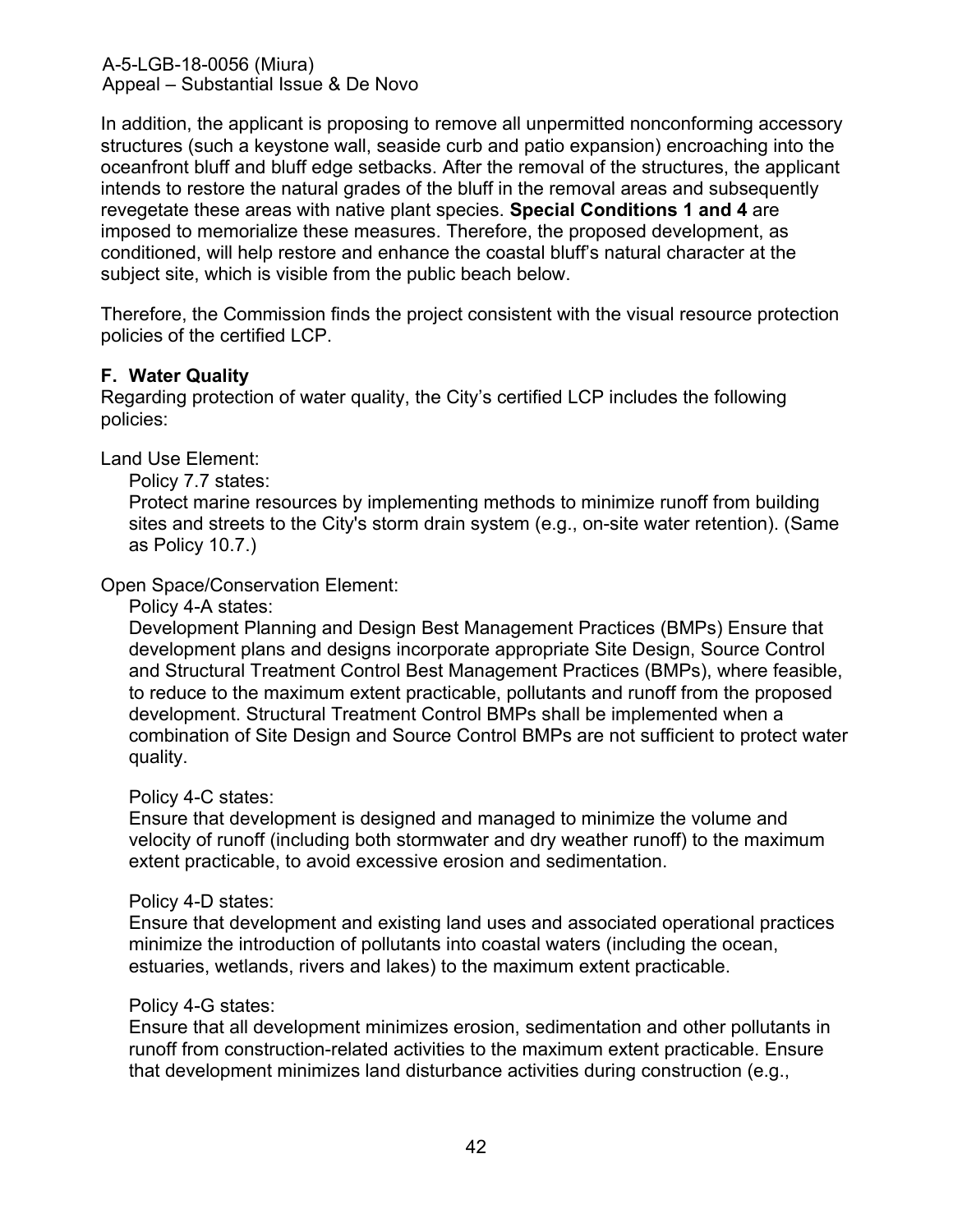In addition, the applicant is proposing to remove all unpermitted nonconforming accessory structures (such a keystone wall, seaside curb and patio expansion) encroaching into the oceanfront bluff and bluff edge setbacks. After the removal of the structures, the applicant intends to restore the natural grades of the bluff in the removal areas and subsequently revegetate these areas with native plant species. **Special Conditions 1 and 4** are imposed to memorialize these measures. Therefore, the proposed development, as conditioned, will help restore and enhance the coastal bluff's natural character at the subject site, which is visible from the public beach below.

Therefore, the Commission finds the project consistent with the visual resource protection policies of the certified LCP.

### F. Water Quality

Regarding protection of water quality, the City's certified LCP includes the following policies:

Land Use Element:

> Policy 7.7 states:
>
> Protect marine resources by implementing methods to minimize runoff from building sites and streets to the City's storm drain system (e.g., on-site water retention). (Same as Policy 10.7.)

Open Space/Conservation Element:

> Policy 4-A states:
>
> Development Planning and Design Best Management Practices (BMPs) Ensure that development plans and designs incorporate appropriate Site Design, Source Control and Structural Treatment Control Best Management Practices (BMPs), where feasible, to reduce to the maximum extent practicable, pollutants and runoff from the proposed development. Structural Treatment Control BMPs shall be implemented when a combination of Site Design and Source Control BMPs are not sufficient to protect water quality.
>
> Policy 4-C states:
>
> Ensure that development is designed and managed to minimize the volume and velocity of runoff (including both stormwater and dry weather runoff) to the maximum extent practicable, to avoid excessive erosion and sedimentation.
>
> Policy 4-D states:
>
> Ensure that development and existing land uses and associated operational practices minimize the introduction of pollutants into coastal waters (including the ocean, estuaries, wetlands, rivers and lakes) to the maximum extent practicable.
>
> Policy 4-G states:
>
> Ensure that all development minimizes erosion, sedimentation and other pollutants in runoff from construction-related activities to the maximum extent practicable. Ensure that development minimizes land disturbance activities during construction (e.g.,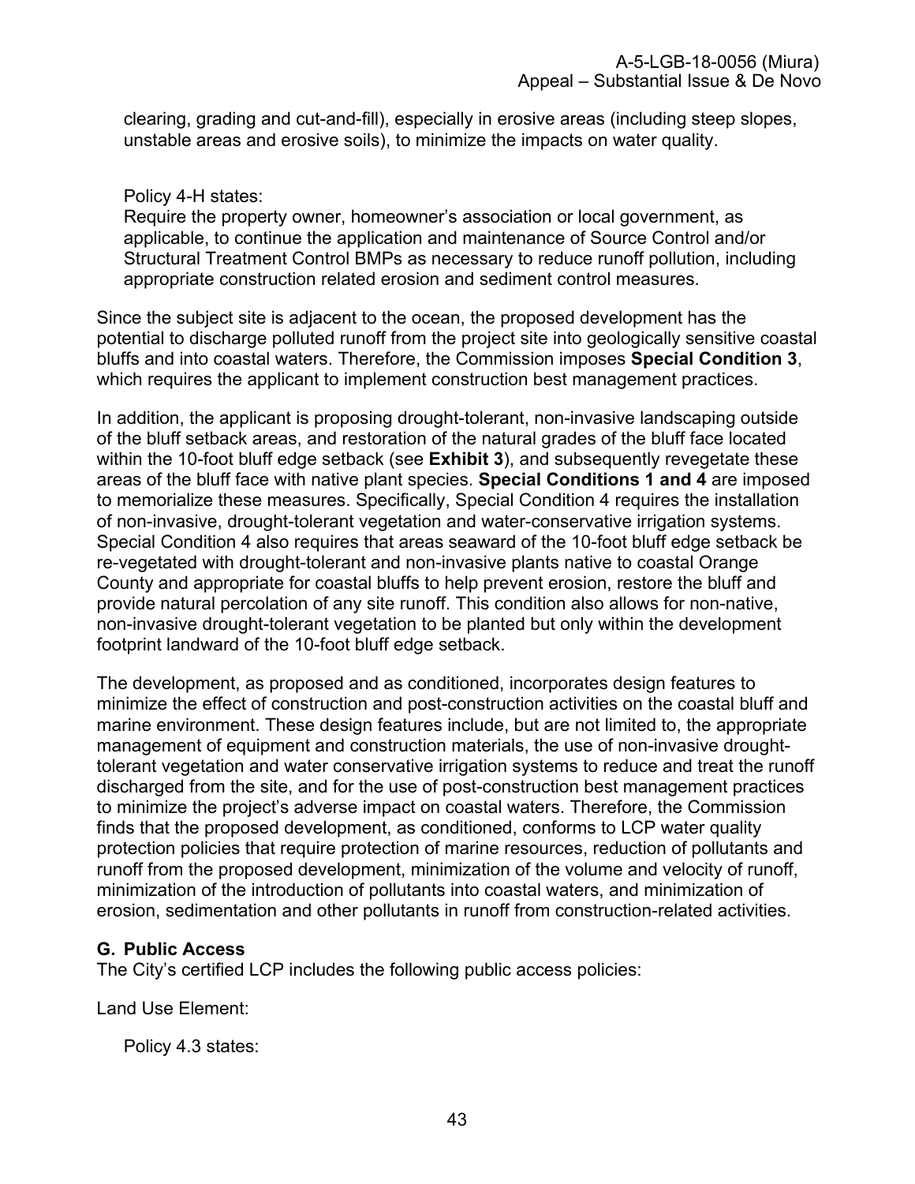clearing, grading and cut-and-fill), especially in erosive areas (including steep slopes, unstable areas and erosive soils), to minimize the impacts on water quality.

Policy 4-H states:
Require the property owner, homeowner's association or local government, as applicable, to continue the application and maintenance of Source Control and/or Structural Treatment Control BMPs as necessary to reduce runoff pollution, including appropriate construction related erosion and sediment control measures.

Since the subject site is adjacent to the ocean, the proposed development has the potential to discharge polluted runoff from the project site into geologically sensitive coastal bluffs and into coastal waters. Therefore, the Commission imposes **Special Condition 3**, which requires the applicant to implement construction best management practices.

In addition, the applicant is proposing drought-tolerant, non-invasive landscaping outside of the bluff setback areas, and restoration of the natural grades of the bluff face located within the 10-foot bluff edge setback (see **Exhibit 3**), and subsequently revegetate these areas of the bluff face with native plant species. **Special Conditions 1 and 4** are imposed to memorialize these measures. Specifically, Special Condition 4 requires the installation of non-invasive, drought-tolerant vegetation and water-conservative irrigation systems. Special Condition 4 also requires that areas seaward of the 10-foot bluff edge setback be re-vegetated with drought-tolerant and non-invasive plants native to coastal Orange County and appropriate for coastal bluffs to help prevent erosion, restore the bluff and provide natural percolation of any site runoff. This condition also allows for non-native, non-invasive drought-tolerant vegetation to be planted but only within the development footprint landward of the 10-foot bluff edge setback.

The development, as proposed and as conditioned, incorporates design features to minimize the effect of construction and post-construction activities on the coastal bluff and marine environment. These design features include, but are not limited to, the appropriate management of equipment and construction materials, the use of non-invasive drought-tolerant vegetation and water conservative irrigation systems to reduce and treat the runoff discharged from the site, and for the use of post-construction best management practices to minimize the project's adverse impact on coastal waters. Therefore, the Commission finds that the proposed development, as conditioned, conforms to LCP water quality protection policies that require protection of marine resources, reduction of pollutants and runoff from the proposed development, minimization of the volume and velocity of runoff, minimization of the introduction of pollutants into coastal waters, and minimization of erosion, sedimentation and other pollutants in runoff from construction-related activities.

### G. Public Access

The City's certified LCP includes the following public access policies:

Land Use Element:

Policy 4.3 states: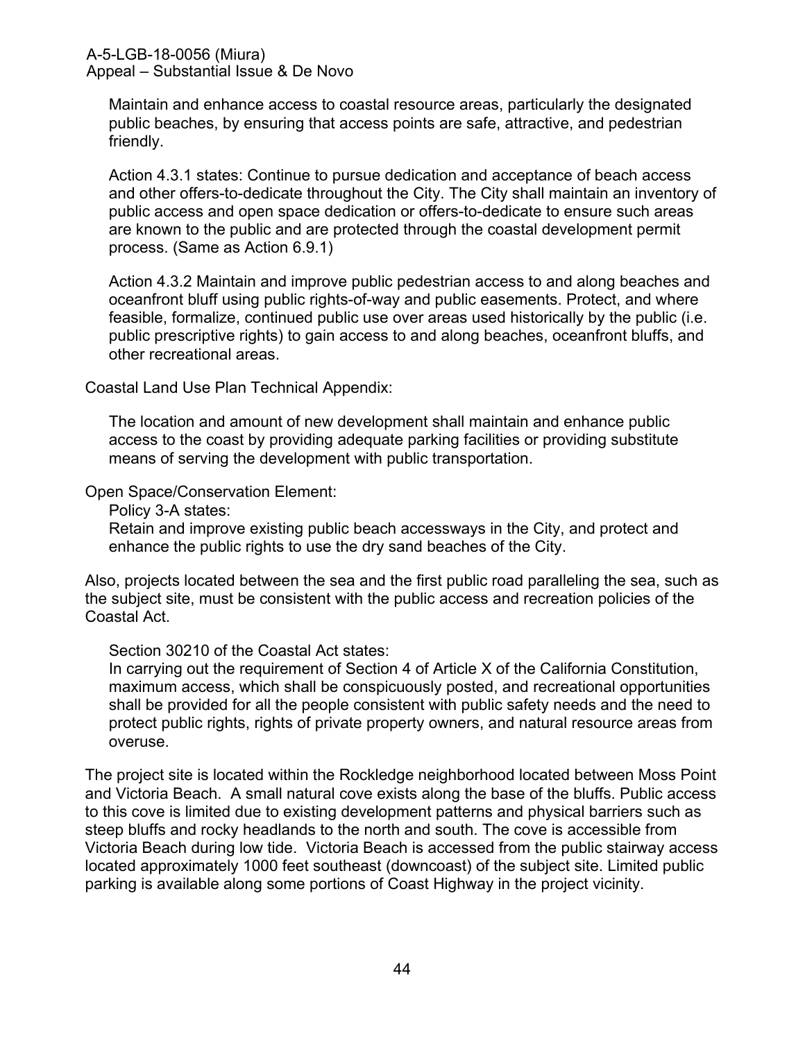Maintain and enhance access to coastal resource areas, particularly the designated public beaches, by ensuring that access points are safe, attractive, and pedestrian friendly.

Action 4.3.1 states: Continue to pursue dedication and acceptance of beach access and other offers-to-dedicate throughout the City. The City shall maintain an inventory of public access and open space dedication or offers-to-dedicate to ensure such areas are known to the public and are protected through the coastal development permit process. (Same as Action 6.9.1)

Action 4.3.2 Maintain and improve public pedestrian access to and along beaches and oceanfront bluff using public rights-of-way and public easements. Protect, and where feasible, formalize, continued public use over areas used historically by the public (i.e. public prescriptive rights) to gain access to and along beaches, oceanfront bluffs, and other recreational areas.

Coastal Land Use Plan Technical Appendix:

The location and amount of new development shall maintain and enhance public access to the coast by providing adequate parking facilities or providing substitute means of serving the development with public transportation.

Open Space/Conservation Element:

Policy 3-A states:

Retain and improve existing public beach accessways in the City, and protect and enhance the public rights to use the dry sand beaches of the City.

Also, projects located between the sea and the first public road paralleling the sea, such as the subject site, must be consistent with the public access and recreation policies of the Coastal Act.

Section 30210 of the Coastal Act states:

In carrying out the requirement of Section 4 of Article X of the California Constitution, maximum access, which shall be conspicuously posted, and recreational opportunities shall be provided for all the people consistent with public safety needs and the need to protect public rights, rights of private property owners, and natural resource areas from overuse.

The project site is located within the Rockledge neighborhood located between Moss Point and Victoria Beach. A small natural cove exists along the base of the bluffs. Public access to this cove is limited due to existing development patterns and physical barriers such as steep bluffs and rocky headlands to the north and south. The cove is accessible from Victoria Beach during low tide. Victoria Beach is accessed from the public stairway access located approximately 1000 feet southeast (downcoast) of the subject site. Limited public parking is available along some portions of Coast Highway in the project vicinity.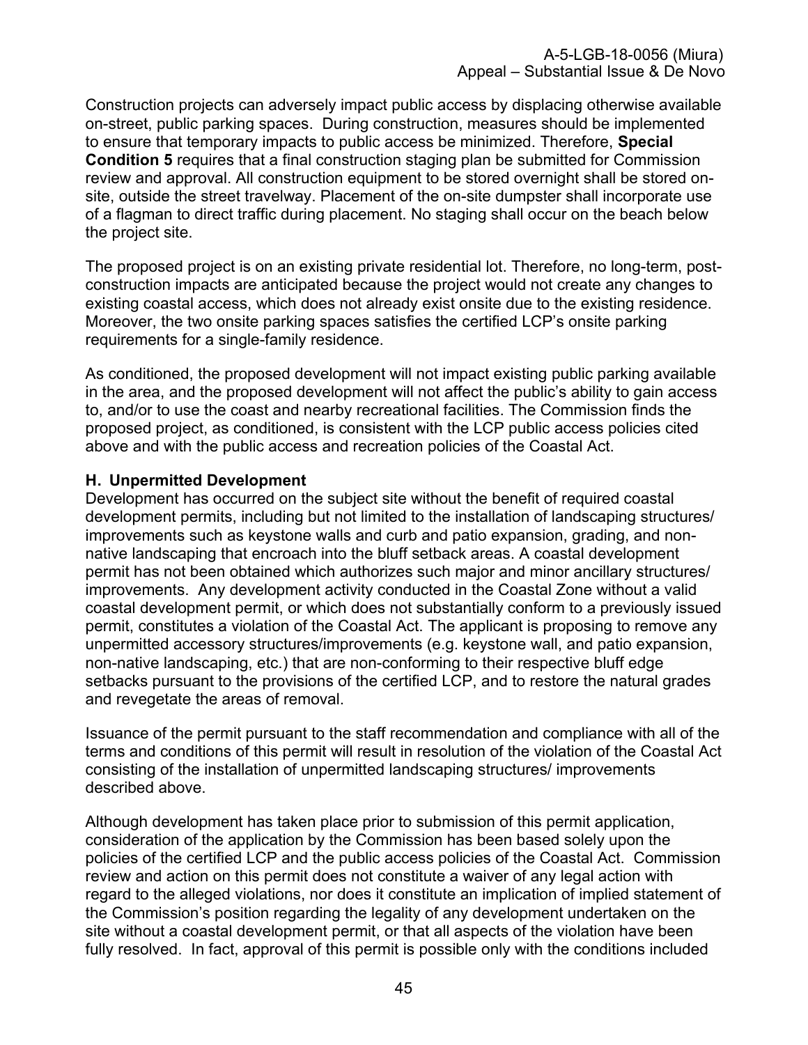Construction projects can adversely impact public access by displacing otherwise available on-street, public parking spaces. During construction, measures should be implemented to ensure that temporary impacts to public access be minimized. Therefore, **Special Condition 5** requires that a final construction staging plan be submitted for Commission review and approval. All construction equipment to be stored overnight shall be stored on-site, outside the street travelway. Placement of the on-site dumpster shall incorporate use of a flagman to direct traffic during placement. No staging shall occur on the beach below the project site.

The proposed project is on an existing private residential lot. Therefore, no long-term, post-construction impacts are anticipated because the project would not create any changes to existing coastal access, which does not already exist onsite due to the existing residence. Moreover, the two onsite parking spaces satisfies the certified LCP's onsite parking requirements for a single-family residence.

As conditioned, the proposed development will not impact existing public parking available in the area, and the proposed development will not affect the public's ability to gain access to, and/or to use the coast and nearby recreational facilities. The Commission finds the proposed project, as conditioned, is consistent with the LCP public access policies cited above and with the public access and recreation policies of the Coastal Act.

### H. Unpermitted Development

Development has occurred on the subject site without the benefit of required coastal development permits, including but not limited to the installation of landscaping structures/ improvements such as keystone walls and curb and patio expansion, grading, and non-native landscaping that encroach into the bluff setback areas. A coastal development permit has not been obtained which authorizes such major and minor ancillary structures/ improvements. Any development activity conducted in the Coastal Zone without a valid coastal development permit, or which does not substantially conform to a previously issued permit, constitutes a violation of the Coastal Act. The applicant is proposing to remove any unpermitted accessory structures/improvements (e.g. keystone wall, and patio expansion, non-native landscaping, etc.) that are non-conforming to their respective bluff edge setbacks pursuant to the provisions of the certified LCP, and to restore the natural grades and revegetate the areas of removal.

Issuance of the permit pursuant to the staff recommendation and compliance with all of the terms and conditions of this permit will result in resolution of the violation of the Coastal Act consisting of the installation of unpermitted landscaping structures/ improvements described above.

Although development has taken place prior to submission of this permit application, consideration of the application by the Commission has been based solely upon the policies of the certified LCP and the public access policies of the Coastal Act. Commission review and action on this permit does not constitute a waiver of any legal action with regard to the alleged violations, nor does it constitute an implication of implied statement of the Commission's position regarding the legality of any development undertaken on the site without a coastal development permit, or that all aspects of the violation have been fully resolved. In fact, approval of this permit is possible only with the conditions included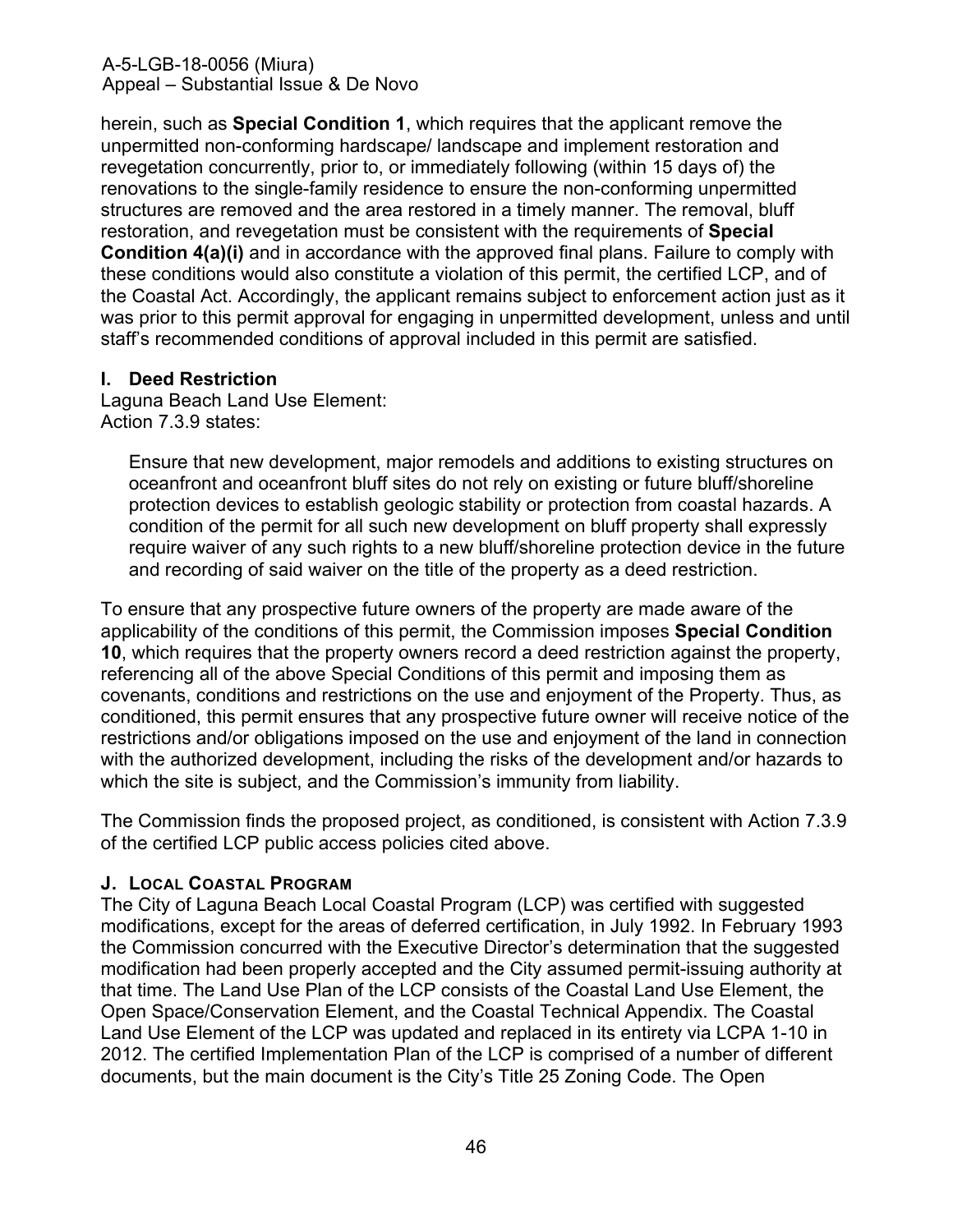herein, such as **Special Condition 1**, which requires that the applicant remove the unpermitted non-conforming hardscape/ landscape and implement restoration and revegetation concurrently, prior to, or immediately following (within 15 days of) the renovations to the single-family residence to ensure the non-conforming unpermitted structures are removed and the area restored in a timely manner. The removal, bluff restoration, and revegetation must be consistent with the requirements of **Special Condition 4(a)(i)** and in accordance with the approved final plans. Failure to comply with these conditions would also constitute a violation of this permit, the certified LCP, and of the Coastal Act. Accordingly, the applicant remains subject to enforcement action just as it was prior to this permit approval for engaging in unpermitted development, unless and until staff's recommended conditions of approval included in this permit are satisfied.

### I. Deed Restriction

Laguna Beach Land Use Element:
Action 7.3.9 states:

> Ensure that new development, major remodels and additions to existing structures on oceanfront and oceanfront bluff sites do not rely on existing or future bluff/shoreline protection devices to establish geologic stability or protection from coastal hazards. A condition of the permit for all such new development on bluff property shall expressly require waiver of any such rights to a new bluff/shoreline protection device in the future and recording of said waiver on the title of the property as a deed restriction.

To ensure that any prospective future owners of the property are made aware of the applicability of the conditions of this permit, the Commission imposes **Special Condition 10**, which requires that the property owners record a deed restriction against the property, referencing all of the above Special Conditions of this permit and imposing them as covenants, conditions and restrictions on the use and enjoyment of the Property. Thus, as conditioned, this permit ensures that any prospective future owner will receive notice of the restrictions and/or obligations imposed on the use and enjoyment of the land in connection with the authorized development, including the risks of the development and/or hazards to which the site is subject, and the Commission's immunity from liability.

The Commission finds the proposed project, as conditioned, is consistent with Action 7.3.9 of the certified LCP public access policies cited above.

### J. Local Coastal Program

The City of Laguna Beach Local Coastal Program (LCP) was certified with suggested modifications, except for the areas of deferred certification, in July 1992. In February 1993 the Commission concurred with the Executive Director's determination that the suggested modification had been properly accepted and the City assumed permit-issuing authority at that time. The Land Use Plan of the LCP consists of the Coastal Land Use Element, the Open Space/Conservation Element, and the Coastal Technical Appendix. The Coastal Land Use Element of the LCP was updated and replaced in its entirety via LCPA 1-10 in 2012. The certified Implementation Plan of the LCP is comprised of a number of different documents, but the main document is the City's Title 25 Zoning Code. The Open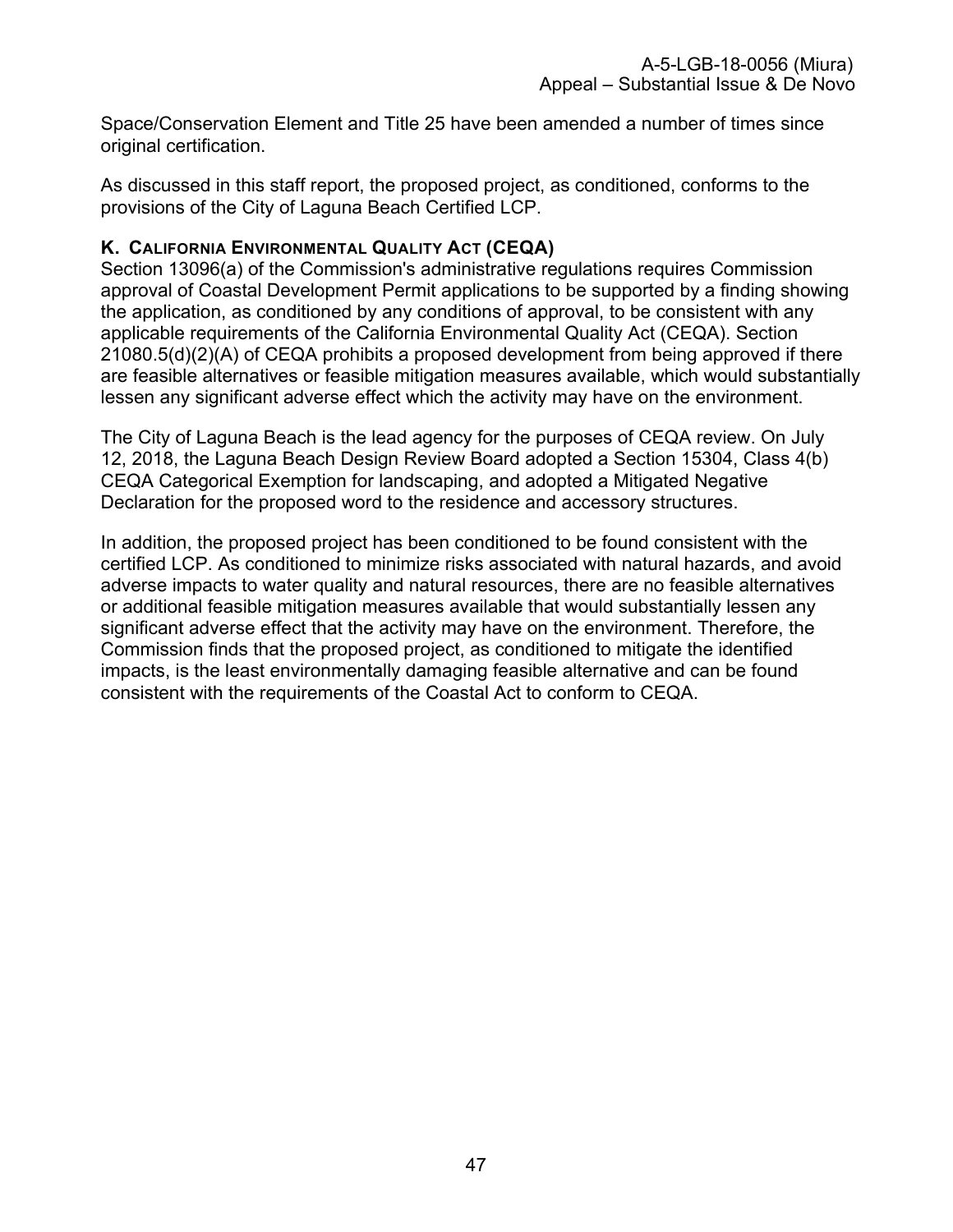Space/Conservation Element and Title 25 have been amended a number of times since original certification.

As discussed in this staff report, the proposed project, as conditioned, conforms to the provisions of the City of Laguna Beach Certified LCP.

### K. California Environmental Quality Act (CEQA)

Section 13096(a) of the Commission's administrative regulations requires Commission approval of Coastal Development Permit applications to be supported by a finding showing the application, as conditioned by any conditions of approval, to be consistent with any applicable requirements of the California Environmental Quality Act (CEQA). Section 21080.5(d)(2)(A) of CEQA prohibits a proposed development from being approved if there are feasible alternatives or feasible mitigation measures available, which would substantially lessen any significant adverse effect which the activity may have on the environment.

The City of Laguna Beach is the lead agency for the purposes of CEQA review. On July 12, 2018, the Laguna Beach Design Review Board adopted a Section 15304, Class 4(b) CEQA Categorical Exemption for landscaping, and adopted a Mitigated Negative Declaration for the proposed word to the residence and accessory structures.

In addition, the proposed project has been conditioned to be found consistent with the certified LCP. As conditioned to minimize risks associated with natural hazards, and avoid adverse impacts to water quality and natural resources, there are no feasible alternatives or additional feasible mitigation measures available that would substantially lessen any significant adverse effect that the activity may have on the environment. Therefore, the Commission finds that the proposed project, as conditioned to mitigate the identified impacts, is the least environmentally damaging feasible alternative and can be found consistent with the requirements of the Coastal Act to conform to CEQA.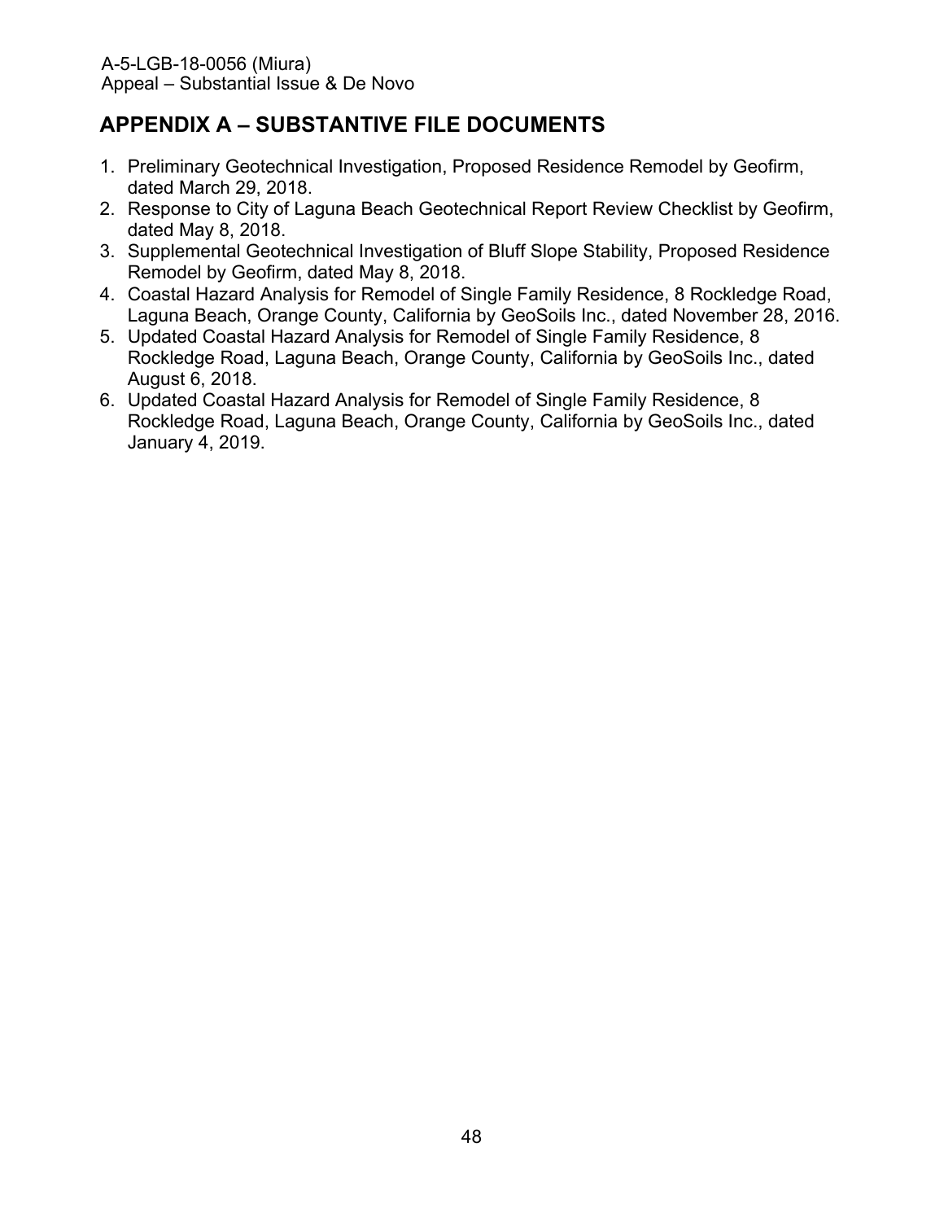# APPENDIX A – SUBSTANTIVE FILE DOCUMENTS

1. Preliminary Geotechnical Investigation, Proposed Residence Remodel by Geofirm, dated March 29, 2018.
2. Response to City of Laguna Beach Geotechnical Report Review Checklist by Geofirm, dated May 8, 2018.
3. Supplemental Geotechnical Investigation of Bluff Slope Stability, Proposed Residence Remodel by Geofirm, dated May 8, 2018.
4. Coastal Hazard Analysis for Remodel of Single Family Residence, 8 Rockledge Road, Laguna Beach, Orange County, California by GeoSoils Inc., dated November 28, 2016.
5. Updated Coastal Hazard Analysis for Remodel of Single Family Residence, 8 Rockledge Road, Laguna Beach, Orange County, California by GeoSoils Inc., dated August 6, 2018.
6. Updated Coastal Hazard Analysis for Remodel of Single Family Residence, 8 Rockledge Road, Laguna Beach, Orange County, California by GeoSoils Inc., dated January 4, 2019.